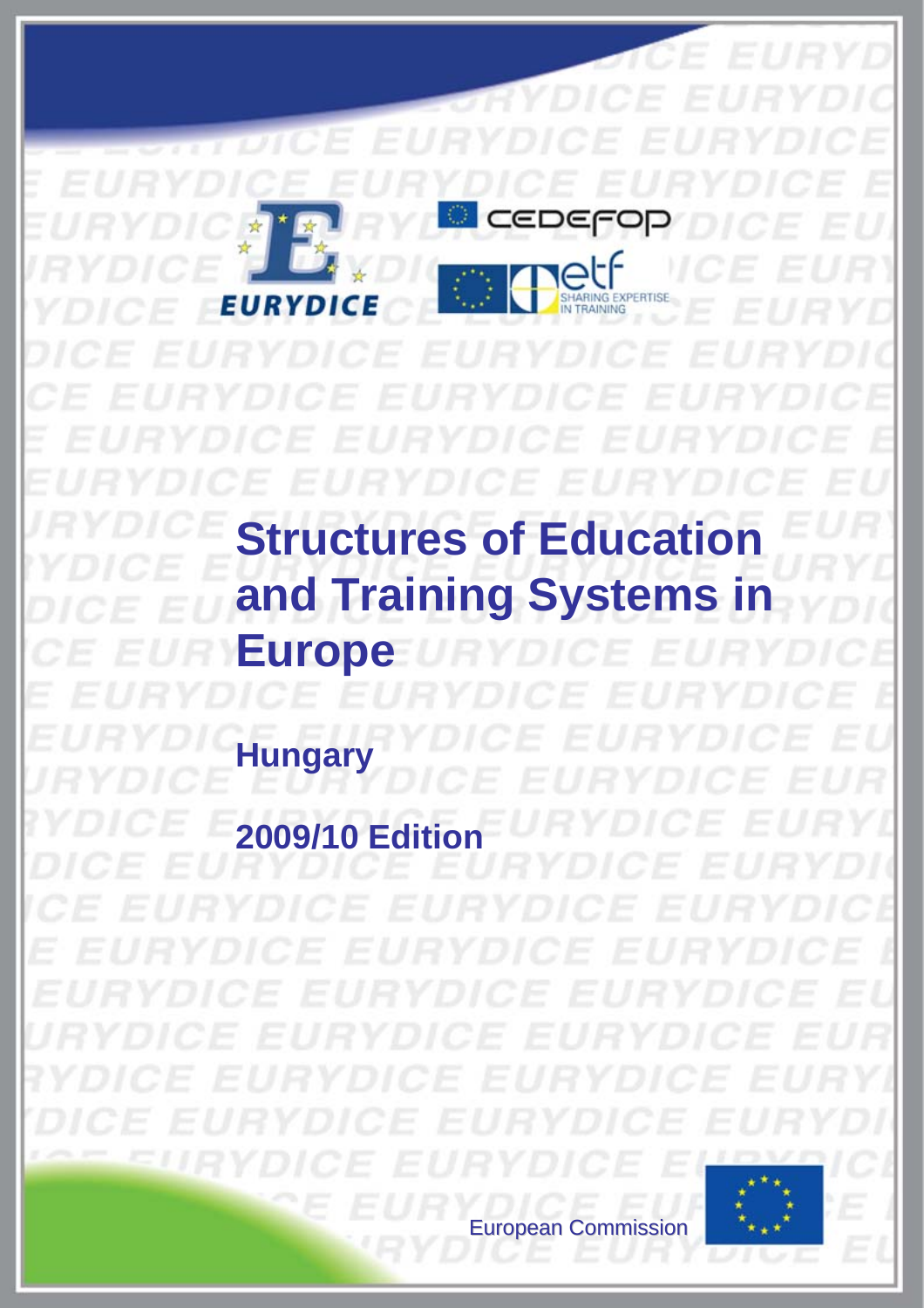# Structures of Education and Training Systems in Europe

## Hungary

## 2009/10 Edition

European Commission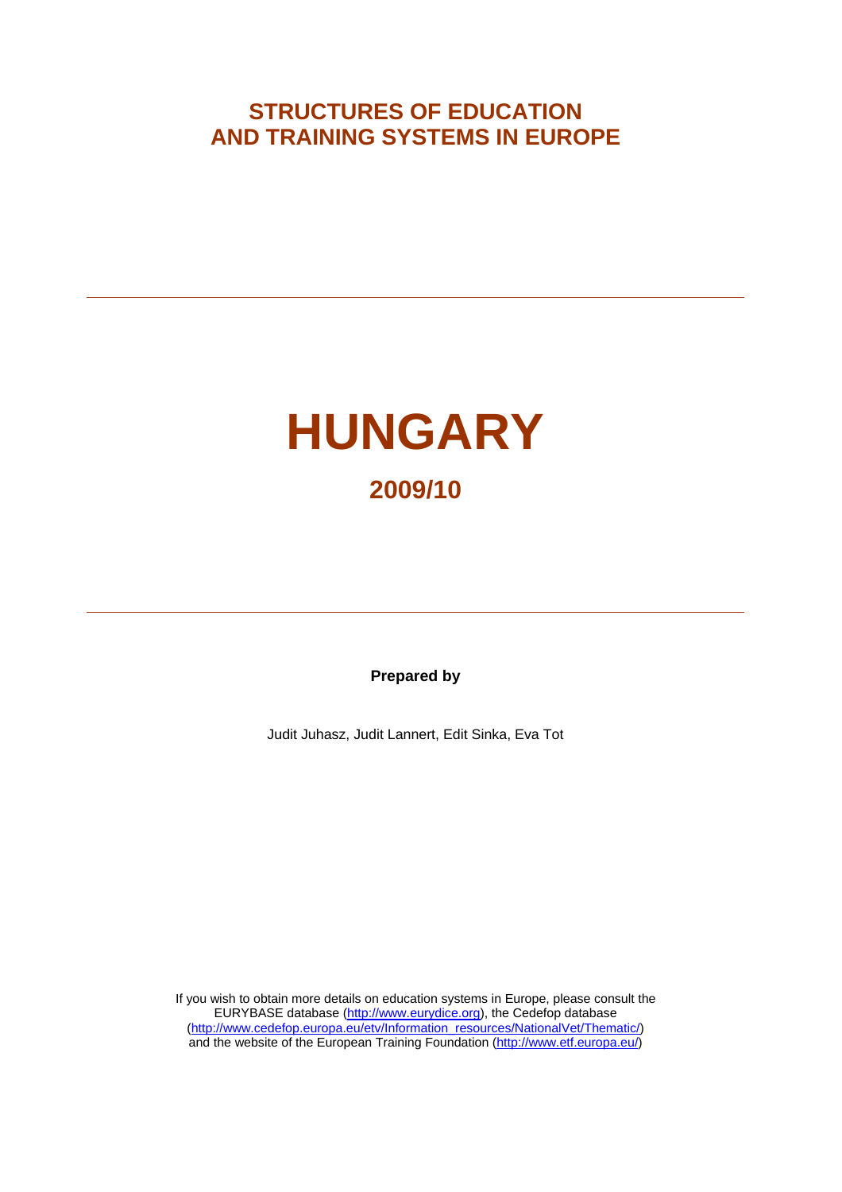# STRUCTURES OF EDUCATION AND TRAINING SYSTEMS IN EUROPE

---

# HUNGARY

## 2009/10

---

**Prepared by**

Judit Juhasz, Judit Lannert, Edit Sinka, Eva Tot

If you wish to obtain more details on education systems in Europe, please consult the EURYBASE database (http://www.eurydice.org), the Cedefop database (http://www.cedefop.europa.eu/etv/Information_resources/NationalVet/Thematic/) and the website of the European Training Foundation (http://www.etf.europa.eu/)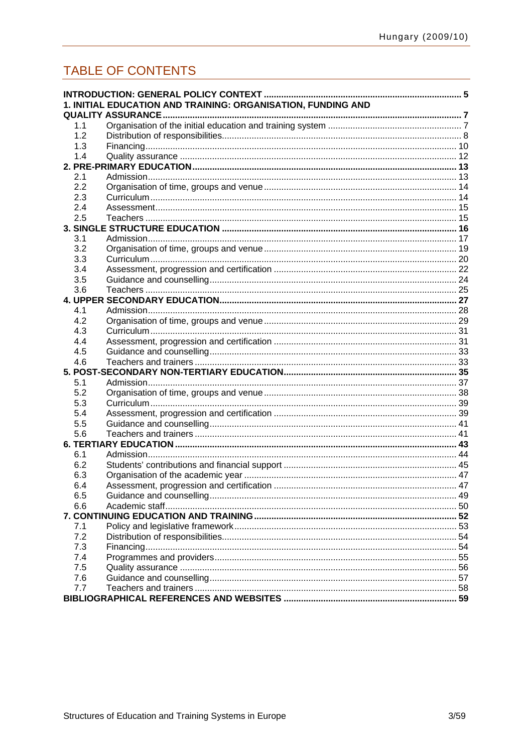## TABLE OF CONTENTS

| | | |
|---|---|---|
| **INTRODUCTION: GENERAL POLICY CONTEXT** | | **5** |
| **1. INITIAL EDUCATION AND TRAINING: ORGANISATION, FUNDING AND QUALITY ASSURANCE** | | **7** |
| 1.1 | Organisation of the initial education and training system | 7 |
| 1.2 | Distribution of responsibilities | 8 |
| 1.3 | Financing | 10 |
| 1.4 | Quality assurance | 12 |
| **2. PRE-PRIMARY EDUCATION** | | **13** |
| 2.1 | Admission | 13 |
| 2.2 | Organisation of time, groups and venue | 14 |
| 2.3 | Curriculum | 14 |
| 2.4 | Assessment | 15 |
| 2.5 | Teachers | 15 |
| **3. SINGLE STRUCTURE EDUCATION** | | **16** |
| 3.1 | Admission | 17 |
| 3.2 | Organisation of time, groups and venue | 19 |
| 3.3 | Curriculum | 20 |
| 3.4 | Assessment, progression and certification | 22 |
| 3.5 | Guidance and counselling | 24 |
| 3.6 | Teachers | 25 |
| **4. UPPER SECONDARY EDUCATION** | | **27** |
| 4.1 | Admission | 28 |
| 4.2 | Organisation of time, groups and venue | 29 |
| 4.3 | Curriculum | 31 |
| 4.4 | Assessment, progression and certification | 31 |
| 4.5 | Guidance and counselling | 33 |
| 4.6 | Teachers and trainers | 33 |
| **5. POST-SECONDARY NON-TERTIARY EDUCATION** | | **35** |
| 5.1 | Admission | 37 |
| 5.2 | Organisation of time, groups and venue | 38 |
| 5.3 | Curriculum | 39 |
| 5.4 | Assessment, progression and certification | 39 |
| 5.5 | Guidance and counselling | 41 |
| 5.6 | Teachers and trainers | 41 |
| **6. TERTIARY EDUCATION** | | **43** |
| 6.1 | Admission | 44 |
| 6.2 | Students' contributions and financial support | 45 |
| 6.3 | Organisation of the academic year | 47 |
| 6.4 | Assessment, progression and certification | 47 |
| 6.5 | Guidance and counselling | 49 |
| 6.6 | Academic staff | 50 |
| **7. CONTINUING EDUCATION AND TRAINING** | | **52** |
| 7.1 | Policy and legislative framework | 53 |
| 7.2 | Distribution of responsibilities | 54 |
| 7.3 | Financing | 54 |
| 7.4 | Programmes and providers | 55 |
| 7.5 | Quality assurance | 56 |
| 7.6 | Guidance and counselling | 57 |
| 7.7 | Teachers and trainers | 58 |
| **BIBLIOGRAPHICAL REFERENCES AND WEBSITES** | | **59** |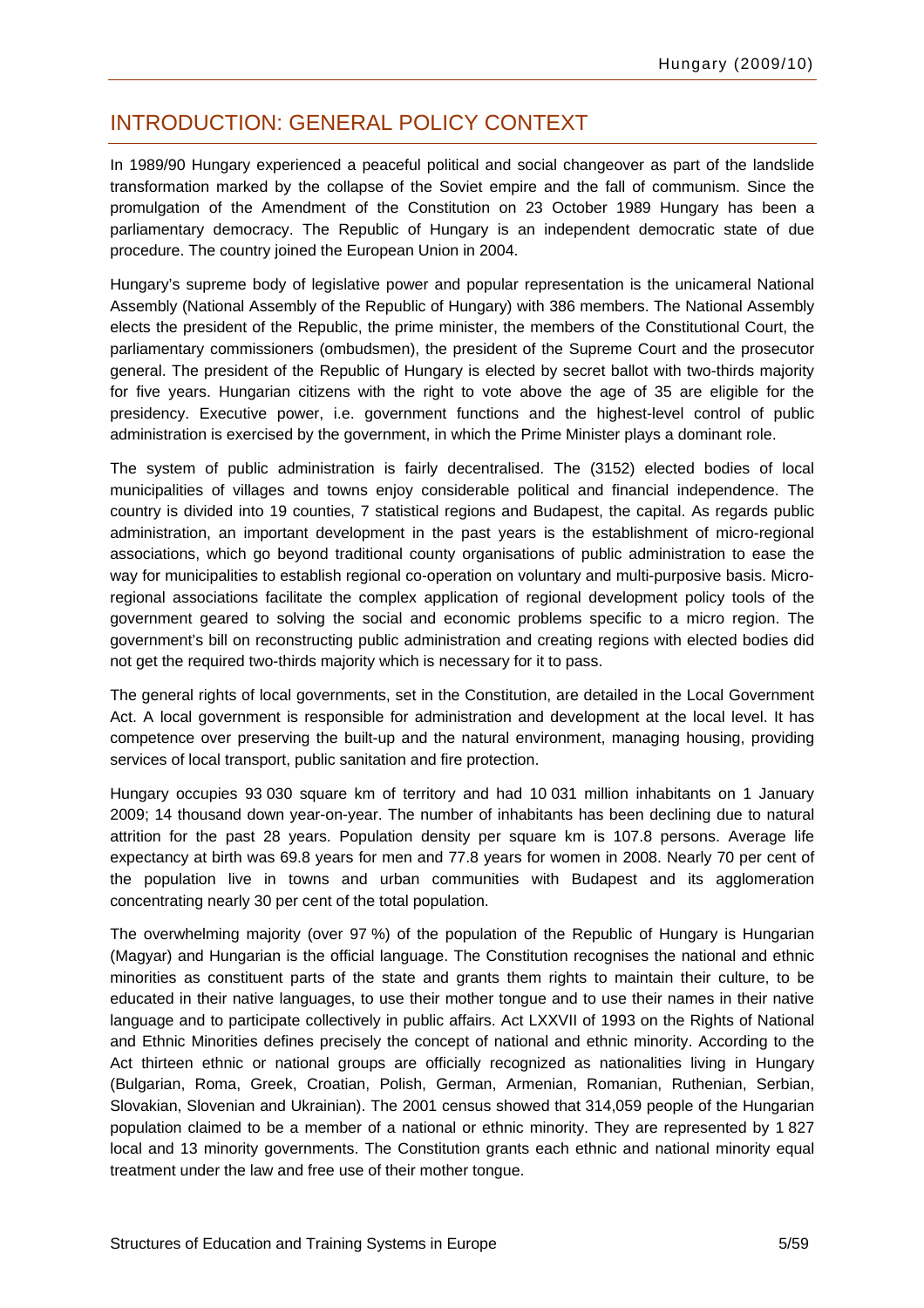## INTRODUCTION: GENERAL POLICY CONTEXT

In 1989/90 Hungary experienced a peaceful political and social changeover as part of the landslide transformation marked by the collapse of the Soviet empire and the fall of communism. Since the promulgation of the Amendment of the Constitution on 23 October 1989 Hungary has been a parliamentary democracy. The Republic of Hungary is an independent democratic state of due procedure. The country joined the European Union in 2004.

Hungary's supreme body of legislative power and popular representation is the unicameral National Assembly (National Assembly of the Republic of Hungary) with 386 members. The National Assembly elects the president of the Republic, the prime minister, the members of the Constitutional Court, the parliamentary commissioners (ombudsmen), the president of the Supreme Court and the prosecutor general. The president of the Republic of Hungary is elected by secret ballot with two-thirds majority for five years. Hungarian citizens with the right to vote above the age of 35 are eligible for the presidency. Executive power, i.e. government functions and the highest-level control of public administration is exercised by the government, in which the Prime Minister plays a dominant role.

The system of public administration is fairly decentralised. The (3152) elected bodies of local municipalities of villages and towns enjoy considerable political and financial independence. The country is divided into 19 counties, 7 statistical regions and Budapest, the capital. As regards public administration, an important development in the past years is the establishment of micro-regional associations, which go beyond traditional county organisations of public administration to ease the way for municipalities to establish regional co-operation on voluntary and multi-purposive basis. Micro-regional associations facilitate the complex application of regional development policy tools of the government geared to solving the social and economic problems specific to a micro region. The government's bill on reconstructing public administration and creating regions with elected bodies did not get the required two-thirds majority which is necessary for it to pass.

The general rights of local governments, set in the Constitution, are detailed in the Local Government Act. A local government is responsible for administration and development at the local level. It has competence over preserving the built-up and the natural environment, managing housing, providing services of local transport, public sanitation and fire protection.

Hungary occupies 93 030 square km of territory and had 10 031 million inhabitants on 1 January 2009; 14 thousand down year-on-year. The number of inhabitants has been declining due to natural attrition for the past 28 years. Population density per square km is 107.8 persons. Average life expectancy at birth was 69.8 years for men and 77.8 years for women in 2008. Nearly 70 per cent of the population live in towns and urban communities with Budapest and its agglomeration concentrating nearly 30 per cent of the total population.

The overwhelming majority (over 97 %) of the population of the Republic of Hungary is Hungarian (Magyar) and Hungarian is the official language. The Constitution recognises the national and ethnic minorities as constituent parts of the state and grants them rights to maintain their culture, to be educated in their native languages, to use their mother tongue and to use their names in their native language and to participate collectively in public affairs. Act LXXVII of 1993 on the Rights of National and Ethnic Minorities defines precisely the concept of national and ethnic minority. According to the Act thirteen ethnic or national groups are officially recognized as nationalities living in Hungary (Bulgarian, Roma, Greek, Croatian, Polish, German, Armenian, Romanian, Ruthenian, Serbian, Slovakian, Slovenian and Ukrainian). The 2001 census showed that 314,059 people of the Hungarian population claimed to be a member of a national or ethnic minority. They are represented by 1 827 local and 13 minority governments. The Constitution grants each ethnic and national minority equal treatment under the law and free use of their mother tongue.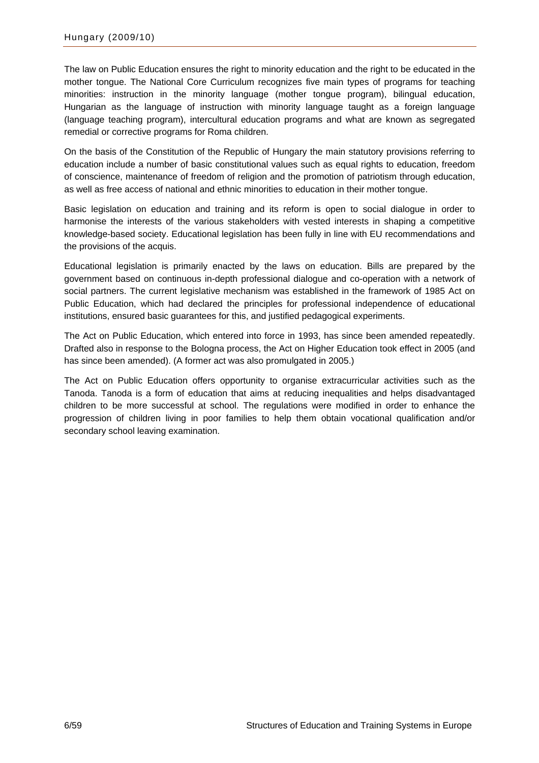The law on Public Education ensures the right to minority education and the right to be educated in the mother tongue. The National Core Curriculum recognizes five main types of programs for teaching minorities: instruction in the minority language (mother tongue program), bilingual education, Hungarian as the language of instruction with minority language taught as a foreign language (language teaching program), intercultural education programs and what are known as segregated remedial or corrective programs for Roma children.

On the basis of the Constitution of the Republic of Hungary the main statutory provisions referring to education include a number of basic constitutional values such as equal rights to education, freedom of conscience, maintenance of freedom of religion and the promotion of patriotism through education, as well as free access of national and ethnic minorities to education in their mother tongue.

Basic legislation on education and training and its reform is open to social dialogue in order to harmonise the interests of the various stakeholders with vested interests in shaping a competitive knowledge-based society. Educational legislation has been fully in line with EU recommendations and the provisions of the acquis.

Educational legislation is primarily enacted by the laws on education. Bills are prepared by the government based on continuous in-depth professional dialogue and co-operation with a network of social partners. The current legislative mechanism was established in the framework of 1985 Act on Public Education, which had declared the principles for professional independence of educational institutions, ensured basic guarantees for this, and justified pedagogical experiments.

The Act on Public Education, which entered into force in 1993, has since been amended repeatedly. Drafted also in response to the Bologna process, the Act on Higher Education took effect in 2005 (and has since been amended). (A former act was also promulgated in 2005.)

The Act on Public Education offers opportunity to organise extracurricular activities such as the Tanoda. Tanoda is a form of education that aims at reducing inequalities and helps disadvantaged children to be more successful at school. The regulations were modified in order to enhance the progression of children living in poor families to help them obtain vocational qualification and/or secondary school leaving examination.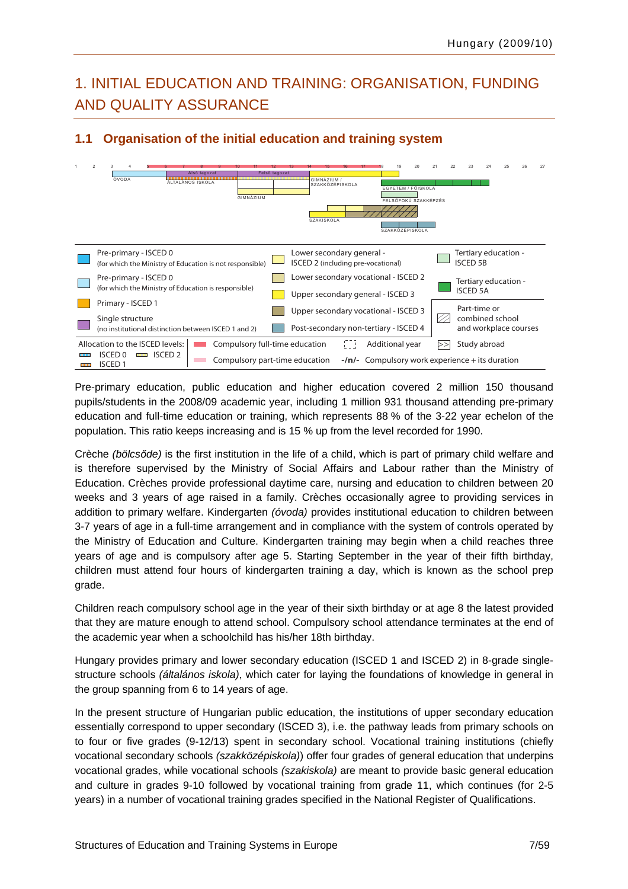# 1. INITIAL EDUCATION AND TRAINING: ORGANISATION, FUNDING AND QUALITY ASSURANCE

## 1.1 Organisation of the initial education and training system

| | | | | | |
|---|---|---|---|---|---|
| | Pre-primary - ISCED 0 (for which the Ministry of Education is not responsible) | | Lower secondary general - ISCED 2 (including pre-vocational) | | Tertiary education - ISCED 5B |
| | Pre-primary - ISCED 0 (for which the Ministry of Education is responsible) | | Lower secondary vocational - ISCED 2 | | Tertiary education - ISCED 5A |
| | Primary - ISCED 1 | | Upper secondary general - ISCED 3 | | |
| | Single structure (no institutional distinction between ISCED 1 and 2) | | Upper secondary vocational - ISCED 3 | | Part-time or combined school and workplace courses |
| | | | Post-secondary non-tertiary - ISCED 4 | | |

Allocation to the ISCED levels: ISCED 0, ISCED 2, ISCED 1 | Compulsory full-time education | Additional year | Study abroad | Compulsory part-time education | -/n/- Compulsory work experience + its duration

Pre-primary education, public education and higher education covered 2 million 150 thousand pupils/students in the 2008/09 academic year, including 1 million 931 thousand attending pre-primary education and full-time education or training, which represents 88 % of the 3-22 year echelon of the population. This ratio keeps increasing and is 15 % up from the level recorded for 1990.

Crèche *(bölcsőde)* is the first institution in the life of a child, which is part of primary child welfare and is therefore supervised by the Ministry of Social Affairs and Labour rather than the Ministry of Education. Crèches provide professional daytime care, nursing and education to children between 20 weeks and 3 years of age raised in a family. Crèches occasionally agree to providing services in addition to primary welfare. Kindergarten *(óvoda)* provides institutional education to children between 3-7 years of age in a full-time arrangement and in compliance with the system of controls operated by the Ministry of Education and Culture. Kindergarten training may begin when a child reaches three years of age and is compulsory after age 5. Starting September in the year of their fifth birthday, children must attend four hours of kindergarten training a day, which is known as the school prep grade.

Children reach compulsory school age in the year of their sixth birthday or at age 8 the latest provided that they are mature enough to attend school. Compulsory school attendance terminates at the end of the academic year when a schoolchild has his/her 18th birthday.

Hungary provides primary and lower secondary education (ISCED 1 and ISCED 2) in 8-grade single-structure schools *(általános iskola)*, which cater for laying the foundations of knowledge in general in the group spanning from 6 to 14 years of age.

In the present structure of Hungarian public education, the institutions of upper secondary education essentially correspond to upper secondary (ISCED 3), i.e. the pathway leads from primary schools on to four or five grades (9-12/13) spent in secondary school. Vocational training institutions (chiefly vocational secondary schools *(szakközépiskola)*) offer four grades of general education that underpins vocational grades, while vocational schools *(szakiskola)* are meant to provide basic general education and culture in grades 9-10 followed by vocational training from grade 11, which continues (for 2-5 years) in a number of vocational training grades specified in the National Register of Qualifications.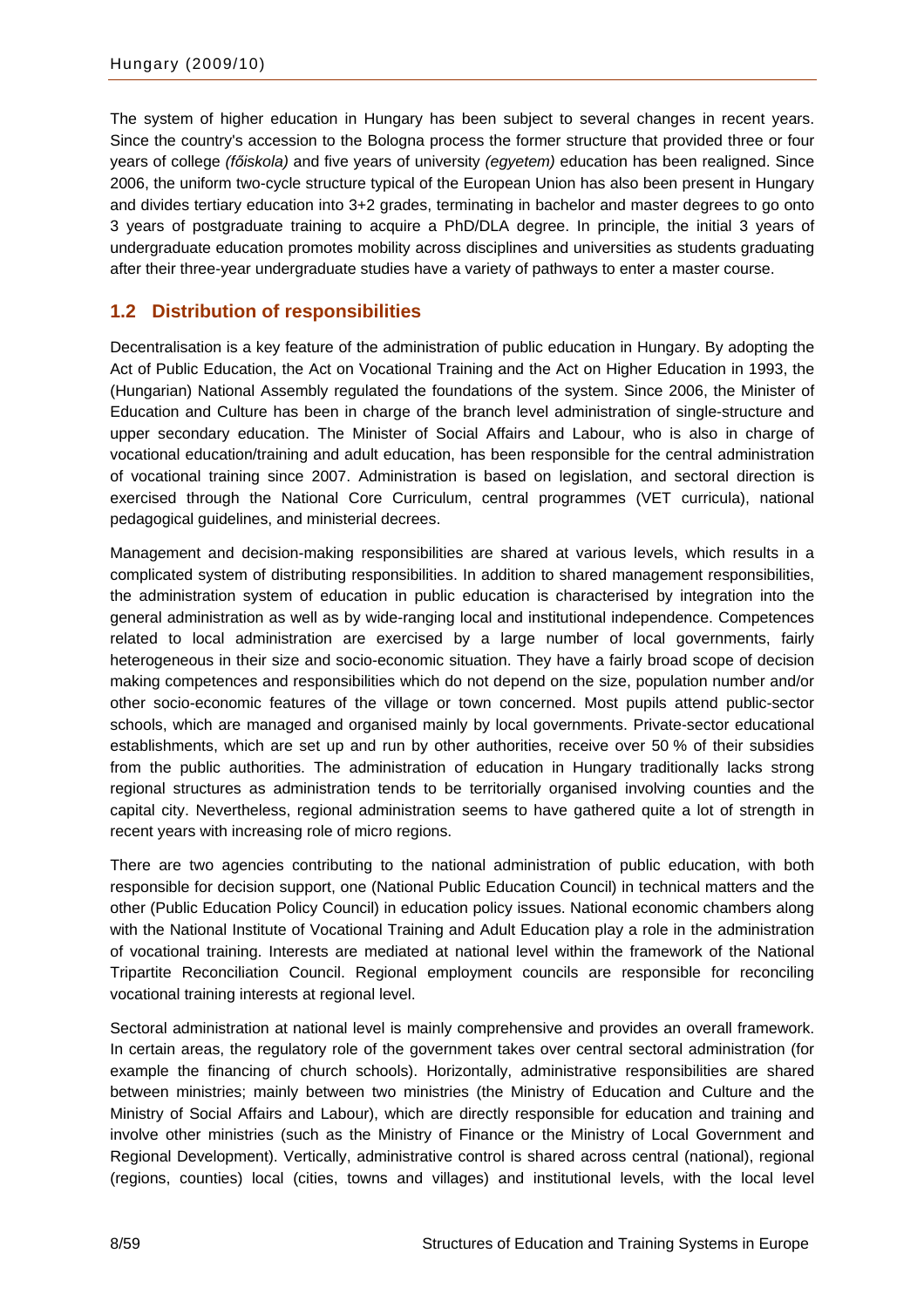The system of higher education in Hungary has been subject to several changes in recent years. Since the country's accession to the Bologna process the former structure that provided three or four years of college *(főiskola)* and five years of university *(egyetem)* education has been realigned. Since 2006, the uniform two-cycle structure typical of the European Union has also been present in Hungary and divides tertiary education into 3+2 grades, terminating in bachelor and master degrees to go onto 3 years of postgraduate training to acquire a PhD/DLA degree. In principle, the initial 3 years of undergraduate education promotes mobility across disciplines and universities as students graduating after their three-year undergraduate studies have a variety of pathways to enter a master course.

## 1.2 Distribution of responsibilities

Decentralisation is a key feature of the administration of public education in Hungary. By adopting the Act of Public Education, the Act on Vocational Training and the Act on Higher Education in 1993, the (Hungarian) National Assembly regulated the foundations of the system. Since 2006, the Minister of Education and Culture has been in charge of the branch level administration of single-structure and upper secondary education. The Minister of Social Affairs and Labour, who is also in charge of vocational education/training and adult education, has been responsible for the central administration of vocational training since 2007. Administration is based on legislation, and sectoral direction is exercised through the National Core Curriculum, central programmes (VET curricula), national pedagogical guidelines, and ministerial decrees.

Management and decision-making responsibilities are shared at various levels, which results in a complicated system of distributing responsibilities. In addition to shared management responsibilities, the administration system of education in public education is characterised by integration into the general administration as well as by wide-ranging local and institutional independence. Competences related to local administration are exercised by a large number of local governments, fairly heterogeneous in their size and socio-economic situation. They have a fairly broad scope of decision making competences and responsibilities which do not depend on the size, population number and/or other socio-economic features of the village or town concerned. Most pupils attend public-sector schools, which are managed and organised mainly by local governments. Private-sector educational establishments, which are set up and run by other authorities, receive over 50 % of their subsidies from the public authorities. The administration of education in Hungary traditionally lacks strong regional structures as administration tends to be territorially organised involving counties and the capital city. Nevertheless, regional administration seems to have gathered quite a lot of strength in recent years with increasing role of micro regions.

There are two agencies contributing to the national administration of public education, with both responsible for decision support, one (National Public Education Council) in technical matters and the other (Public Education Policy Council) in education policy issues. National economic chambers along with the National Institute of Vocational Training and Adult Education play a role in the administration of vocational training. Interests are mediated at national level within the framework of the National Tripartite Reconciliation Council. Regional employment councils are responsible for reconciling vocational training interests at regional level.

Sectoral administration at national level is mainly comprehensive and provides an overall framework. In certain areas, the regulatory role of the government takes over central sectoral administration (for example the financing of church schools). Horizontally, administrative responsibilities are shared between ministries; mainly between two ministries (the Ministry of Education and Culture and the Ministry of Social Affairs and Labour), which are directly responsible for education and training and involve other ministries (such as the Ministry of Finance or the Ministry of Local Government and Regional Development). Vertically, administrative control is shared across central (national), regional (regions, counties) local (cities, towns and villages) and institutional levels, with the local level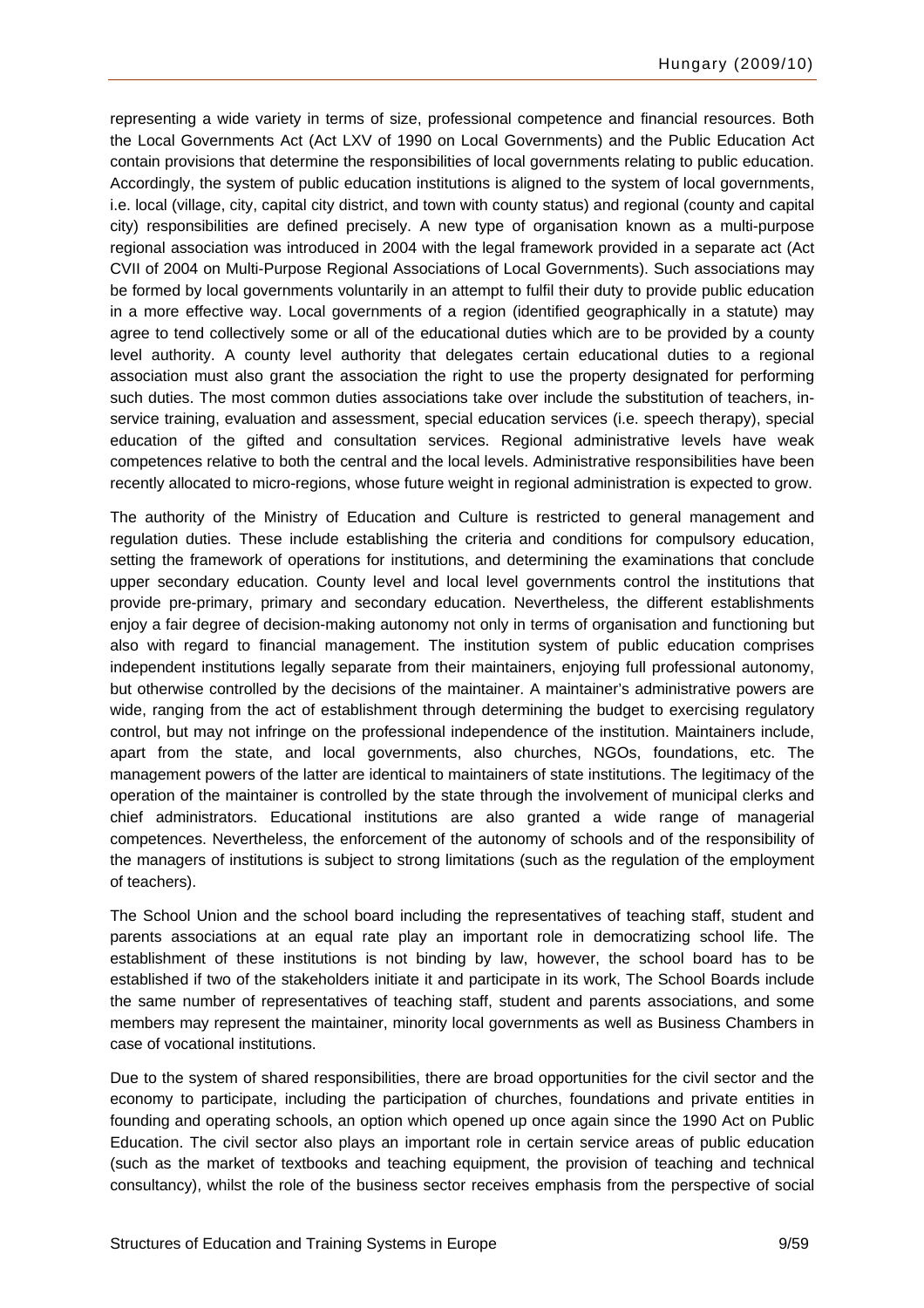representing a wide variety in terms of size, professional competence and financial resources. Both the Local Governments Act (Act LXV of 1990 on Local Governments) and the Public Education Act contain provisions that determine the responsibilities of local governments relating to public education. Accordingly, the system of public education institutions is aligned to the system of local governments, i.e. local (village, city, capital city district, and town with county status) and regional (county and capital city) responsibilities are defined precisely. A new type of organisation known as a multi-purpose regional association was introduced in 2004 with the legal framework provided in a separate act (Act CVII of 2004 on Multi-Purpose Regional Associations of Local Governments). Such associations may be formed by local governments voluntarily in an attempt to fulfil their duty to provide public education in a more effective way. Local governments of a region (identified geographically in a statute) may agree to tend collectively some or all of the educational duties which are to be provided by a county level authority. A county level authority that delegates certain educational duties to a regional association must also grant the association the right to use the property designated for performing such duties. The most common duties associations take over include the substitution of teachers, in-service training, evaluation and assessment, special education services (i.e. speech therapy), special education of the gifted and consultation services. Regional administrative levels have weak competences relative to both the central and the local levels. Administrative responsibilities have been recently allocated to micro-regions, whose future weight in regional administration is expected to grow.

The authority of the Ministry of Education and Culture is restricted to general management and regulation duties. These include establishing the criteria and conditions for compulsory education, setting the framework of operations for institutions, and determining the examinations that conclude upper secondary education. County level and local level governments control the institutions that provide pre-primary, primary and secondary education. Nevertheless, the different establishments enjoy a fair degree of decision-making autonomy not only in terms of organisation and functioning but also with regard to financial management. The institution system of public education comprises independent institutions legally separate from their maintainers, enjoying full professional autonomy, but otherwise controlled by the decisions of the maintainer. A maintainer's administrative powers are wide, ranging from the act of establishment through determining the budget to exercising regulatory control, but may not infringe on the professional independence of the institution. Maintainers include, apart from the state, and local governments, also churches, NGOs, foundations, etc. The management powers of the latter are identical to maintainers of state institutions. The legitimacy of the operation of the maintainer is controlled by the state through the involvement of municipal clerks and chief administrators. Educational institutions are also granted a wide range of managerial competences. Nevertheless, the enforcement of the autonomy of schools and of the responsibility of the managers of institutions is subject to strong limitations (such as the regulation of the employment of teachers).

The School Union and the school board including the representatives of teaching staff, student and parents associations at an equal rate play an important role in democratizing school life. The establishment of these institutions is not binding by law, however, the school board has to be established if two of the stakeholders initiate it and participate in its work, The School Boards include the same number of representatives of teaching staff, student and parents associations, and some members may represent the maintainer, minority local governments as well as Business Chambers in case of vocational institutions.

Due to the system of shared responsibilities, there are broad opportunities for the civil sector and the economy to participate, including the participation of churches, foundations and private entities in founding and operating schools, an option which opened up once again since the 1990 Act on Public Education. The civil sector also plays an important role in certain service areas of public education (such as the market of textbooks and teaching equipment, the provision of teaching and technical consultancy), whilst the role of the business sector receives emphasis from the perspective of social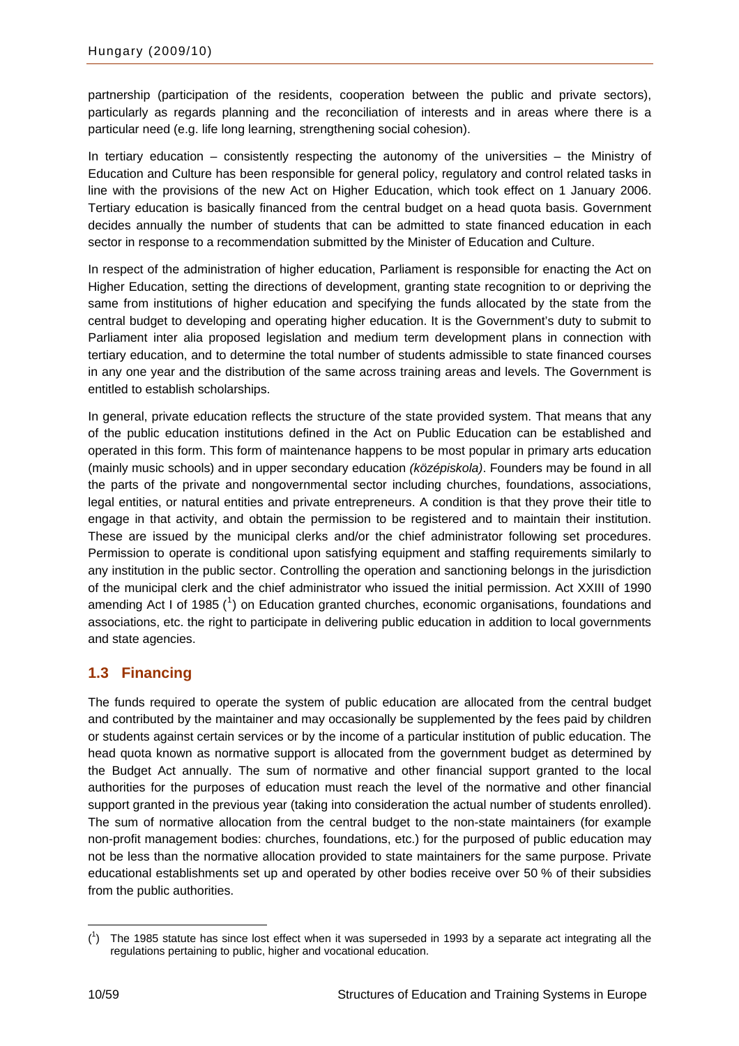partnership (participation of the residents, cooperation between the public and private sectors), particularly as regards planning and the reconciliation of interests and in areas where there is a particular need (e.g. life long learning, strengthening social cohesion).

In tertiary education – consistently respecting the autonomy of the universities – the Ministry of Education and Culture has been responsible for general policy, regulatory and control related tasks in line with the provisions of the new Act on Higher Education, which took effect on 1 January 2006. Tertiary education is basically financed from the central budget on a head quota basis. Government decides annually the number of students that can be admitted to state financed education in each sector in response to a recommendation submitted by the Minister of Education and Culture.

In respect of the administration of higher education, Parliament is responsible for enacting the Act on Higher Education, setting the directions of development, granting state recognition to or depriving the same from institutions of higher education and specifying the funds allocated by the state from the central budget to developing and operating higher education. It is the Government's duty to submit to Parliament inter alia proposed legislation and medium term development plans in connection with tertiary education, and to determine the total number of students admissible to state financed courses in any one year and the distribution of the same across training areas and levels. The Government is entitled to establish scholarships.

In general, private education reflects the structure of the state provided system. That means that any of the public education institutions defined in the Act on Public Education can be established and operated in this form. This form of maintenance happens to be most popular in primary arts education (mainly music schools) and in upper secondary education *(középiskola)*. Founders may be found in all the parts of the private and nongovernmental sector including churches, foundations, associations, legal entities, or natural entities and private entrepreneurs. A condition is that they prove their title to engage in that activity, and obtain the permission to be registered and to maintain their institution. These are issued by the municipal clerks and/or the chief administrator following set procedures. Permission to operate is conditional upon satisfying equipment and staffing requirements similarly to any institution in the public sector. Controlling the operation and sanctioning belongs in the jurisdiction of the municipal clerk and the chief administrator who issued the initial permission. Act XXIII of 1990 amending Act I of 1985 ([1]) on Education granted churches, economic organisations, foundations and associations, etc. the right to participate in delivering public education in addition to local governments and state agencies.

## 1.3 Financing

The funds required to operate the system of public education are allocated from the central budget and contributed by the maintainer and may occasionally be supplemented by the fees paid by children or students against certain services or by the income of a particular institution of public education. The head quota known as normative support is allocated from the government budget as determined by the Budget Act annually. The sum of normative and other financial support granted to the local authorities for the purposes of education must reach the level of the normative and other financial support granted in the previous year (taking into consideration the actual number of students enrolled). The sum of normative allocation from the central budget to the non-state maintainers (for example non-profit management bodies: churches, foundations, etc.) for the purposed of public education may not be less than the normative allocation provided to state maintainers for the same purpose. Private educational establishments set up and operated by other bodies receive over 50 % of their subsidies from the public authorities.

---

([1]) The 1985 statute has since lost effect when it was superseded in 1993 by a separate act integrating all the regulations pertaining to public, higher and vocational education.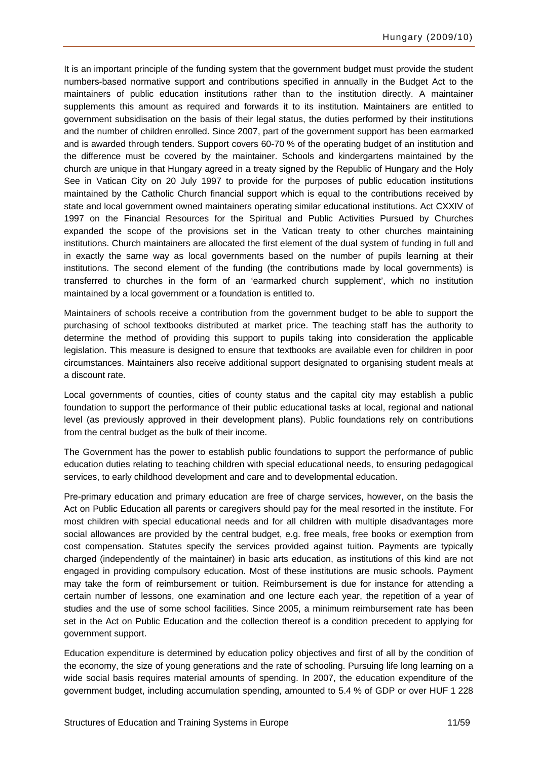It is an important principle of the funding system that the government budget must provide the student numbers-based normative support and contributions specified in annually in the Budget Act to the maintainers of public education institutions rather than to the institution directly. A maintainer supplements this amount as required and forwards it to its institution. Maintainers are entitled to government subsidisation on the basis of their legal status, the duties performed by their institutions and the number of children enrolled. Since 2007, part of the government support has been earmarked and is awarded through tenders. Support covers 60-70 % of the operating budget of an institution and the difference must be covered by the maintainer. Schools and kindergartens maintained by the church are unique in that Hungary agreed in a treaty signed by the Republic of Hungary and the Holy See in Vatican City on 20 July 1997 to provide for the purposes of public education institutions maintained by the Catholic Church financial support which is equal to the contributions received by state and local government owned maintainers operating similar educational institutions. Act CXXIV of 1997 on the Financial Resources for the Spiritual and Public Activities Pursued by Churches expanded the scope of the provisions set in the Vatican treaty to other churches maintaining institutions. Church maintainers are allocated the first element of the dual system of funding in full and in exactly the same way as local governments based on the number of pupils learning at their institutions. The second element of the funding (the contributions made by local governments) is transferred to churches in the form of an 'earmarked church supplement', which no institution maintained by a local government or a foundation is entitled to.

Maintainers of schools receive a contribution from the government budget to be able to support the purchasing of school textbooks distributed at market price. The teaching staff has the authority to determine the method of providing this support to pupils taking into consideration the applicable legislation. This measure is designed to ensure that textbooks are available even for children in poor circumstances. Maintainers also receive additional support designated to organising student meals at a discount rate.

Local governments of counties, cities of county status and the capital city may establish a public foundation to support the performance of their public educational tasks at local, regional and national level (as previously approved in their development plans). Public foundations rely on contributions from the central budget as the bulk of their income.

The Government has the power to establish public foundations to support the performance of public education duties relating to teaching children with special educational needs, to ensuring pedagogical services, to early childhood development and care and to developmental education.

Pre-primary education and primary education are free of charge services, however, on the basis the Act on Public Education all parents or caregivers should pay for the meal resorted in the institute. For most children with special educational needs and for all children with multiple disadvantages more social allowances are provided by the central budget, e.g. free meals, free books or exemption from cost compensation. Statutes specify the services provided against tuition. Payments are typically charged (independently of the maintainer) in basic arts education, as institutions of this kind are not engaged in providing compulsory education. Most of these institutions are music schools. Payment may take the form of reimbursement or tuition. Reimbursement is due for instance for attending a certain number of lessons, one examination and one lecture each year, the repetition of a year of studies and the use of some school facilities. Since 2005, a minimum reimbursement rate has been set in the Act on Public Education and the collection thereof is a condition precedent to applying for government support.

Education expenditure is determined by education policy objectives and first of all by the condition of the economy, the size of young generations and the rate of schooling. Pursuing life long learning on a wide social basis requires material amounts of spending. In 2007, the education expenditure of the government budget, including accumulation spending, amounted to 5.4 % of GDP or over HUF 1 228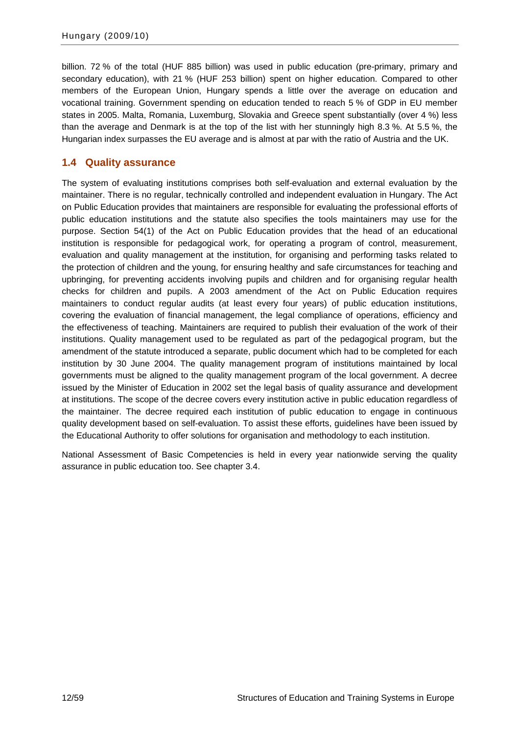billion. 72 % of the total (HUF 885 billion) was used in public education (pre-primary, primary and secondary education), with 21 % (HUF 253 billion) spent on higher education. Compared to other members of the European Union, Hungary spends a little over the average on education and vocational training. Government spending on education tended to reach 5 % of GDP in EU member states in 2005. Malta, Romania, Luxemburg, Slovakia and Greece spent substantially (over 4 %) less than the average and Denmark is at the top of the list with her stunningly high 8.3 %. At 5.5 %, the Hungarian index surpasses the EU average and is almost at par with the ratio of Austria and the UK.

## 1.4 Quality assurance

The system of evaluating institutions comprises both self-evaluation and external evaluation by the maintainer. There is no regular, technically controlled and independent evaluation in Hungary. The Act on Public Education provides that maintainers are responsible for evaluating the professional efforts of public education institutions and the statute also specifies the tools maintainers may use for the purpose. Section 54(1) of the Act on Public Education provides that the head of an educational institution is responsible for pedagogical work, for operating a program of control, measurement, evaluation and quality management at the institution, for organising and performing tasks related to the protection of children and the young, for ensuring healthy and safe circumstances for teaching and upbringing, for preventing accidents involving pupils and children and for organising regular health checks for children and pupils. A 2003 amendment of the Act on Public Education requires maintainers to conduct regular audits (at least every four years) of public education institutions, covering the evaluation of financial management, the legal compliance of operations, efficiency and the effectiveness of teaching. Maintainers are required to publish their evaluation of the work of their institutions. Quality management used to be regulated as part of the pedagogical program, but the amendment of the statute introduced a separate, public document which had to be completed for each institution by 30 June 2004. The quality management program of institutions maintained by local governments must be aligned to the quality management program of the local government. A decree issued by the Minister of Education in 2002 set the legal basis of quality assurance and development at institutions. The scope of the decree covers every institution active in public education regardless of the maintainer. The decree required each institution of public education to engage in continuous quality development based on self-evaluation. To assist these efforts, guidelines have been issued by the Educational Authority to offer solutions for organisation and methodology to each institution.

National Assessment of Basic Competencies is held in every year nationwide serving the quality assurance in public education too. See chapter 3.4.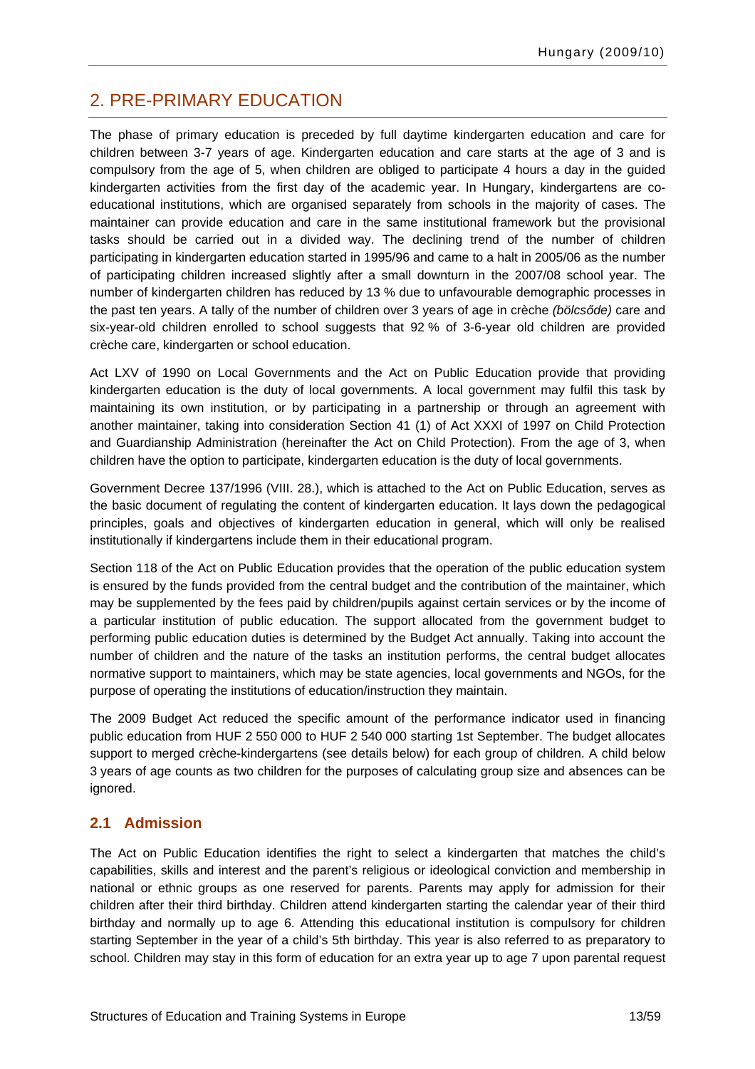## 2. PRE-PRIMARY EDUCATION

The phase of primary education is preceded by full daytime kindergarten education and care for children between 3-7 years of age. Kindergarten education and care starts at the age of 3 and is compulsory from the age of 5, when children are obliged to participate 4 hours a day in the guided kindergarten activities from the first day of the academic year. In Hungary, kindergartens are co-educational institutions, which are organised separately from schools in the majority of cases. The maintainer can provide education and care in the same institutional framework but the provisional tasks should be carried out in a divided way. The declining trend of the number of children participating in kindergarten education started in 1995/96 and came to a halt in 2005/06 as the number of participating children increased slightly after a small downturn in the 2007/08 school year. The number of kindergarten children has reduced by 13 % due to unfavourable demographic processes in the past ten years. A tally of the number of children over 3 years of age in crèche *(bölcsőde)* care and six-year-old children enrolled to school suggests that 92 % of 3-6-year old children are provided crèche care, kindergarten or school education.

Act LXV of 1990 on Local Governments and the Act on Public Education provide that providing kindergarten education is the duty of local governments. A local government may fulfil this task by maintaining its own institution, or by participating in a partnership or through an agreement with another maintainer, taking into consideration Section 41 (1) of Act XXXI of 1997 on Child Protection and Guardianship Administration (hereinafter the Act on Child Protection). From the age of 3, when children have the option to participate, kindergarten education is the duty of local governments.

Government Decree 137/1996 (VIII. 28.), which is attached to the Act on Public Education, serves as the basic document of regulating the content of kindergarten education. It lays down the pedagogical principles, goals and objectives of kindergarten education in general, which will only be realised institutionally if kindergartens include them in their educational program.

Section 118 of the Act on Public Education provides that the operation of the public education system is ensured by the funds provided from the central budget and the contribution of the maintainer, which may be supplemented by the fees paid by children/pupils against certain services or by the income of a particular institution of public education. The support allocated from the government budget to performing public education duties is determined by the Budget Act annually. Taking into account the number of children and the nature of the tasks an institution performs, the central budget allocates normative support to maintainers, which may be state agencies, local governments and NGOs, for the purpose of operating the institutions of education/instruction they maintain.

The 2009 Budget Act reduced the specific amount of the performance indicator used in financing public education from HUF 2 550 000 to HUF 2 540 000 starting 1st September. The budget allocates support to merged crèche-kindergartens (see details below) for each group of children. A child below 3 years of age counts as two children for the purposes of calculating group size and absences can be ignored.

### 2.1 Admission

The Act on Public Education identifies the right to select a kindergarten that matches the child's capabilities, skills and interest and the parent's religious or ideological conviction and membership in national or ethnic groups as one reserved for parents. Parents may apply for admission for their children after their third birthday. Children attend kindergarten starting the calendar year of their third birthday and normally up to age 6. Attending this educational institution is compulsory for children starting September in the year of a child's 5th birthday. This year is also referred to as preparatory to school. Children may stay in this form of education for an extra year up to age 7 upon parental request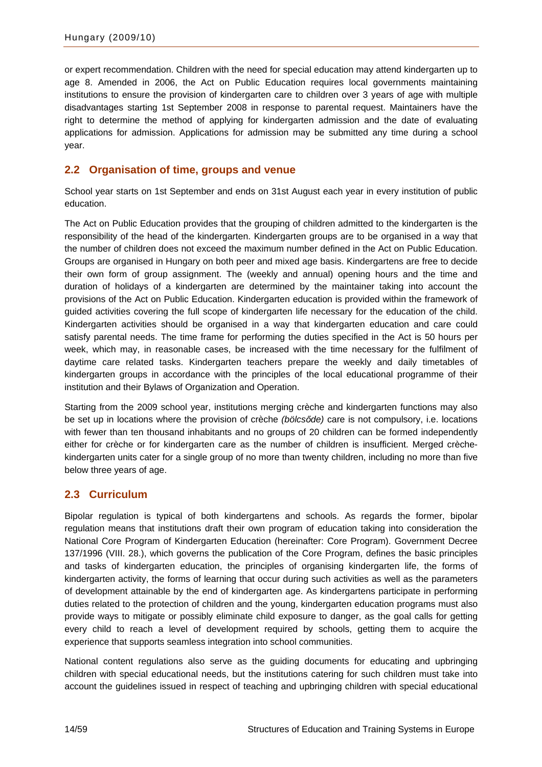or expert recommendation. Children with the need for special education may attend kindergarten up to age 8. Amended in 2006, the Act on Public Education requires local governments maintaining institutions to ensure the provision of kindergarten care to children over 3 years of age with multiple disadvantages starting 1st September 2008 in response to parental request. Maintainers have the right to determine the method of applying for kindergarten admission and the date of evaluating applications for admission. Applications for admission may be submitted any time during a school year.

## 2.2 Organisation of time, groups and venue

School year starts on 1st September and ends on 31st August each year in every institution of public education.

The Act on Public Education provides that the grouping of children admitted to the kindergarten is the responsibility of the head of the kindergarten. Kindergarten groups are to be organised in a way that the number of children does not exceed the maximum number defined in the Act on Public Education. Groups are organised in Hungary on both peer and mixed age basis. Kindergartens are free to decide their own form of group assignment. The (weekly and annual) opening hours and the time and duration of holidays of a kindergarten are determined by the maintainer taking into account the provisions of the Act on Public Education. Kindergarten education is provided within the framework of guided activities covering the full scope of kindergarten life necessary for the education of the child. Kindergarten activities should be organised in a way that kindergarten education and care could satisfy parental needs. The time frame for performing the duties specified in the Act is 50 hours per week, which may, in reasonable cases, be increased with the time necessary for the fulfilment of daytime care related tasks. Kindergarten teachers prepare the weekly and daily timetables of kindergarten groups in accordance with the principles of the local educational programme of their institution and their Bylaws of Organization and Operation.

Starting from the 2009 school year, institutions merging crèche and kindergarten functions may also be set up in locations where the provision of crèche *(bölcsőde)* care is not compulsory, i.e. locations with fewer than ten thousand inhabitants and no groups of 20 children can be formed independently either for crèche or for kindergarten care as the number of children is insufficient. Merged crèche-kindergarten units cater for a single group of no more than twenty children, including no more than five below three years of age.

## 2.3 Curriculum

Bipolar regulation is typical of both kindergartens and schools. As regards the former, bipolar regulation means that institutions draft their own program of education taking into consideration the National Core Program of Kindergarten Education (hereinafter: Core Program). Government Decree 137/1996 (VIII. 28.), which governs the publication of the Core Program, defines the basic principles and tasks of kindergarten education, the principles of organising kindergarten life, the forms of kindergarten activity, the forms of learning that occur during such activities as well as the parameters of development attainable by the end of kindergarten age. As kindergartens participate in performing duties related to the protection of children and the young, kindergarten education programs must also provide ways to mitigate or possibly eliminate child exposure to danger, as the goal calls for getting every child to reach a level of development required by schools, getting them to acquire the experience that supports seamless integration into school communities.

National content regulations also serve as the guiding documents for educating and upbringing children with special educational needs, but the institutions catering for such children must take into account the guidelines issued in respect of teaching and upbringing children with special educational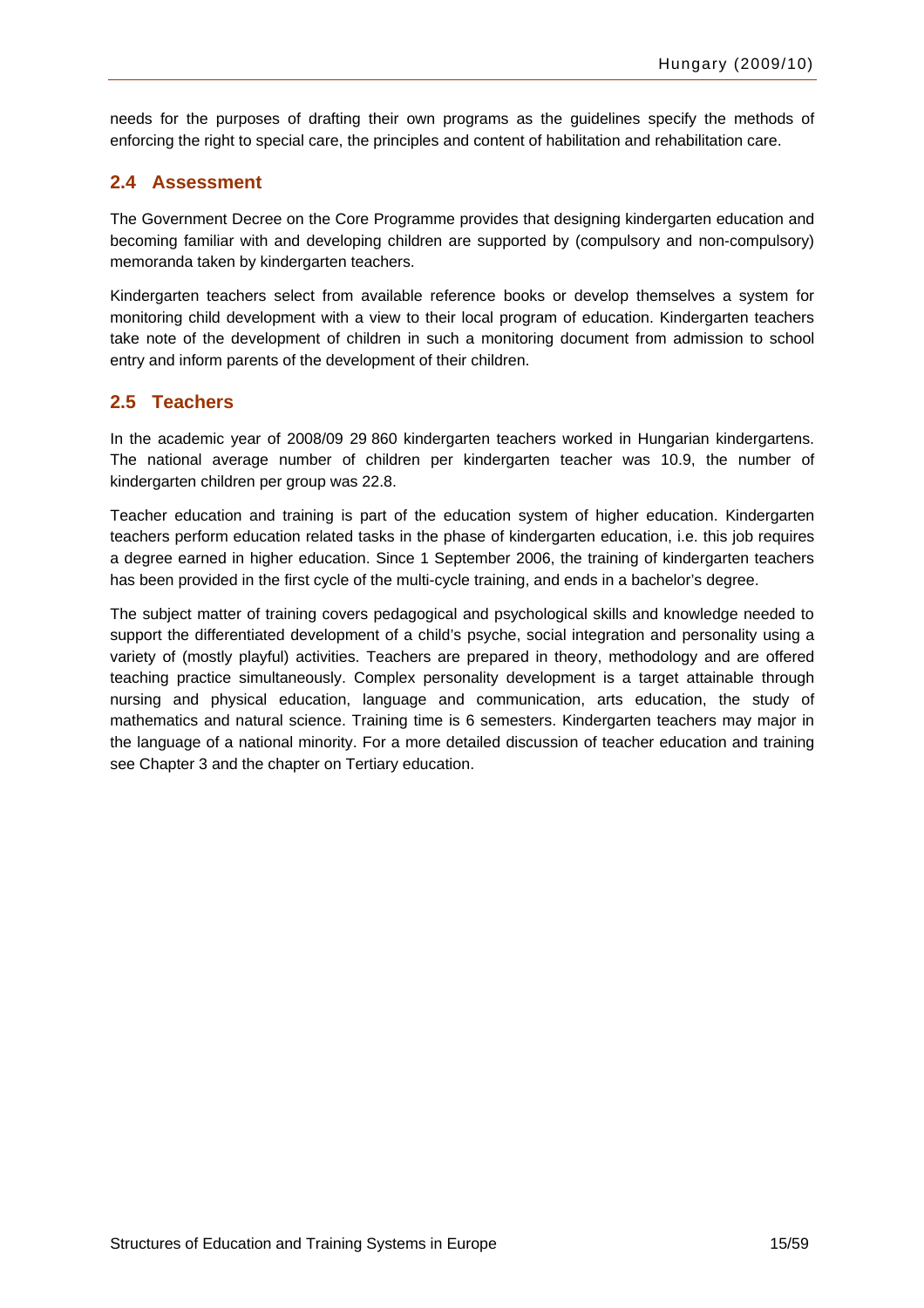needs for the purposes of drafting their own programs as the guidelines specify the methods of enforcing the right to special care, the principles and content of habilitation and rehabilitation care.

## 2.4 Assessment

The Government Decree on the Core Programme provides that designing kindergarten education and becoming familiar with and developing children are supported by (compulsory and non-compulsory) memoranda taken by kindergarten teachers.

Kindergarten teachers select from available reference books or develop themselves a system for monitoring child development with a view to their local program of education. Kindergarten teachers take note of the development of children in such a monitoring document from admission to school entry and inform parents of the development of their children.

## 2.5 Teachers

In the academic year of 2008/09 29 860 kindergarten teachers worked in Hungarian kindergartens. The national average number of children per kindergarten teacher was 10.9, the number of kindergarten children per group was 22.8.

Teacher education and training is part of the education system of higher education. Kindergarten teachers perform education related tasks in the phase of kindergarten education, i.e. this job requires a degree earned in higher education. Since 1 September 2006, the training of kindergarten teachers has been provided in the first cycle of the multi-cycle training, and ends in a bachelor's degree.

The subject matter of training covers pedagogical and psychological skills and knowledge needed to support the differentiated development of a child's psyche, social integration and personality using a variety of (mostly playful) activities. Teachers are prepared in theory, methodology and are offered teaching practice simultaneously. Complex personality development is a target attainable through nursing and physical education, language and communication, arts education, the study of mathematics and natural science. Training time is 6 semesters. Kindergarten teachers may major in the language of a national minority. For a more detailed discussion of teacher education and training see Chapter 3 and the chapter on Tertiary education.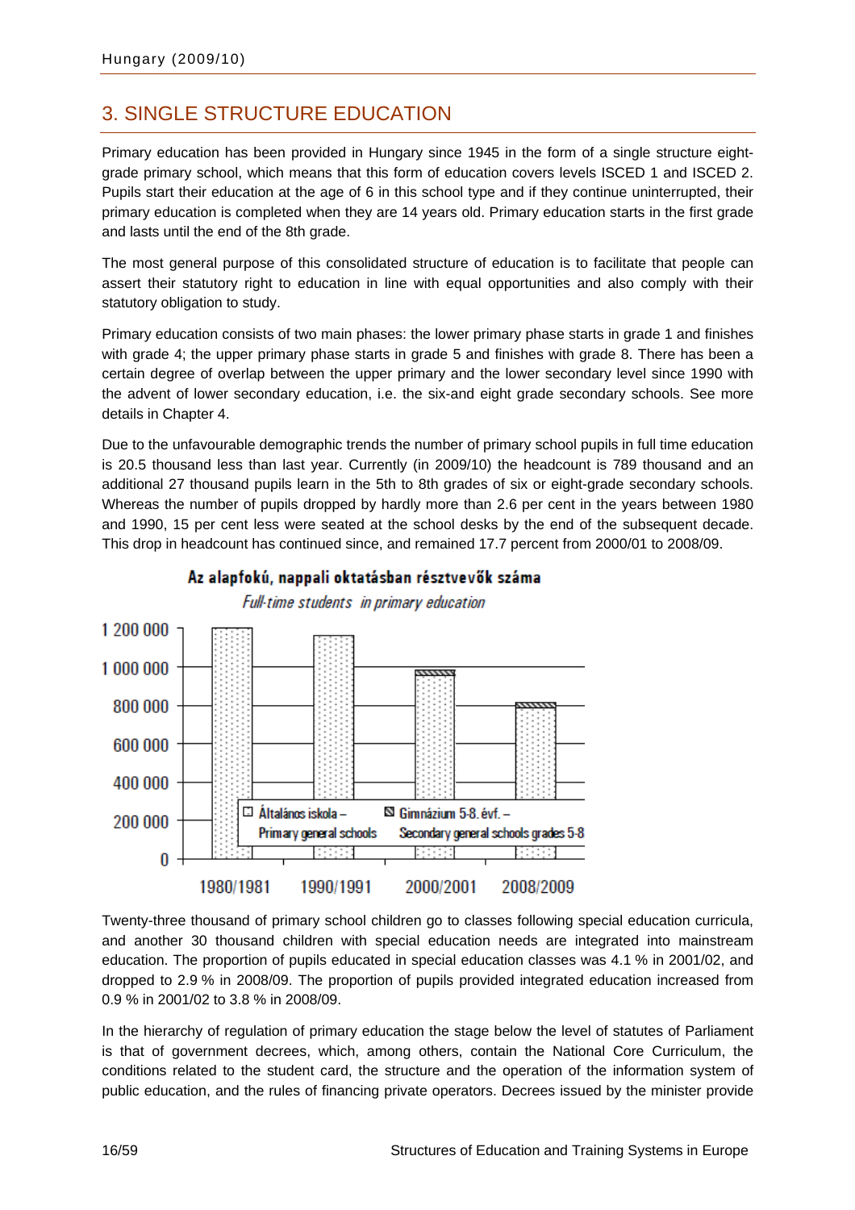# 3. SINGLE STRUCTURE EDUCATION

Primary education has been provided in Hungary since 1945 in the form of a single structure eight-grade primary school, which means that this form of education covers levels ISCED 1 and ISCED 2. Pupils start their education at the age of 6 in this school type and if they continue uninterrupted, their primary education is completed when they are 14 years old. Primary education starts in the first grade and lasts until the end of the 8th grade.

The most general purpose of this consolidated structure of education is to facilitate that people can assert their statutory right to education in line with equal opportunities and also comply with their statutory obligation to study.

Primary education consists of two main phases: the lower primary phase starts in grade 1 and finishes with grade 4; the upper primary phase starts in grade 5 and finishes with grade 8. There has been a certain degree of overlap between the upper primary and the lower secondary level since 1990 with the advent of lower secondary education, i.e. the six-and eight grade secondary schools. See more details in Chapter 4.

Due to the unfavourable demographic trends the number of primary school pupils in full time education is 20.5 thousand less than last year. Currently (in 2009/10) the headcount is 789 thousand and an additional 27 thousand pupils learn in the 5th to 8th grades of six or eight-grade secondary schools. Whereas the number of pupils dropped by hardly more than 2.6 per cent in the years between 1980 and 1990, 15 per cent less were seated at the school desks by the end of the subsequent decade. This drop in headcount has continued since, and remained 17.7 percent from 2000/01 to 2008/09.

**Az alapfokú, nappali oktatásban résztvevők száma**

*Full-time students in primary education*

Twenty-three thousand of primary school children go to classes following special education curricula, and another 30 thousand children with special education needs are integrated into mainstream education. The proportion of pupils educated in special education classes was 4.1 % in 2001/02, and dropped to 2.9 % in 2008/09. The proportion of pupils provided integrated education increased from 0.9 % in 2001/02 to 3.8 % in 2008/09.

In the hierarchy of regulation of primary education the stage below the level of statutes of Parliament is that of government decrees, which, among others, contain the National Core Curriculum, the conditions related to the student card, the structure and the operation of the information system of public education, and the rules of financing private operators. Decrees issued by the minister provide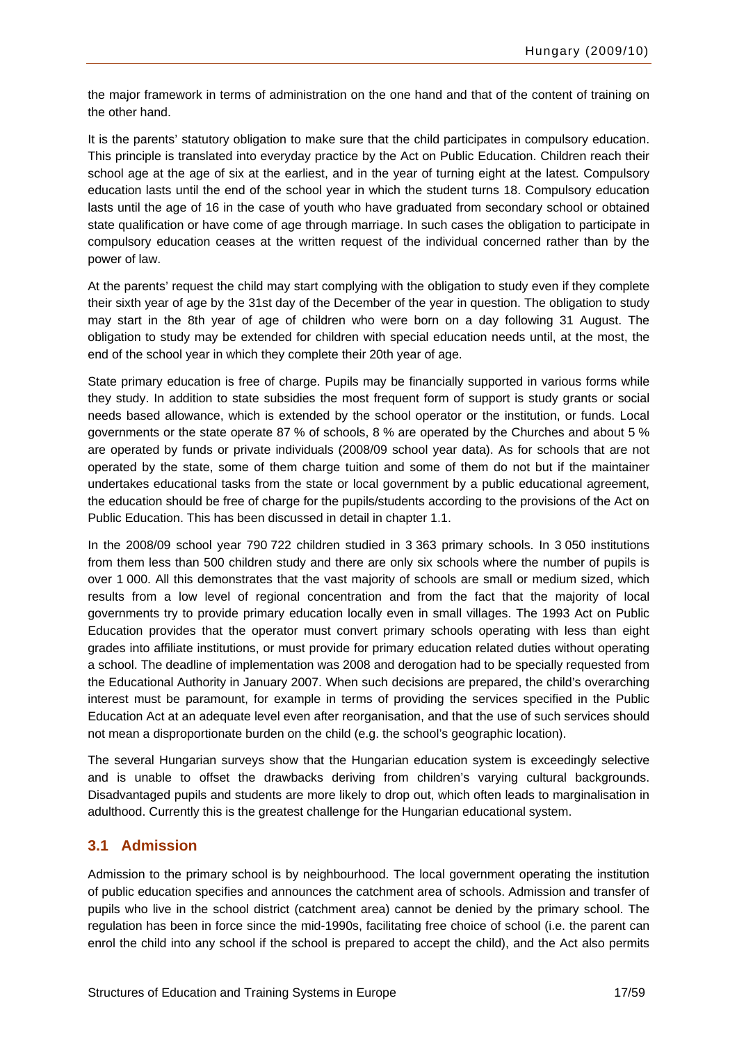the major framework in terms of administration on the one hand and that of the content of training on the other hand.

It is the parents' statutory obligation to make sure that the child participates in compulsory education. This principle is translated into everyday practice by the Act on Public Education. Children reach their school age at the age of six at the earliest, and in the year of turning eight at the latest. Compulsory education lasts until the end of the school year in which the student turns 18. Compulsory education lasts until the age of 16 in the case of youth who have graduated from secondary school or obtained state qualification or have come of age through marriage. In such cases the obligation to participate in compulsory education ceases at the written request of the individual concerned rather than by the power of law.

At the parents' request the child may start complying with the obligation to study even if they complete their sixth year of age by the 31st day of the December of the year in question. The obligation to study may start in the 8th year of age of children who were born on a day following 31 August. The obligation to study may be extended for children with special education needs until, at the most, the end of the school year in which they complete their 20th year of age.

State primary education is free of charge. Pupils may be financially supported in various forms while they study. In addition to state subsidies the most frequent form of support is study grants or social needs based allowance, which is extended by the school operator or the institution, or funds. Local governments or the state operate 87 % of schools, 8 % are operated by the Churches and about 5 % are operated by funds or private individuals (2008/09 school year data). As for schools that are not operated by the state, some of them charge tuition and some of them do not but if the maintainer undertakes educational tasks from the state or local government by a public educational agreement, the education should be free of charge for the pupils/students according to the provisions of the Act on Public Education. This has been discussed in detail in chapter 1.1.

In the 2008/09 school year 790 722 children studied in 3 363 primary schools. In 3 050 institutions from them less than 500 children study and there are only six schools where the number of pupils is over 1 000. All this demonstrates that the vast majority of schools are small or medium sized, which results from a low level of regional concentration and from the fact that the majority of local governments try to provide primary education locally even in small villages. The 1993 Act on Public Education provides that the operator must convert primary schools operating with less than eight grades into affiliate institutions, or must provide for primary education related duties without operating a school. The deadline of implementation was 2008 and derogation had to be specially requested from the Educational Authority in January 2007. When such decisions are prepared, the child's overarching interest must be paramount, for example in terms of providing the services specified in the Public Education Act at an adequate level even after reorganisation, and that the use of such services should not mean a disproportionate burden on the child (e.g. the school's geographic location).

The several Hungarian surveys show that the Hungarian education system is exceedingly selective and is unable to offset the drawbacks deriving from children's varying cultural backgrounds. Disadvantaged pupils and students are more likely to drop out, which often leads to marginalisation in adulthood. Currently this is the greatest challenge for the Hungarian educational system.

## 3.1 Admission

Admission to the primary school is by neighbourhood. The local government operating the institution of public education specifies and announces the catchment area of schools. Admission and transfer of pupils who live in the school district (catchment area) cannot be denied by the primary school. The regulation has been in force since the mid-1990s, facilitating free choice of school (i.e. the parent can enrol the child into any school if the school is prepared to accept the child), and the Act also permits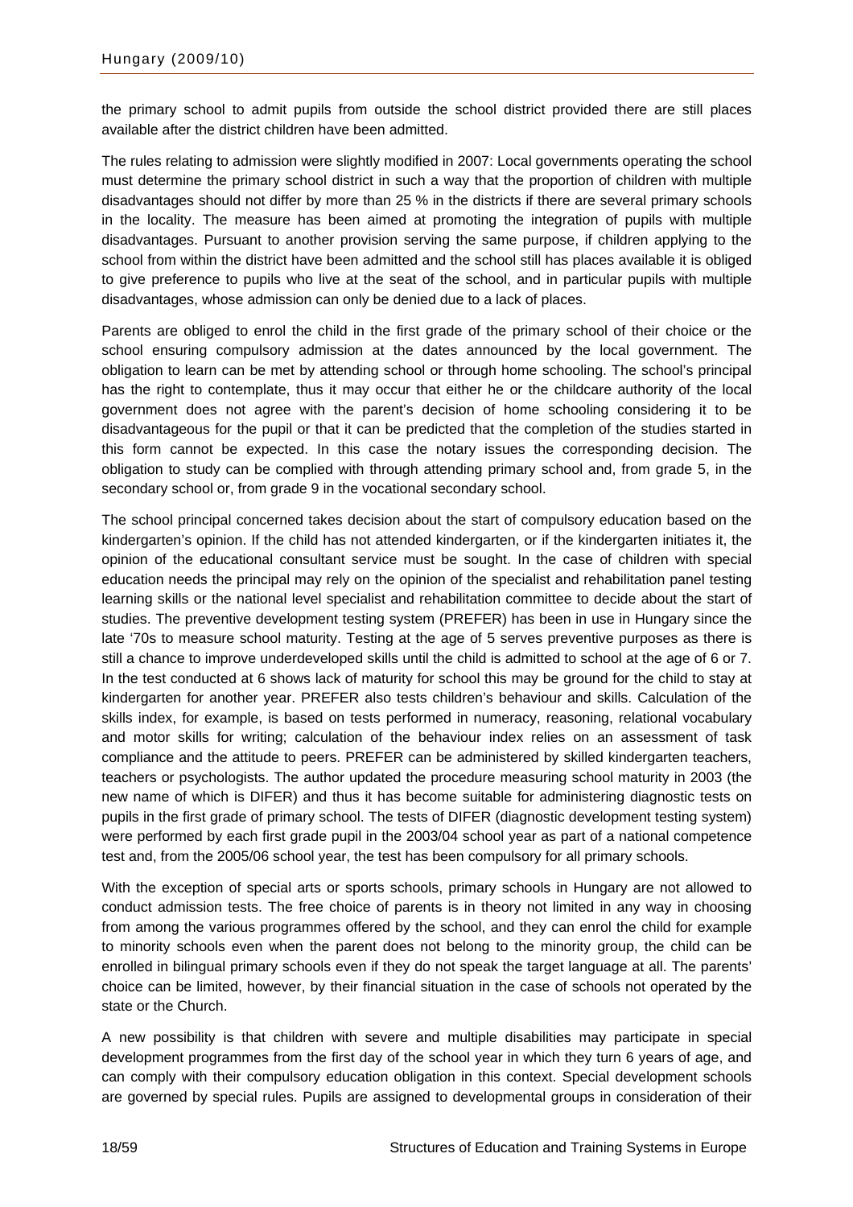the primary school to admit pupils from outside the school district provided there are still places available after the district children have been admitted.

The rules relating to admission were slightly modified in 2007: Local governments operating the school must determine the primary school district in such a way that the proportion of children with multiple disadvantages should not differ by more than 25 % in the districts if there are several primary schools in the locality. The measure has been aimed at promoting the integration of pupils with multiple disadvantages. Pursuant to another provision serving the same purpose, if children applying to the school from within the district have been admitted and the school still has places available it is obliged to give preference to pupils who live at the seat of the school, and in particular pupils with multiple disadvantages, whose admission can only be denied due to a lack of places.

Parents are obliged to enrol the child in the first grade of the primary school of their choice or the school ensuring compulsory admission at the dates announced by the local government. The obligation to learn can be met by attending school or through home schooling. The school's principal has the right to contemplate, thus it may occur that either he or the childcare authority of the local government does not agree with the parent's decision of home schooling considering it to be disadvantageous for the pupil or that it can be predicted that the completion of the studies started in this form cannot be expected. In this case the notary issues the corresponding decision. The obligation to study can be complied with through attending primary school and, from grade 5, in the secondary school or, from grade 9 in the vocational secondary school.

The school principal concerned takes decision about the start of compulsory education based on the kindergarten's opinion. If the child has not attended kindergarten, or if the kindergarten initiates it, the opinion of the educational consultant service must be sought. In the case of children with special education needs the principal may rely on the opinion of the specialist and rehabilitation panel testing learning skills or the national level specialist and rehabilitation committee to decide about the start of studies. The preventive development testing system (PREFER) has been in use in Hungary since the late '70s to measure school maturity. Testing at the age of 5 serves preventive purposes as there is still a chance to improve underdeveloped skills until the child is admitted to school at the age of 6 or 7. In the test conducted at 6 shows lack of maturity for school this may be ground for the child to stay at kindergarten for another year. PREFER also tests children's behaviour and skills. Calculation of the skills index, for example, is based on tests performed in numeracy, reasoning, relational vocabulary and motor skills for writing; calculation of the behaviour index relies on an assessment of task compliance and the attitude to peers. PREFER can be administered by skilled kindergarten teachers, teachers or psychologists. The author updated the procedure measuring school maturity in 2003 (the new name of which is DIFER) and thus it has become suitable for administering diagnostic tests on pupils in the first grade of primary school. The tests of DIFER (diagnostic development testing system) were performed by each first grade pupil in the 2003/04 school year as part of a national competence test and, from the 2005/06 school year, the test has been compulsory for all primary schools.

With the exception of special arts or sports schools, primary schools in Hungary are not allowed to conduct admission tests. The free choice of parents is in theory not limited in any way in choosing from among the various programmes offered by the school, and they can enrol the child for example to minority schools even when the parent does not belong to the minority group, the child can be enrolled in bilingual primary schools even if they do not speak the target language at all. The parents' choice can be limited, however, by their financial situation in the case of schools not operated by the state or the Church.

A new possibility is that children with severe and multiple disabilities may participate in special development programmes from the first day of the school year in which they turn 6 years of age, and can comply with their compulsory education obligation in this context. Special development schools are governed by special rules. Pupils are assigned to developmental groups in consideration of their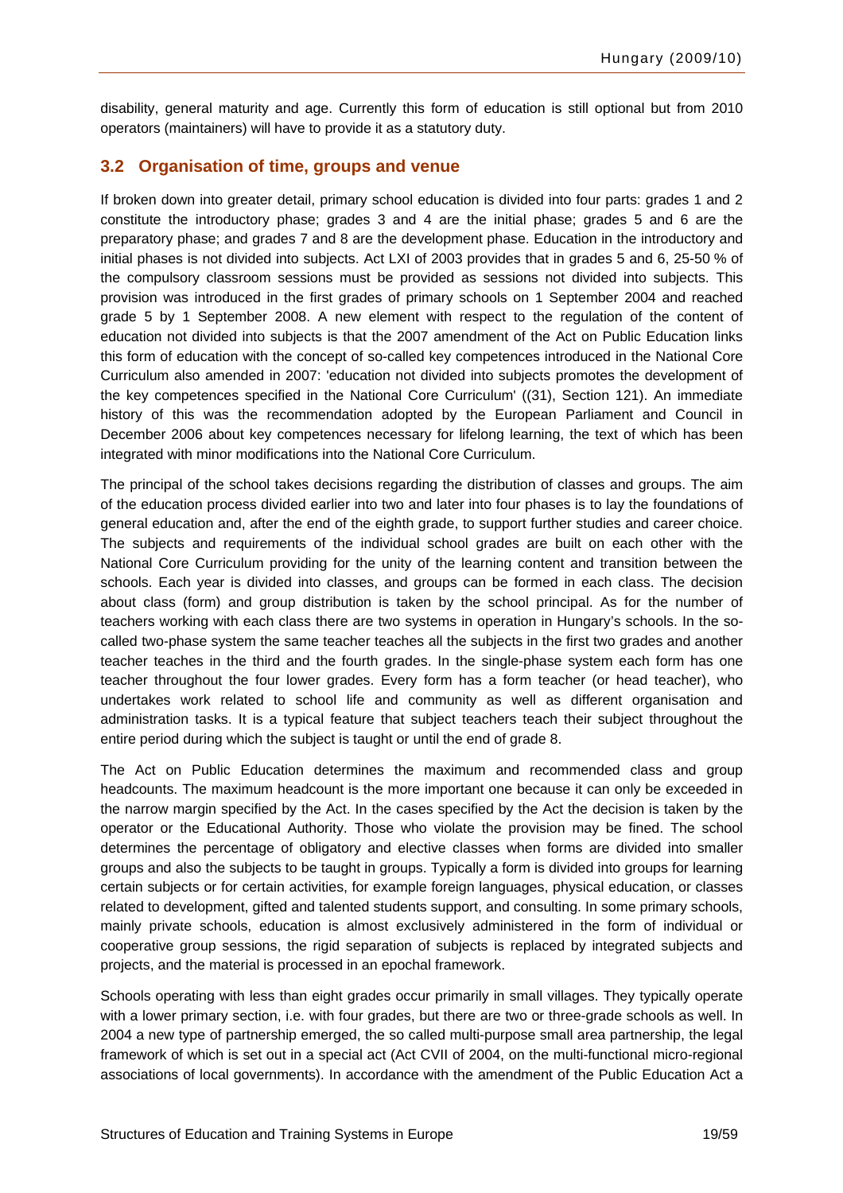disability, general maturity and age. Currently this form of education is still optional but from 2010 operators (maintainers) will have to provide it as a statutory duty.

## 3.2 Organisation of time, groups and venue

If broken down into greater detail, primary school education is divided into four parts: grades 1 and 2 constitute the introductory phase; grades 3 and 4 are the initial phase; grades 5 and 6 are the preparatory phase; and grades 7 and 8 are the development phase. Education in the introductory and initial phases is not divided into subjects. Act LXI of 2003 provides that in grades 5 and 6, 25-50 % of the compulsory classroom sessions must be provided as sessions not divided into subjects. This provision was introduced in the first grades of primary schools on 1 September 2004 and reached grade 5 by 1 September 2008. A new element with respect to the regulation of the content of education not divided into subjects is that the 2007 amendment of the Act on Public Education links this form of education with the concept of so-called key competences introduced in the National Core Curriculum also amended in 2007: 'education not divided into subjects promotes the development of the key competences specified in the National Core Curriculum' ((31), Section 121). An immediate history of this was the recommendation adopted by the European Parliament and Council in December 2006 about key competences necessary for lifelong learning, the text of which has been integrated with minor modifications into the National Core Curriculum.

The principal of the school takes decisions regarding the distribution of classes and groups. The aim of the education process divided earlier into two and later into four phases is to lay the foundations of general education and, after the end of the eighth grade, to support further studies and career choice. The subjects and requirements of the individual school grades are built on each other with the National Core Curriculum providing for the unity of the learning content and transition between the schools. Each year is divided into classes, and groups can be formed in each class. The decision about class (form) and group distribution is taken by the school principal. As for the number of teachers working with each class there are two systems in operation in Hungary's schools. In the so-called two-phase system the same teacher teaches all the subjects in the first two grades and another teacher teaches in the third and the fourth grades. In the single-phase system each form has one teacher throughout the four lower grades. Every form has a form teacher (or head teacher), who undertakes work related to school life and community as well as different organisation and administration tasks. It is a typical feature that subject teachers teach their subject throughout the entire period during which the subject is taught or until the end of grade 8.

The Act on Public Education determines the maximum and recommended class and group headcounts. The maximum headcount is the more important one because it can only be exceeded in the narrow margin specified by the Act. In the cases specified by the Act the decision is taken by the operator or the Educational Authority. Those who violate the provision may be fined. The school determines the percentage of obligatory and elective classes when forms are divided into smaller groups and also the subjects to be taught in groups. Typically a form is divided into groups for learning certain subjects or for certain activities, for example foreign languages, physical education, or classes related to development, gifted and talented students support, and consulting. In some primary schools, mainly private schools, education is almost exclusively administered in the form of individual or cooperative group sessions, the rigid separation of subjects is replaced by integrated subjects and projects, and the material is processed in an epochal framework.

Schools operating with less than eight grades occur primarily in small villages. They typically operate with a lower primary section, i.e. with four grades, but there are two or three-grade schools as well. In 2004 a new type of partnership emerged, the so called multi-purpose small area partnership, the legal framework of which is set out in a special act (Act CVII of 2004, on the multi-functional micro-regional associations of local governments). In accordance with the amendment of the Public Education Act a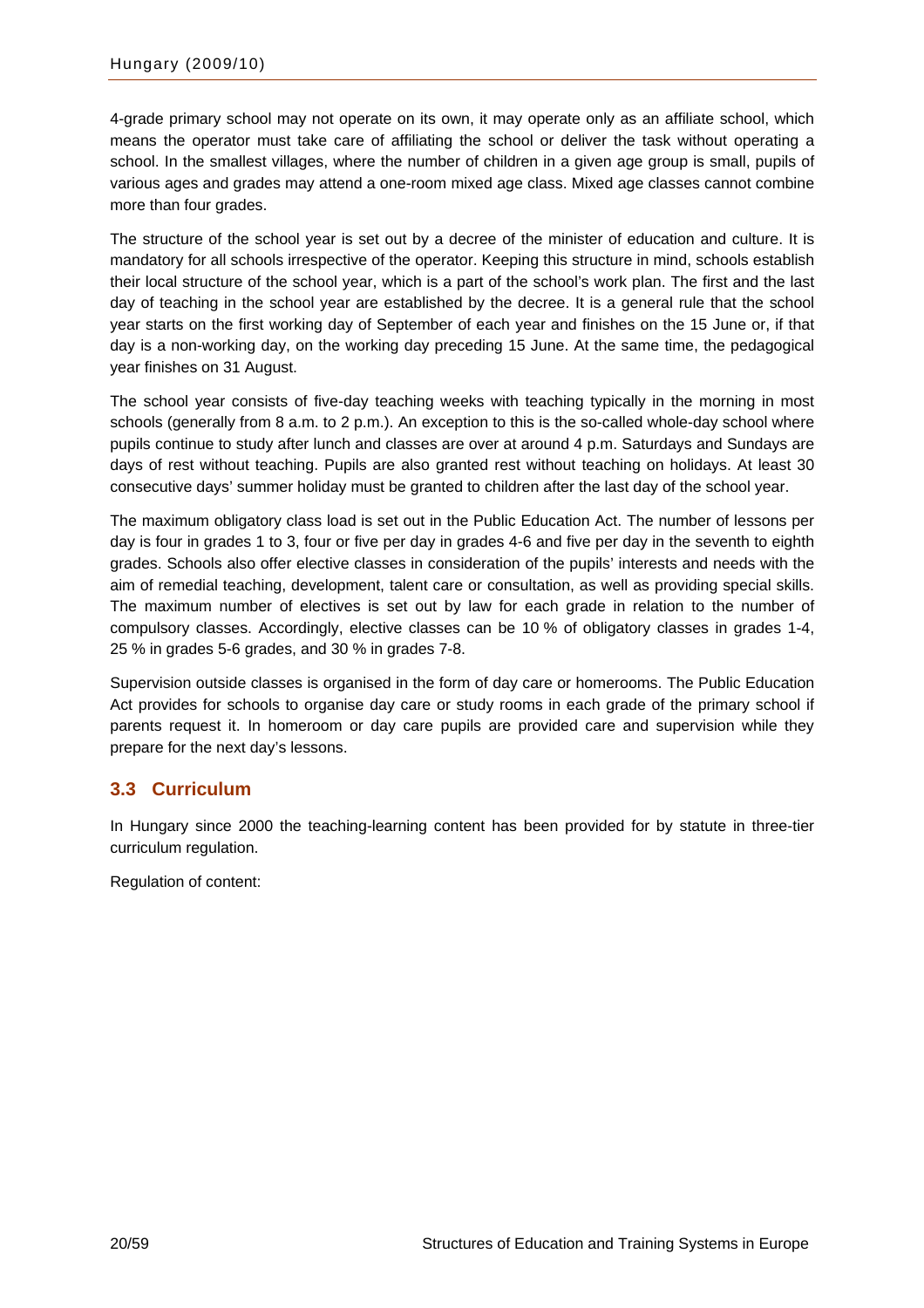4-grade primary school may not operate on its own, it may operate only as an affiliate school, which means the operator must take care of affiliating the school or deliver the task without operating a school. In the smallest villages, where the number of children in a given age group is small, pupils of various ages and grades may attend a one-room mixed age class. Mixed age classes cannot combine more than four grades.

The structure of the school year is set out by a decree of the minister of education and culture. It is mandatory for all schools irrespective of the operator. Keeping this structure in mind, schools establish their local structure of the school year, which is a part of the school's work plan. The first and the last day of teaching in the school year are established by the decree. It is a general rule that the school year starts on the first working day of September of each year and finishes on the 15 June or, if that day is a non-working day, on the working day preceding 15 June. At the same time, the pedagogical year finishes on 31 August.

The school year consists of five-day teaching weeks with teaching typically in the morning in most schools (generally from 8 a.m. to 2 p.m.). An exception to this is the so-called whole-day school where pupils continue to study after lunch and classes are over at around 4 p.m. Saturdays and Sundays are days of rest without teaching. Pupils are also granted rest without teaching on holidays. At least 30 consecutive days' summer holiday must be granted to children after the last day of the school year.

The maximum obligatory class load is set out in the Public Education Act. The number of lessons per day is four in grades 1 to 3, four or five per day in grades 4-6 and five per day in the seventh to eighth grades. Schools also offer elective classes in consideration of the pupils' interests and needs with the aim of remedial teaching, development, talent care or consultation, as well as providing special skills. The maximum number of electives is set out by law for each grade in relation to the number of compulsory classes. Accordingly, elective classes can be 10 % of obligatory classes in grades 1-4, 25 % in grades 5-6 grades, and 30 % in grades 7-8.

Supervision outside classes is organised in the form of day care or homerooms. The Public Education Act provides for schools to organise day care or study rooms in each grade of the primary school if parents request it. In homeroom or day care pupils are provided care and supervision while they prepare for the next day's lessons.

## 3.3 Curriculum

In Hungary since 2000 the teaching-learning content has been provided for by statute in three-tier curriculum regulation.

Regulation of content: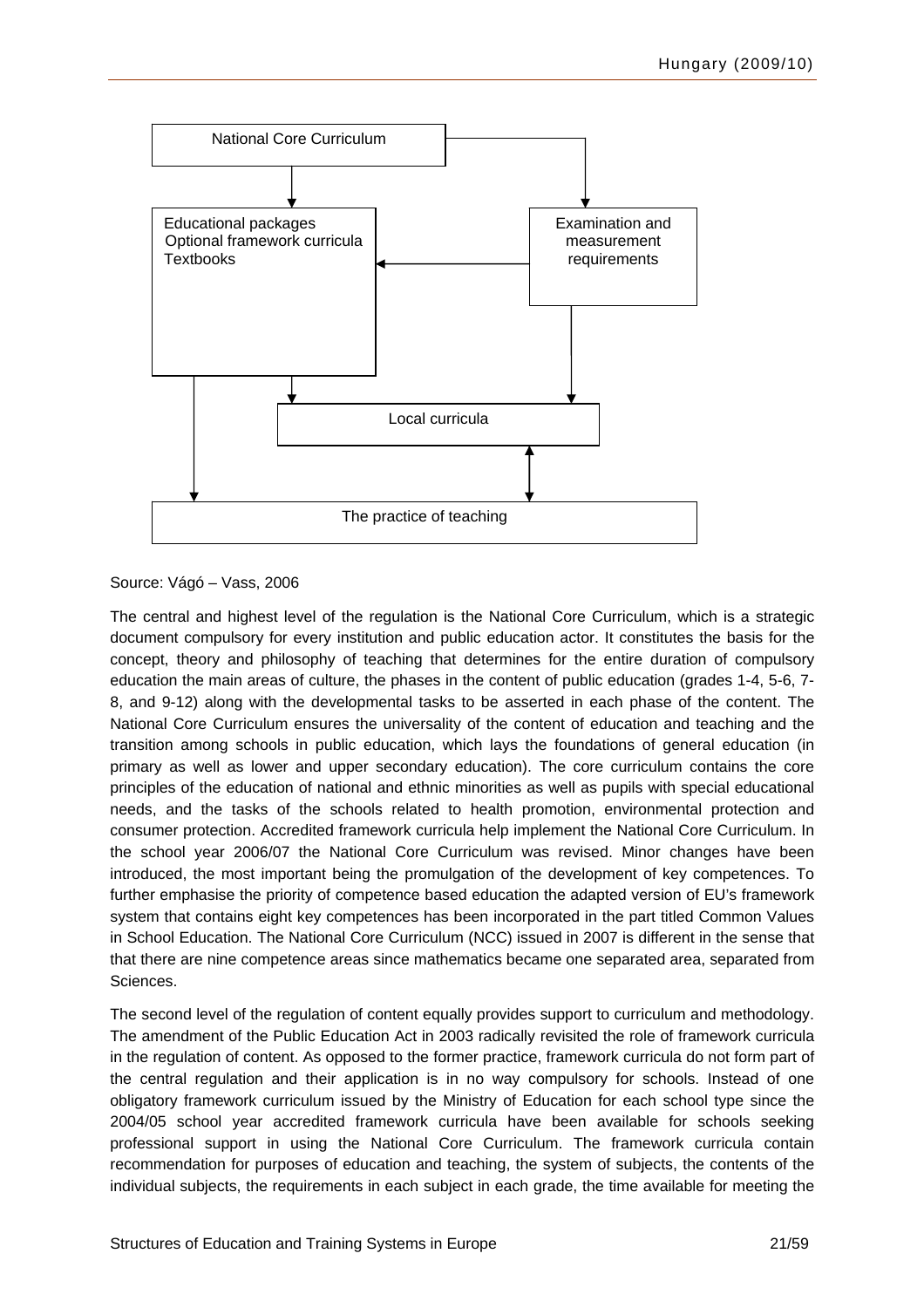National Core Curriculum

Educational packages
Optional framework curricula
Textbooks

Examination and measurement requirements

Local curricula

The practice of teaching

Source: Vágó – Vass, 2006

The central and highest level of the regulation is the National Core Curriculum, which is a strategic document compulsory for every institution and public education actor. It constitutes the basis for the concept, theory and philosophy of teaching that determines for the entire duration of compulsory education the main areas of culture, the phases in the content of public education (grades 1-4, 5-6, 7-8, and 9-12) along with the developmental tasks to be asserted in each phase of the content. The National Core Curriculum ensures the universality of the content of education and teaching and the transition among schools in public education, which lays the foundations of general education (in primary as well as lower and upper secondary education). The core curriculum contains the core principles of the education of national and ethnic minorities as well as pupils with special educational needs, and the tasks of the schools related to health promotion, environmental protection and consumer protection. Accredited framework curricula help implement the National Core Curriculum. In the school year 2006/07 the National Core Curriculum was revised. Minor changes have been introduced, the most important being the promulgation of the development of key competences. To further emphasise the priority of competence based education the adapted version of EU's framework system that contains eight key competences has been incorporated in the part titled Common Values in School Education. The National Core Curriculum (NCC) issued in 2007 is different in the sense that that there are nine competence areas since mathematics became one separated area, separated from Sciences.

The second level of the regulation of content equally provides support to curriculum and methodology. The amendment of the Public Education Act in 2003 radically revisited the role of framework curricula in the regulation of content. As opposed to the former practice, framework curricula do not form part of the central regulation and their application is in no way compulsory for schools. Instead of one obligatory framework curriculum issued by the Ministry of Education for each school type since the 2004/05 school year accredited framework curricula have been available for schools seeking professional support in using the National Core Curriculum. The framework curricula contain recommendation for purposes of education and teaching, the system of subjects, the contents of the individual subjects, the requirements in each subject in each grade, the time available for meeting the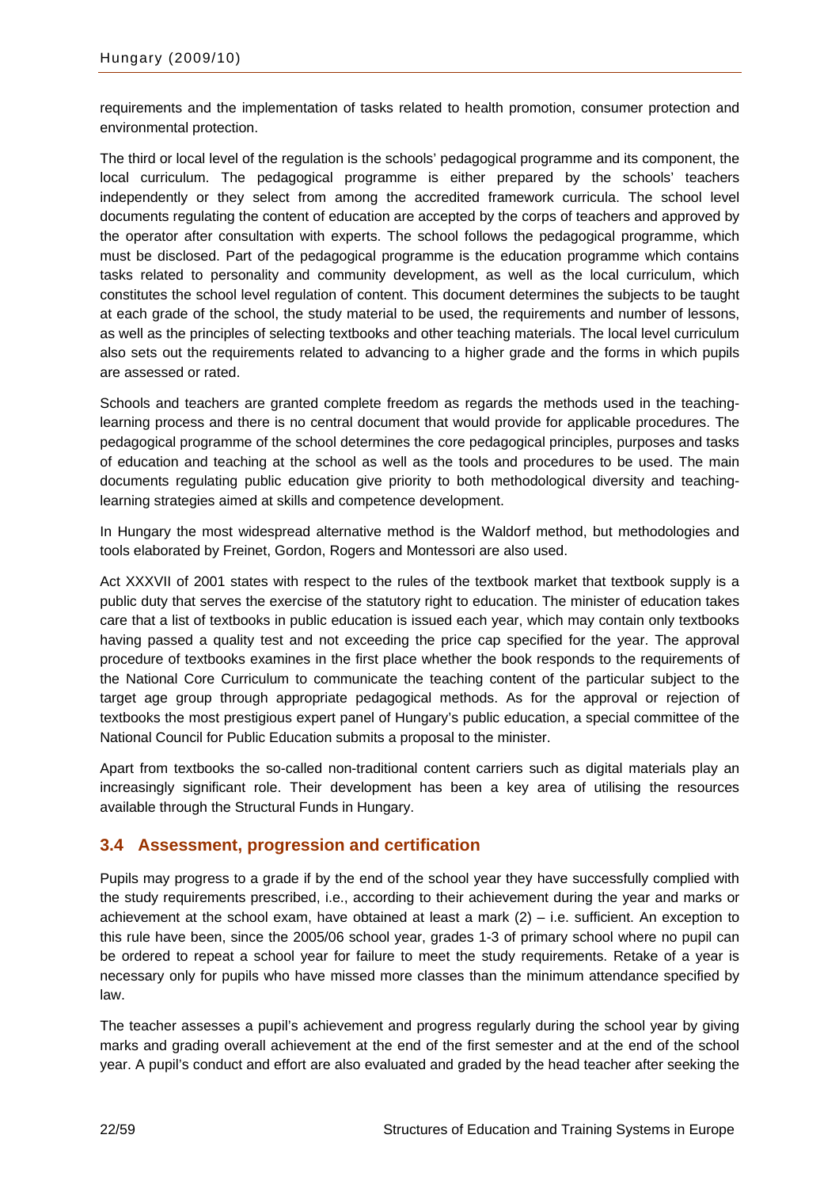requirements and the implementation of tasks related to health promotion, consumer protection and environmental protection.

The third or local level of the regulation is the schools' pedagogical programme and its component, the local curriculum. The pedagogical programme is either prepared by the schools' teachers independently or they select from among the accredited framework curricula. The school level documents regulating the content of education are accepted by the corps of teachers and approved by the operator after consultation with experts. The school follows the pedagogical programme, which must be disclosed. Part of the pedagogical programme is the education programme which contains tasks related to personality and community development, as well as the local curriculum, which constitutes the school level regulation of content. This document determines the subjects to be taught at each grade of the school, the study material to be used, the requirements and number of lessons, as well as the principles of selecting textbooks and other teaching materials. The local level curriculum also sets out the requirements related to advancing to a higher grade and the forms in which pupils are assessed or rated.

Schools and teachers are granted complete freedom as regards the methods used in the teaching-learning process and there is no central document that would provide for applicable procedures. The pedagogical programme of the school determines the core pedagogical principles, purposes and tasks of education and teaching at the school as well as the tools and procedures to be used. The main documents regulating public education give priority to both methodological diversity and teaching-learning strategies aimed at skills and competence development.

In Hungary the most widespread alternative method is the Waldorf method, but methodologies and tools elaborated by Freinet, Gordon, Rogers and Montessori are also used.

Act XXXVII of 2001 states with respect to the rules of the textbook market that textbook supply is a public duty that serves the exercise of the statutory right to education. The minister of education takes care that a list of textbooks in public education is issued each year, which may contain only textbooks having passed a quality test and not exceeding the price cap specified for the year. The approval procedure of textbooks examines in the first place whether the book responds to the requirements of the National Core Curriculum to communicate the teaching content of the particular subject to the target age group through appropriate pedagogical methods. As for the approval or rejection of textbooks the most prestigious expert panel of Hungary's public education, a special committee of the National Council for Public Education submits a proposal to the minister.

Apart from textbooks the so-called non-traditional content carriers such as digital materials play an increasingly significant role. Their development has been a key area of utilising the resources available through the Structural Funds in Hungary.

## 3.4 Assessment, progression and certification

Pupils may progress to a grade if by the end of the school year they have successfully complied with the study requirements prescribed, i.e., according to their achievement during the year and marks or achievement at the school exam, have obtained at least a mark (2) – i.e. sufficient. An exception to this rule have been, since the 2005/06 school year, grades 1-3 of primary school where no pupil can be ordered to repeat a school year for failure to meet the study requirements. Retake of a year is necessary only for pupils who have missed more classes than the minimum attendance specified by law.

The teacher assesses a pupil's achievement and progress regularly during the school year by giving marks and grading overall achievement at the end of the first semester and at the end of the school year. A pupil's conduct and effort are also evaluated and graded by the head teacher after seeking the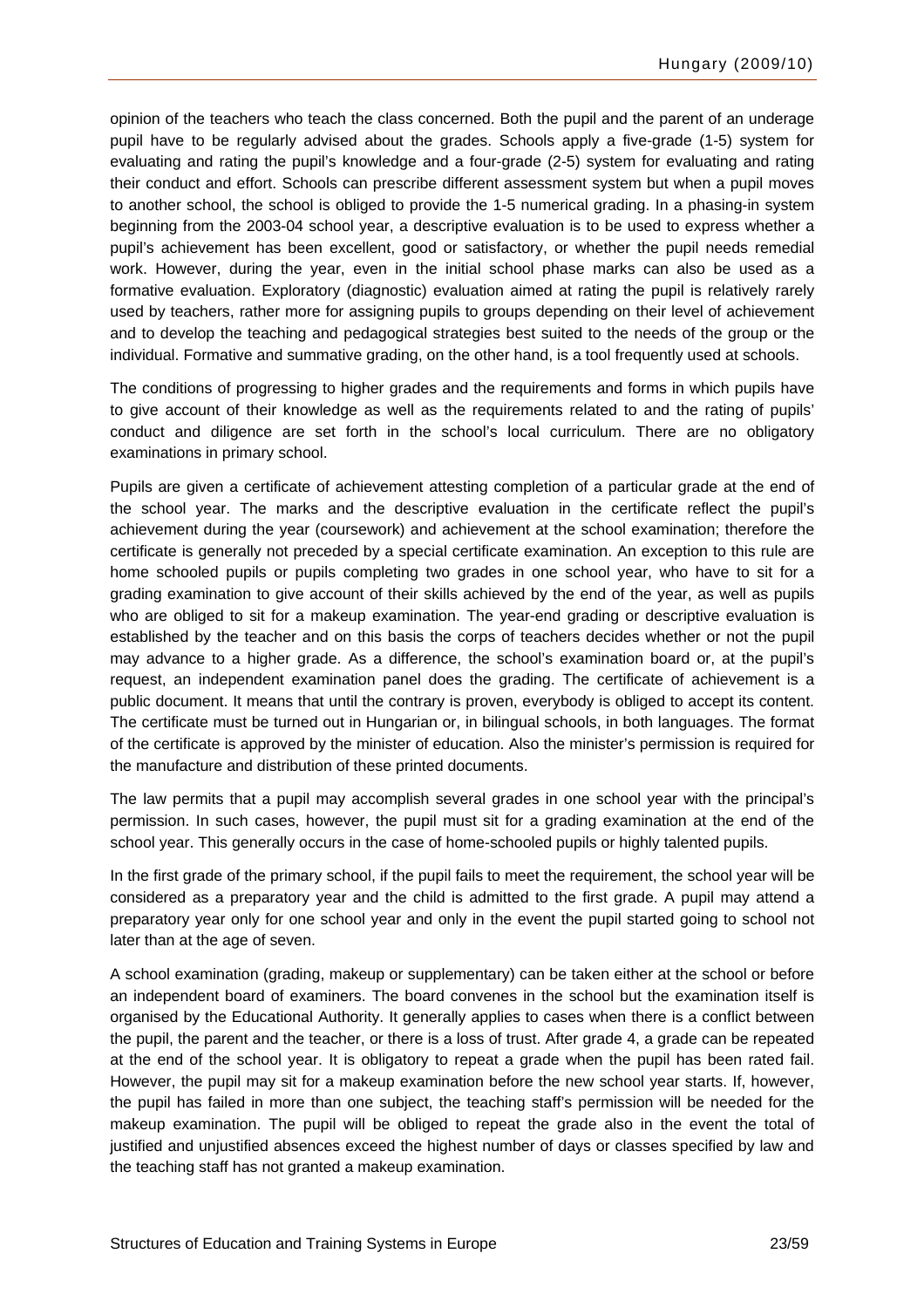opinion of the teachers who teach the class concerned. Both the pupil and the parent of an underage pupil have to be regularly advised about the grades. Schools apply a five-grade (1-5) system for evaluating and rating the pupil's knowledge and a four-grade (2-5) system for evaluating and rating their conduct and effort. Schools can prescribe different assessment system but when a pupil moves to another school, the school is obliged to provide the 1-5 numerical grading. In a phasing-in system beginning from the 2003-04 school year, a descriptive evaluation is to be used to express whether a pupil's achievement has been excellent, good or satisfactory, or whether the pupil needs remedial work. However, during the year, even in the initial school phase marks can also be used as a formative evaluation. Exploratory (diagnostic) evaluation aimed at rating the pupil is relatively rarely used by teachers, rather more for assigning pupils to groups depending on their level of achievement and to develop the teaching and pedagogical strategies best suited to the needs of the group or the individual. Formative and summative grading, on the other hand, is a tool frequently used at schools.

The conditions of progressing to higher grades and the requirements and forms in which pupils have to give account of their knowledge as well as the requirements related to and the rating of pupils' conduct and diligence are set forth in the school's local curriculum. There are no obligatory examinations in primary school.

Pupils are given a certificate of achievement attesting completion of a particular grade at the end of the school year. The marks and the descriptive evaluation in the certificate reflect the pupil's achievement during the year (coursework) and achievement at the school examination; therefore the certificate is generally not preceded by a special certificate examination. An exception to this rule are home schooled pupils or pupils completing two grades in one school year, who have to sit for a grading examination to give account of their skills achieved by the end of the year, as well as pupils who are obliged to sit for a makeup examination. The year-end grading or descriptive evaluation is established by the teacher and on this basis the corps of teachers decides whether or not the pupil may advance to a higher grade. As a difference, the school's examination board or, at the pupil's request, an independent examination panel does the grading. The certificate of achievement is a public document. It means that until the contrary is proven, everybody is obliged to accept its content. The certificate must be turned out in Hungarian or, in bilingual schools, in both languages. The format of the certificate is approved by the minister of education. Also the minister's permission is required for the manufacture and distribution of these printed documents.

The law permits that a pupil may accomplish several grades in one school year with the principal's permission. In such cases, however, the pupil must sit for a grading examination at the end of the school year. This generally occurs in the case of home-schooled pupils or highly talented pupils.

In the first grade of the primary school, if the pupil fails to meet the requirement, the school year will be considered as a preparatory year and the child is admitted to the first grade. A pupil may attend a preparatory year only for one school year and only in the event the pupil started going to school not later than at the age of seven.

A school examination (grading, makeup or supplementary) can be taken either at the school or before an independent board of examiners. The board convenes in the school but the examination itself is organised by the Educational Authority. It generally applies to cases when there is a conflict between the pupil, the parent and the teacher, or there is a loss of trust. After grade 4, a grade can be repeated at the end of the school year. It is obligatory to repeat a grade when the pupil has been rated fail. However, the pupil may sit for a makeup examination before the new school year starts. If, however, the pupil has failed in more than one subject, the teaching staff's permission will be needed for the makeup examination. The pupil will be obliged to repeat the grade also in the event the total of justified and unjustified absences exceed the highest number of days or classes specified by law and the teaching staff has not granted a makeup examination.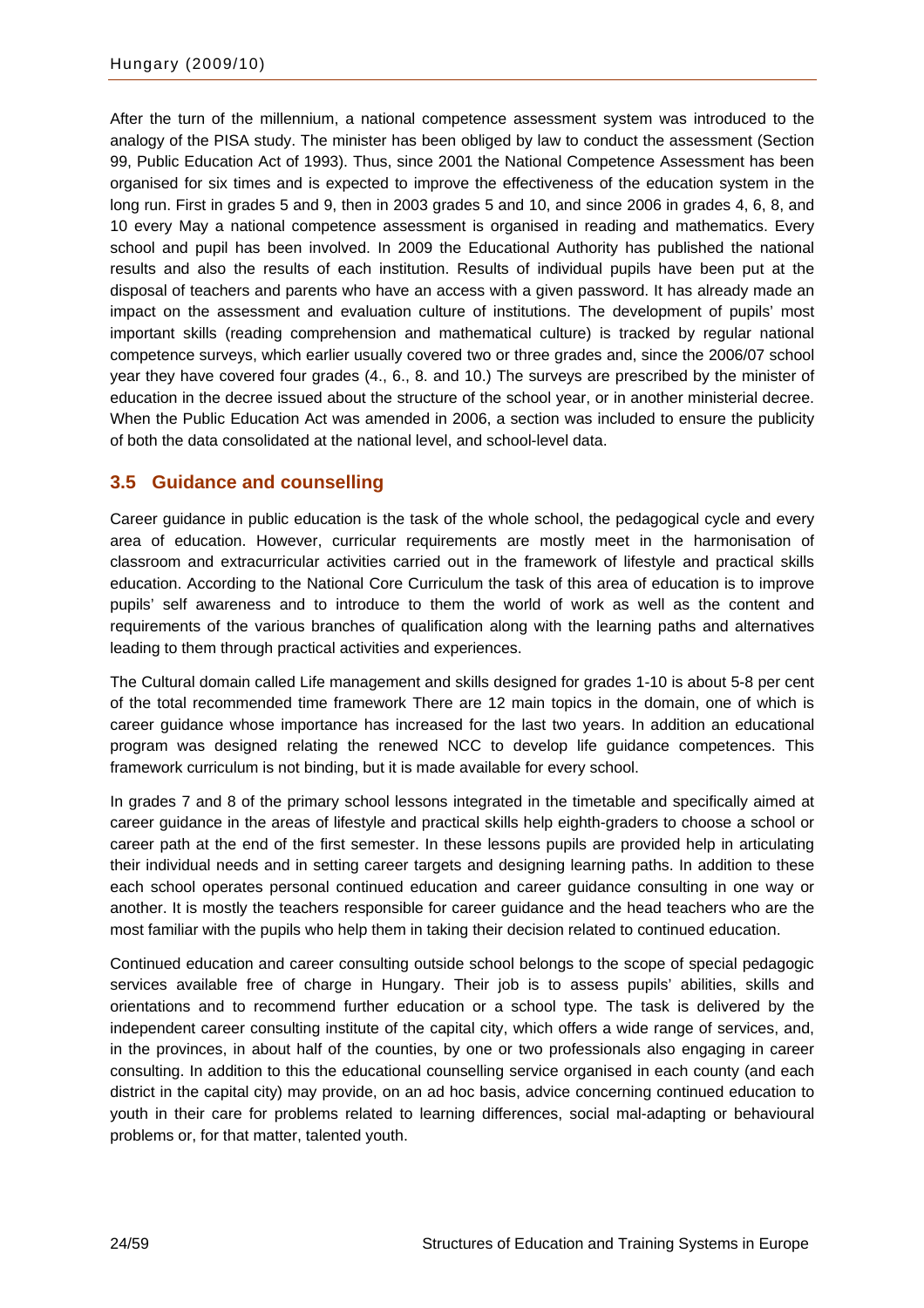After the turn of the millennium, a national competence assessment system was introduced to the analogy of the PISA study. The minister has been obliged by law to conduct the assessment (Section 99, Public Education Act of 1993). Thus, since 2001 the National Competence Assessment has been organised for six times and is expected to improve the effectiveness of the education system in the long run. First in grades 5 and 9, then in 2003 grades 5 and 10, and since 2006 in grades 4, 6, 8, and 10 every May a national competence assessment is organised in reading and mathematics. Every school and pupil has been involved. In 2009 the Educational Authority has published the national results and also the results of each institution. Results of individual pupils have been put at the disposal of teachers and parents who have an access with a given password. It has already made an impact on the assessment and evaluation culture of institutions. The development of pupils' most important skills (reading comprehension and mathematical culture) is tracked by regular national competence surveys, which earlier usually covered two or three grades and, since the 2006/07 school year they have covered four grades (4., 6., 8. and 10.) The surveys are prescribed by the minister of education in the decree issued about the structure of the school year, or in another ministerial decree. When the Public Education Act was amended in 2006, a section was included to ensure the publicity of both the data consolidated at the national level, and school-level data.

## 3.5 Guidance and counselling

Career guidance in public education is the task of the whole school, the pedagogical cycle and every area of education. However, curricular requirements are mostly meet in the harmonisation of classroom and extracurricular activities carried out in the framework of lifestyle and practical skills education. According to the National Core Curriculum the task of this area of education is to improve pupils' self awareness and to introduce to them the world of work as well as the content and requirements of the various branches of qualification along with the learning paths and alternatives leading to them through practical activities and experiences.

The Cultural domain called Life management and skills designed for grades 1-10 is about 5-8 per cent of the total recommended time framework There are 12 main topics in the domain, one of which is career guidance whose importance has increased for the last two years. In addition an educational program was designed relating the renewed NCC to develop life guidance competences. This framework curriculum is not binding, but it is made available for every school.

In grades 7 and 8 of the primary school lessons integrated in the timetable and specifically aimed at career guidance in the areas of lifestyle and practical skills help eighth-graders to choose a school or career path at the end of the first semester. In these lessons pupils are provided help in articulating their individual needs and in setting career targets and designing learning paths. In addition to these each school operates personal continued education and career guidance consulting in one way or another. It is mostly the teachers responsible for career guidance and the head teachers who are the most familiar with the pupils who help them in taking their decision related to continued education.

Continued education and career consulting outside school belongs to the scope of special pedagogic services available free of charge in Hungary. Their job is to assess pupils' abilities, skills and orientations and to recommend further education or a school type. The task is delivered by the independent career consulting institute of the capital city, which offers a wide range of services, and, in the provinces, in about half of the counties, by one or two professionals also engaging in career consulting. In addition to this the educational counselling service organised in each county (and each district in the capital city) may provide, on an ad hoc basis, advice concerning continued education to youth in their care for problems related to learning differences, social mal-adapting or behavioural problems or, for that matter, talented youth.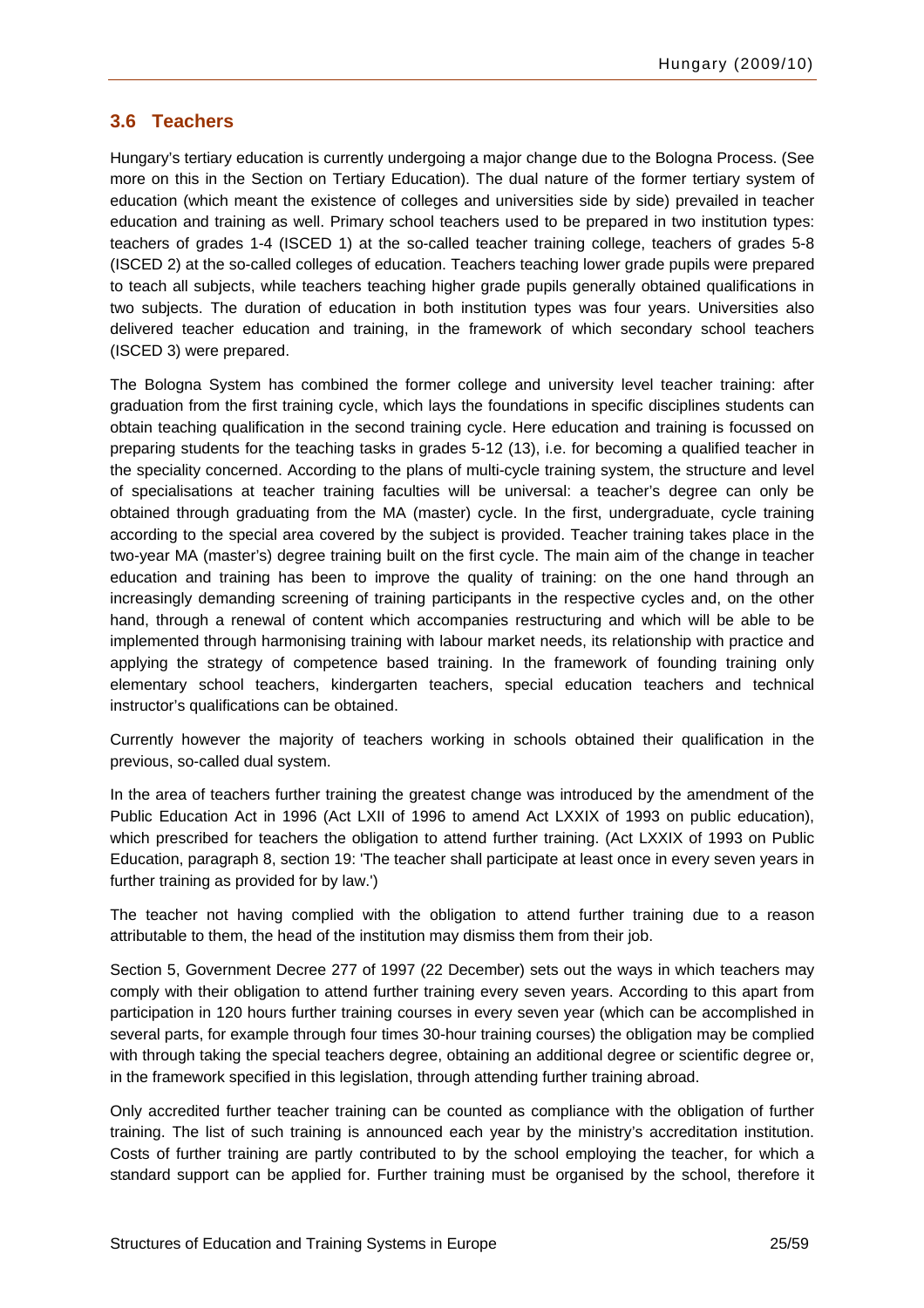## 3.6 Teachers

Hungary's tertiary education is currently undergoing a major change due to the Bologna Process. (See more on this in the Section on Tertiary Education). The dual nature of the former tertiary system of education (which meant the existence of colleges and universities side by side) prevailed in teacher education and training as well. Primary school teachers used to be prepared in two institution types: teachers of grades 1-4 (ISCED 1) at the so-called teacher training college, teachers of grades 5-8 (ISCED 2) at the so-called colleges of education. Teachers teaching lower grade pupils were prepared to teach all subjects, while teachers teaching higher grade pupils generally obtained qualifications in two subjects. The duration of education in both institution types was four years. Universities also delivered teacher education and training, in the framework of which secondary school teachers (ISCED 3) were prepared.

The Bologna System has combined the former college and university level teacher training: after graduation from the first training cycle, which lays the foundations in specific disciplines students can obtain teaching qualification in the second training cycle. Here education and training is focussed on preparing students for the teaching tasks in grades 5-12 (13), i.e. for becoming a qualified teacher in the speciality concerned. According to the plans of multi-cycle training system, the structure and level of specialisations at teacher training faculties will be universal: a teacher's degree can only be obtained through graduating from the MA (master) cycle. In the first, undergraduate, cycle training according to the special area covered by the subject is provided. Teacher training takes place in the two-year MA (master's) degree training built on the first cycle. The main aim of the change in teacher education and training has been to improve the quality of training: on the one hand through an increasingly demanding screening of training participants in the respective cycles and, on the other hand, through a renewal of content which accompanies restructuring and which will be able to be implemented through harmonising training with labour market needs, its relationship with practice and applying the strategy of competence based training. In the framework of founding training only elementary school teachers, kindergarten teachers, special education teachers and technical instructor's qualifications can be obtained.

Currently however the majority of teachers working in schools obtained their qualification in the previous, so-called dual system.

In the area of teachers further training the greatest change was introduced by the amendment of the Public Education Act in 1996 (Act LXII of 1996 to amend Act LXXIX of 1993 on public education), which prescribed for teachers the obligation to attend further training. (Act LXXIX of 1993 on Public Education, paragraph 8, section 19: 'The teacher shall participate at least once in every seven years in further training as provided for by law.')

The teacher not having complied with the obligation to attend further training due to a reason attributable to them, the head of the institution may dismiss them from their job.

Section 5, Government Decree 277 of 1997 (22 December) sets out the ways in which teachers may comply with their obligation to attend further training every seven years. According to this apart from participation in 120 hours further training courses in every seven year (which can be accomplished in several parts, for example through four times 30-hour training courses) the obligation may be complied with through taking the special teachers degree, obtaining an additional degree or scientific degree or, in the framework specified in this legislation, through attending further training abroad.

Only accredited further teacher training can be counted as compliance with the obligation of further training. The list of such training is announced each year by the ministry's accreditation institution. Costs of further training are partly contributed to by the school employing the teacher, for which a standard support can be applied for. Further training must be organised by the school, therefore it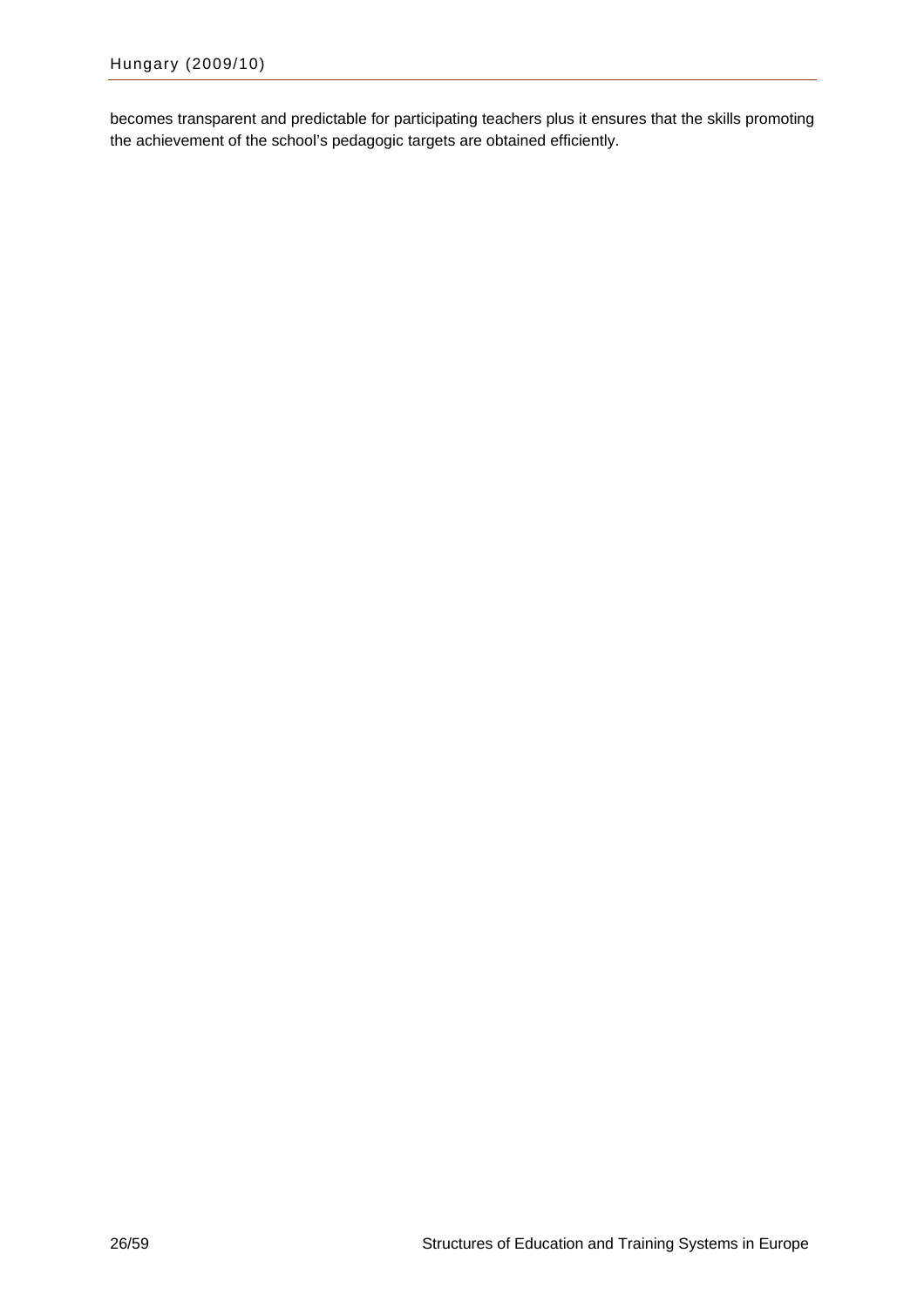becomes transparent and predictable for participating teachers plus it ensures that the skills promoting the achievement of the school's pedagogic targets are obtained efficiently.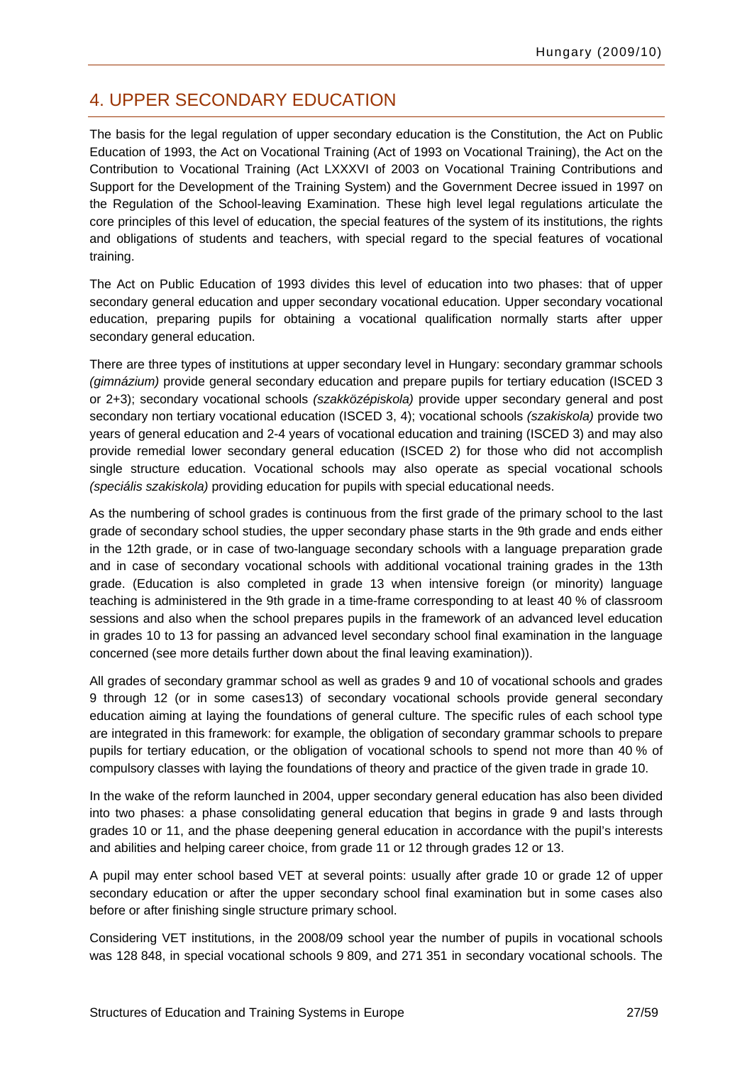## 4. UPPER SECONDARY EDUCATION

The basis for the legal regulation of upper secondary education is the Constitution, the Act on Public Education of 1993, the Act on Vocational Training (Act of 1993 on Vocational Training), the Act on the Contribution to Vocational Training (Act LXXXVI of 2003 on Vocational Training Contributions and Support for the Development of the Training System) and the Government Decree issued in 1997 on the Regulation of the School-leaving Examination. These high level legal regulations articulate the core principles of this level of education, the special features of the system of its institutions, the rights and obligations of students and teachers, with special regard to the special features of vocational training.

The Act on Public Education of 1993 divides this level of education into two phases: that of upper secondary general education and upper secondary vocational education. Upper secondary vocational education, preparing pupils for obtaining a vocational qualification normally starts after upper secondary general education.

There are three types of institutions at upper secondary level in Hungary: secondary grammar schools *(gimnázium)* provide general secondary education and prepare pupils for tertiary education (ISCED 3 or 2+3); secondary vocational schools *(szakközépiskola)* provide upper secondary general and post secondary non tertiary vocational education (ISCED 3, 4); vocational schools *(szakiskola)* provide two years of general education and 2-4 years of vocational education and training (ISCED 3) and may also provide remedial lower secondary general education (ISCED 2) for those who did not accomplish single structure education. Vocational schools may also operate as special vocational schools *(speciális szakiskola)* providing education for pupils with special educational needs.

As the numbering of school grades is continuous from the first grade of the primary school to the last grade of secondary school studies, the upper secondary phase starts in the 9th grade and ends either in the 12th grade, or in case of two-language secondary schools with a language preparation grade and in case of secondary vocational schools with additional vocational training grades in the 13th grade. (Education is also completed in grade 13 when intensive foreign (or minority) language teaching is administered in the 9th grade in a time-frame corresponding to at least 40 % of classroom sessions and also when the school prepares pupils in the framework of an advanced level education in grades 10 to 13 for passing an advanced level secondary school final examination in the language concerned (see more details further down about the final leaving examination)).

All grades of secondary grammar school as well as grades 9 and 10 of vocational schools and grades 9 through 12 (or in some cases13) of secondary vocational schools provide general secondary education aiming at laying the foundations of general culture. The specific rules of each school type are integrated in this framework: for example, the obligation of secondary grammar schools to prepare pupils for tertiary education, or the obligation of vocational schools to spend not more than 40 % of compulsory classes with laying the foundations of theory and practice of the given trade in grade 10.

In the wake of the reform launched in 2004, upper secondary general education has also been divided into two phases: a phase consolidating general education that begins in grade 9 and lasts through grades 10 or 11, and the phase deepening general education in accordance with the pupil's interests and abilities and helping career choice, from grade 11 or 12 through grades 12 or 13.

A pupil may enter school based VET at several points: usually after grade 10 or grade 12 of upper secondary education or after the upper secondary school final examination but in some cases also before or after finishing single structure primary school.

Considering VET institutions, in the 2008/09 school year the number of pupils in vocational schools was 128 848, in special vocational schools 9 809, and 271 351 in secondary vocational schools. The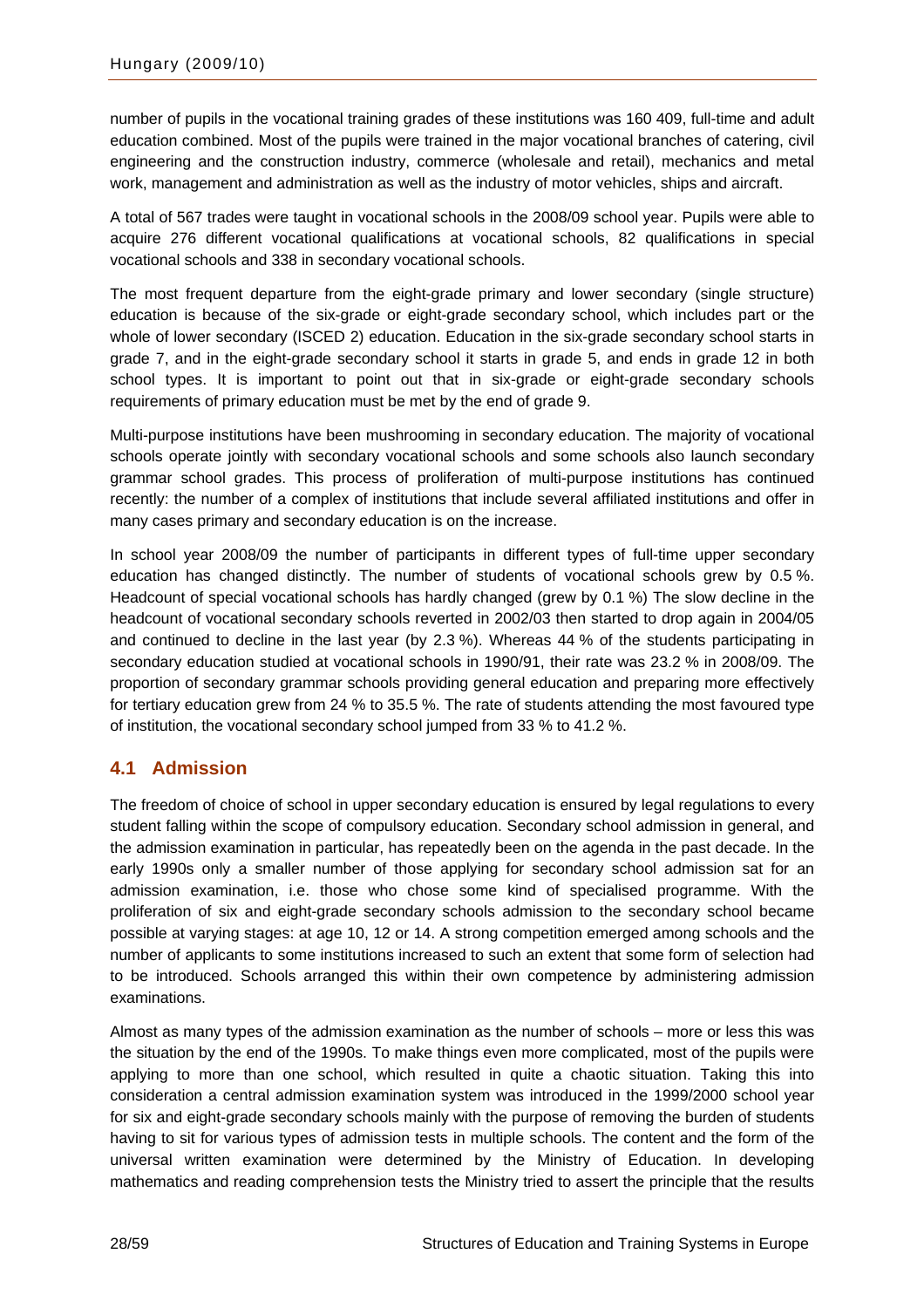number of pupils in the vocational training grades of these institutions was 160 409, full-time and adult education combined. Most of the pupils were trained in the major vocational branches of catering, civil engineering and the construction industry, commerce (wholesale and retail), mechanics and metal work, management and administration as well as the industry of motor vehicles, ships and aircraft.

A total of 567 trades were taught in vocational schools in the 2008/09 school year. Pupils were able to acquire 276 different vocational qualifications at vocational schools, 82 qualifications in special vocational schools and 338 in secondary vocational schools.

The most frequent departure from the eight-grade primary and lower secondary (single structure) education is because of the six-grade or eight-grade secondary school, which includes part or the whole of lower secondary (ISCED 2) education. Education in the six-grade secondary school starts in grade 7, and in the eight-grade secondary school it starts in grade 5, and ends in grade 12 in both school types. It is important to point out that in six-grade or eight-grade secondary schools requirements of primary education must be met by the end of grade 9.

Multi-purpose institutions have been mushrooming in secondary education. The majority of vocational schools operate jointly with secondary vocational schools and some schools also launch secondary grammar school grades. This process of proliferation of multi-purpose institutions has continued recently: the number of a complex of institutions that include several affiliated institutions and offer in many cases primary and secondary education is on the increase.

In school year 2008/09 the number of participants in different types of full-time upper secondary education has changed distinctly. The number of students of vocational schools grew by 0.5 %. Headcount of special vocational schools has hardly changed (grew by 0.1 %) The slow decline in the headcount of vocational secondary schools reverted in 2002/03 then started to drop again in 2004/05 and continued to decline in the last year (by 2.3 %). Whereas 44 % of the students participating in secondary education studied at vocational schools in 1990/91, their rate was 23.2 % in 2008/09. The proportion of secondary grammar schools providing general education and preparing more effectively for tertiary education grew from 24 % to 35.5 %. The rate of students attending the most favoured type of institution, the vocational secondary school jumped from 33 % to 41.2 %.

## 4.1 Admission

The freedom of choice of school in upper secondary education is ensured by legal regulations to every student falling within the scope of compulsory education. Secondary school admission in general, and the admission examination in particular, has repeatedly been on the agenda in the past decade. In the early 1990s only a smaller number of those applying for secondary school admission sat for an admission examination, i.e. those who chose some kind of specialised programme. With the proliferation of six and eight-grade secondary schools admission to the secondary school became possible at varying stages: at age 10, 12 or 14. A strong competition emerged among schools and the number of applicants to some institutions increased to such an extent that some form of selection had to be introduced. Schools arranged this within their own competence by administering admission examinations.

Almost as many types of the admission examination as the number of schools – more or less this was the situation by the end of the 1990s. To make things even more complicated, most of the pupils were applying to more than one school, which resulted in quite a chaotic situation. Taking this into consideration a central admission examination system was introduced in the 1999/2000 school year for six and eight-grade secondary schools mainly with the purpose of removing the burden of students having to sit for various types of admission tests in multiple schools. The content and the form of the universal written examination were determined by the Ministry of Education. In developing mathematics and reading comprehension tests the Ministry tried to assert the principle that the results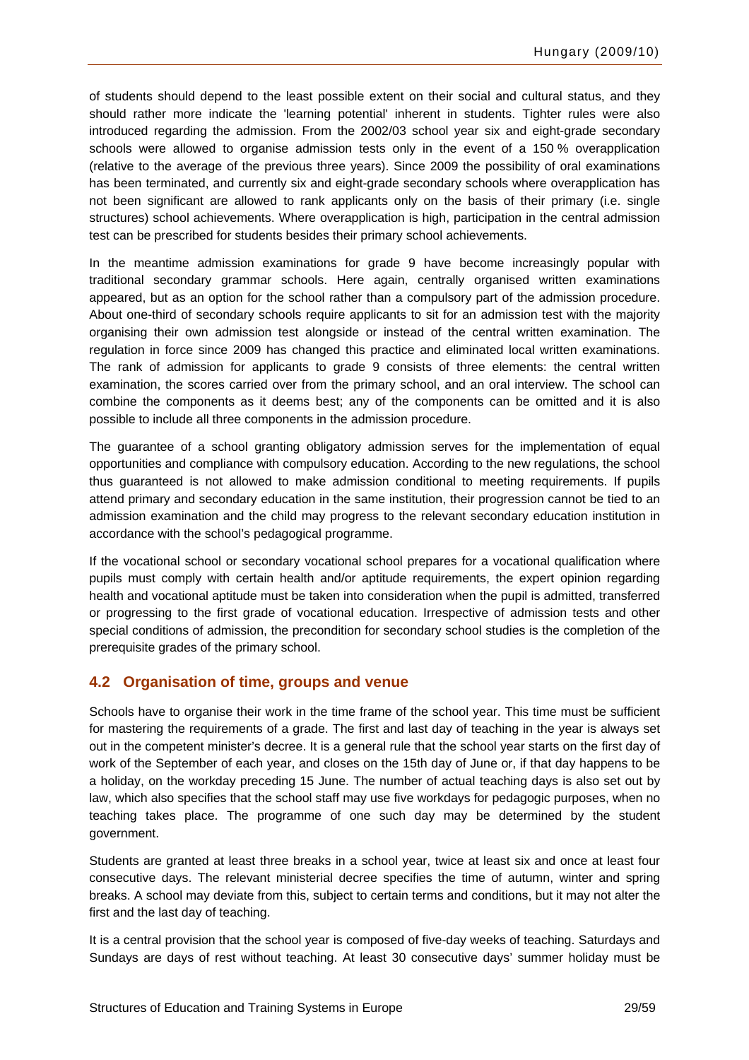of students should depend to the least possible extent on their social and cultural status, and they should rather more indicate the 'learning potential' inherent in students. Tighter rules were also introduced regarding the admission. From the 2002/03 school year six and eight-grade secondary schools were allowed to organise admission tests only in the event of a 150 % overapplication (relative to the average of the previous three years). Since 2009 the possibility of oral examinations has been terminated, and currently six and eight-grade secondary schools where overapplication has not been significant are allowed to rank applicants only on the basis of their primary (i.e. single structures) school achievements. Where overapplication is high, participation in the central admission test can be prescribed for students besides their primary school achievements.

In the meantime admission examinations for grade 9 have become increasingly popular with traditional secondary grammar schools. Here again, centrally organised written examinations appeared, but as an option for the school rather than a compulsory part of the admission procedure. About one-third of secondary schools require applicants to sit for an admission test with the majority organising their own admission test alongside or instead of the central written examination. The regulation in force since 2009 has changed this practice and eliminated local written examinations. The rank of admission for applicants to grade 9 consists of three elements: the central written examination, the scores carried over from the primary school, and an oral interview. The school can combine the components as it deems best; any of the components can be omitted and it is also possible to include all three components in the admission procedure.

The guarantee of a school granting obligatory admission serves for the implementation of equal opportunities and compliance with compulsory education. According to the new regulations, the school thus guaranteed is not allowed to make admission conditional to meeting requirements. If pupils attend primary and secondary education in the same institution, their progression cannot be tied to an admission examination and the child may progress to the relevant secondary education institution in accordance with the school's pedagogical programme.

If the vocational school or secondary vocational school prepares for a vocational qualification where pupils must comply with certain health and/or aptitude requirements, the expert opinion regarding health and vocational aptitude must be taken into consideration when the pupil is admitted, transferred or progressing to the first grade of vocational education. Irrespective of admission tests and other special conditions of admission, the precondition for secondary school studies is the completion of the prerequisite grades of the primary school.

## 4.2 Organisation of time, groups and venue

Schools have to organise their work in the time frame of the school year. This time must be sufficient for mastering the requirements of a grade. The first and last day of teaching in the year is always set out in the competent minister's decree. It is a general rule that the school year starts on the first day of work of the September of each year, and closes on the 15th day of June or, if that day happens to be a holiday, on the workday preceding 15 June. The number of actual teaching days is also set out by law, which also specifies that the school staff may use five workdays for pedagogic purposes, when no teaching takes place. The programme of one such day may be determined by the student government.

Students are granted at least three breaks in a school year, twice at least six and once at least four consecutive days. The relevant ministerial decree specifies the time of autumn, winter and spring breaks. A school may deviate from this, subject to certain terms and conditions, but it may not alter the first and the last day of teaching.

It is a central provision that the school year is composed of five-day weeks of teaching. Saturdays and Sundays are days of rest without teaching. At least 30 consecutive days' summer holiday must be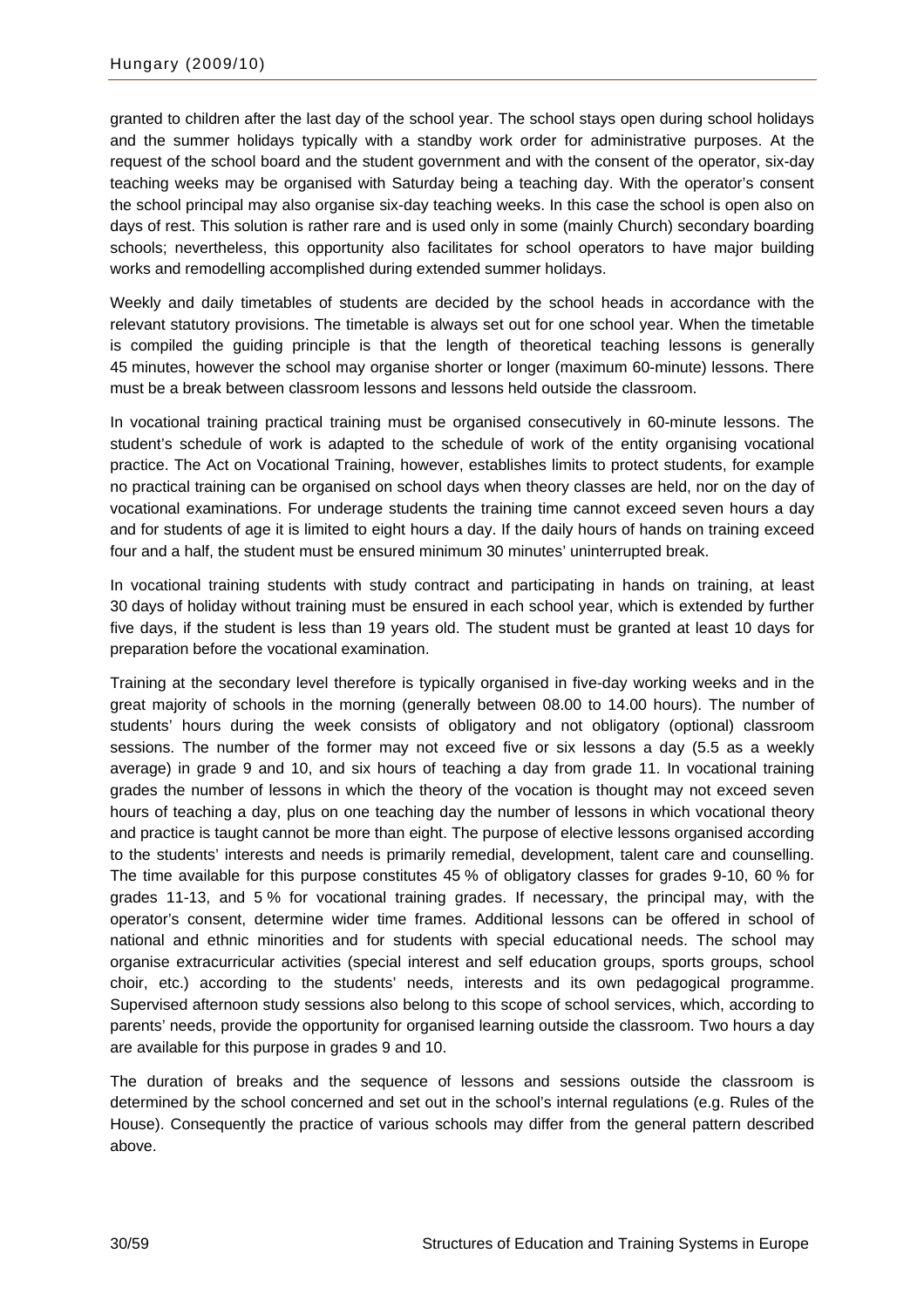granted to children after the last day of the school year. The school stays open during school holidays and the summer holidays typically with a standby work order for administrative purposes. At the request of the school board and the student government and with the consent of the operator, six-day teaching weeks may be organised with Saturday being a teaching day. With the operator's consent the school principal may also organise six-day teaching weeks. In this case the school is open also on days of rest. This solution is rather rare and is used only in some (mainly Church) secondary boarding schools; nevertheless, this opportunity also facilitates for school operators to have major building works and remodelling accomplished during extended summer holidays.

Weekly and daily timetables of students are decided by the school heads in accordance with the relevant statutory provisions. The timetable is always set out for one school year. When the timetable is compiled the guiding principle is that the length of theoretical teaching lessons is generally 45 minutes, however the school may organise shorter or longer (maximum 60-minute) lessons. There must be a break between classroom lessons and lessons held outside the classroom.

In vocational training practical training must be organised consecutively in 60-minute lessons. The student's schedule of work is adapted to the schedule of work of the entity organising vocational practice. The Act on Vocational Training, however, establishes limits to protect students, for example no practical training can be organised on school days when theory classes are held, nor on the day of vocational examinations. For underage students the training time cannot exceed seven hours a day and for students of age it is limited to eight hours a day. If the daily hours of hands on training exceed four and a half, the student must be ensured minimum 30 minutes' uninterrupted break.

In vocational training students with study contract and participating in hands on training, at least 30 days of holiday without training must be ensured in each school year, which is extended by further five days, if the student is less than 19 years old. The student must be granted at least 10 days for preparation before the vocational examination.

Training at the secondary level therefore is typically organised in five-day working weeks and in the great majority of schools in the morning (generally between 08.00 to 14.00 hours). The number of students' hours during the week consists of obligatory and not obligatory (optional) classroom sessions. The number of the former may not exceed five or six lessons a day (5.5 as a weekly average) in grade 9 and 10, and six hours of teaching a day from grade 11. In vocational training grades the number of lessons in which the theory of the vocation is thought may not exceed seven hours of teaching a day, plus on one teaching day the number of lessons in which vocational theory and practice is taught cannot be more than eight. The purpose of elective lessons organised according to the students' interests and needs is primarily remedial, development, talent care and counselling. The time available for this purpose constitutes 45 % of obligatory classes for grades 9-10, 60 % for grades 11-13, and 5 % for vocational training grades. If necessary, the principal may, with the operator's consent, determine wider time frames. Additional lessons can be offered in school of national and ethnic minorities and for students with special educational needs. The school may organise extracurricular activities (special interest and self education groups, sports groups, school choir, etc.) according to the students' needs, interests and its own pedagogical programme. Supervised afternoon study sessions also belong to this scope of school services, which, according to parents' needs, provide the opportunity for organised learning outside the classroom. Two hours a day are available for this purpose in grades 9 and 10.

The duration of breaks and the sequence of lessons and sessions outside the classroom is determined by the school concerned and set out in the school's internal regulations (e.g. Rules of the House). Consequently the practice of various schools may differ from the general pattern described above.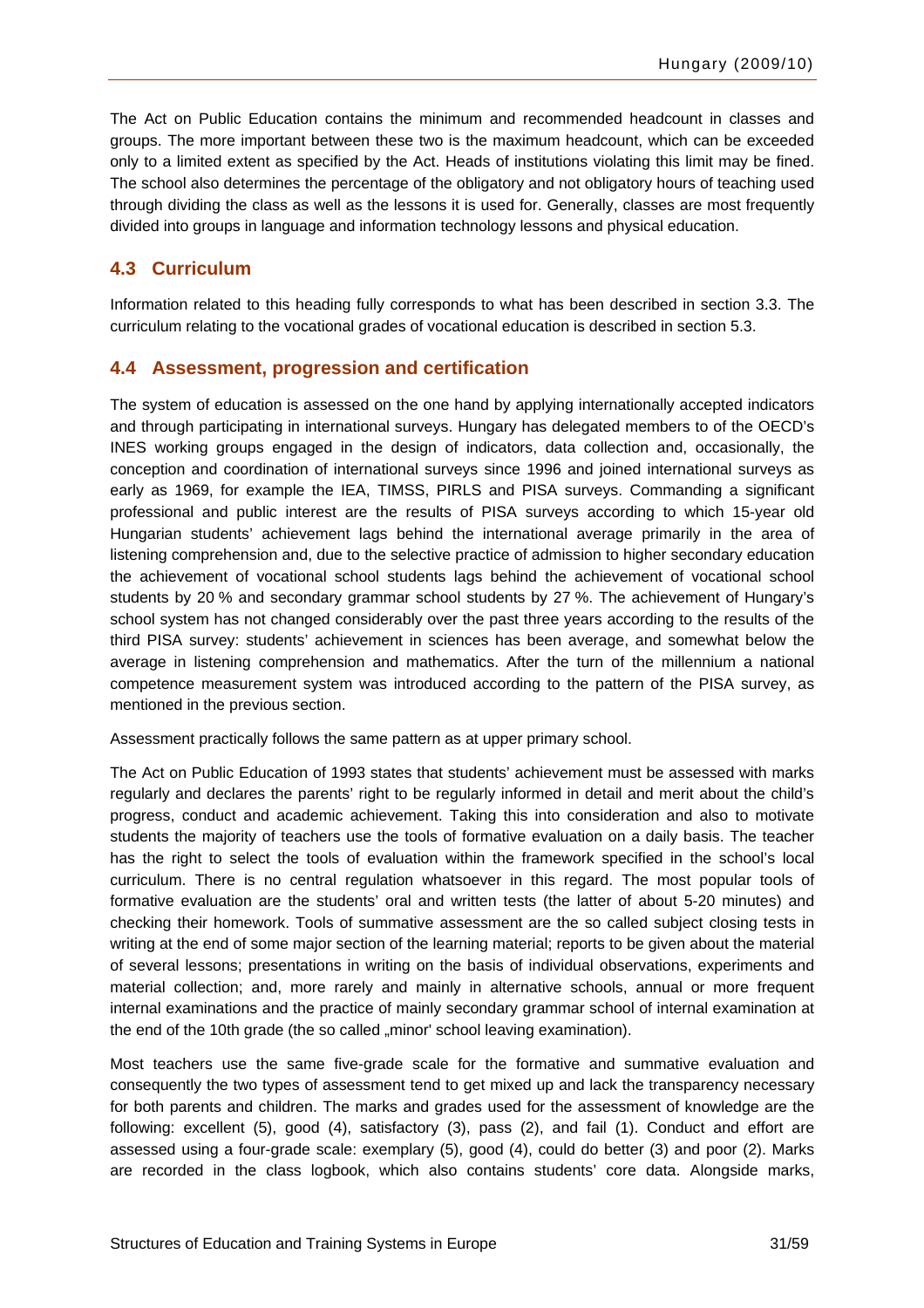The Act on Public Education contains the minimum and recommended headcount in classes and groups. The more important between these two is the maximum headcount, which can be exceeded only to a limited extent as specified by the Act. Heads of institutions violating this limit may be fined. The school also determines the percentage of the obligatory and not obligatory hours of teaching used through dividing the class as well as the lessons it is used for. Generally, classes are most frequently divided into groups in language and information technology lessons and physical education.

## 4.3 Curriculum

Information related to this heading fully corresponds to what has been described in section 3.3. The curriculum relating to the vocational grades of vocational education is described in section 5.3.

## 4.4 Assessment, progression and certification

The system of education is assessed on the one hand by applying internationally accepted indicators and through participating in international surveys. Hungary has delegated members to of the OECD's INES working groups engaged in the design of indicators, data collection and, occasionally, the conception and coordination of international surveys since 1996 and joined international surveys as early as 1969, for example the IEA, TIMSS, PIRLS and PISA surveys. Commanding a significant professional and public interest are the results of PISA surveys according to which 15-year old Hungarian students' achievement lags behind the international average primarily in the area of listening comprehension and, due to the selective practice of admission to higher secondary education the achievement of vocational school students lags behind the achievement of vocational school students by 20 % and secondary grammar school students by 27 %. The achievement of Hungary's school system has not changed considerably over the past three years according to the results of the third PISA survey: students' achievement in sciences has been average, and somewhat below the average in listening comprehension and mathematics. After the turn of the millennium a national competence measurement system was introduced according to the pattern of the PISA survey, as mentioned in the previous section.

Assessment practically follows the same pattern as at upper primary school.

The Act on Public Education of 1993 states that students' achievement must be assessed with marks regularly and declares the parents' right to be regularly informed in detail and merit about the child's progress, conduct and academic achievement. Taking this into consideration and also to motivate students the majority of teachers use the tools of formative evaluation on a daily basis. The teacher has the right to select the tools of evaluation within the framework specified in the school's local curriculum. There is no central regulation whatsoever in this regard. The most popular tools of formative evaluation are the students' oral and written tests (the latter of about 5-20 minutes) and checking their homework. Tools of summative assessment are the so called subject closing tests in writing at the end of some major section of the learning material; reports to be given about the material of several lessons; presentations in writing on the basis of individual observations, experiments and material collection; and, more rarely and mainly in alternative schools, annual or more frequent internal examinations and the practice of mainly secondary grammar school of internal examination at the end of the 10th grade (the so called „minor' school leaving examination).

Most teachers use the same five-grade scale for the formative and summative evaluation and consequently the two types of assessment tend to get mixed up and lack the transparency necessary for both parents and children. The marks and grades used for the assessment of knowledge are the following: excellent (5), good (4), satisfactory (3), pass (2), and fail (1). Conduct and effort are assessed using a four-grade scale: exemplary (5), good (4), could do better (3) and poor (2). Marks are recorded in the class logbook, which also contains students' core data. Alongside marks,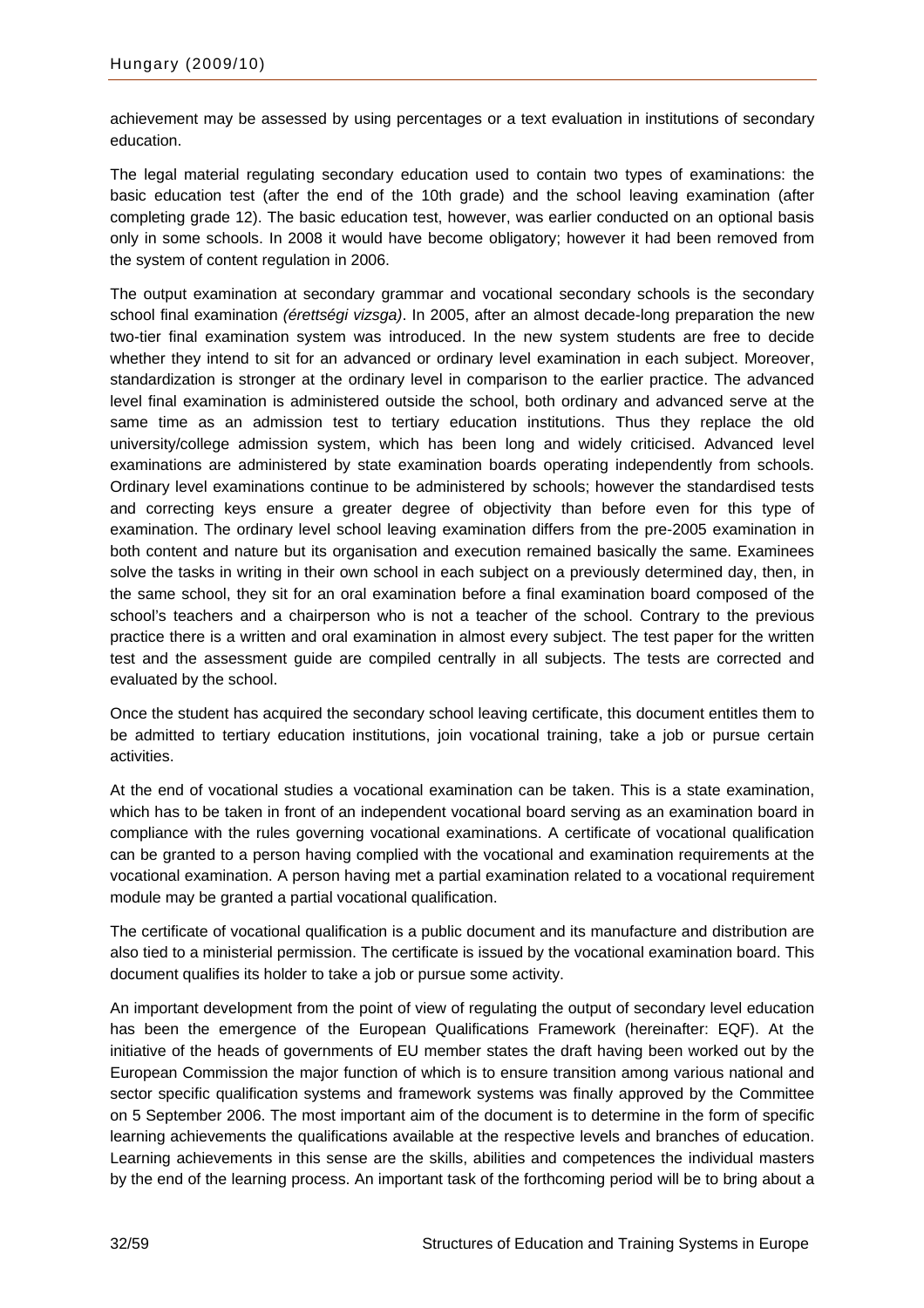achievement may be assessed by using percentages or a text evaluation in institutions of secondary education.

The legal material regulating secondary education used to contain two types of examinations: the basic education test (after the end of the 10th grade) and the school leaving examination (after completing grade 12). The basic education test, however, was earlier conducted on an optional basis only in some schools. In 2008 it would have become obligatory; however it had been removed from the system of content regulation in 2006.

The output examination at secondary grammar and vocational secondary schools is the secondary school final examination *(érettségi vizsga)*. In 2005, after an almost decade-long preparation the new two-tier final examination system was introduced. In the new system students are free to decide whether they intend to sit for an advanced or ordinary level examination in each subject. Moreover, standardization is stronger at the ordinary level in comparison to the earlier practice. The advanced level final examination is administered outside the school, both ordinary and advanced serve at the same time as an admission test to tertiary education institutions. Thus they replace the old university/college admission system, which has been long and widely criticised. Advanced level examinations are administered by state examination boards operating independently from schools. Ordinary level examinations continue to be administered by schools; however the standardised tests and correcting keys ensure a greater degree of objectivity than before even for this type of examination. The ordinary level school leaving examination differs from the pre-2005 examination in both content and nature but its organisation and execution remained basically the same. Examinees solve the tasks in writing in their own school in each subject on a previously determined day, then, in the same school, they sit for an oral examination before a final examination board composed of the school's teachers and a chairperson who is not a teacher of the school. Contrary to the previous practice there is a written and oral examination in almost every subject. The test paper for the written test and the assessment guide are compiled centrally in all subjects. The tests are corrected and evaluated by the school.

Once the student has acquired the secondary school leaving certificate, this document entitles them to be admitted to tertiary education institutions, join vocational training, take a job or pursue certain activities.

At the end of vocational studies a vocational examination can be taken. This is a state examination, which has to be taken in front of an independent vocational board serving as an examination board in compliance with the rules governing vocational examinations. A certificate of vocational qualification can be granted to a person having complied with the vocational and examination requirements at the vocational examination. A person having met a partial examination related to a vocational requirement module may be granted a partial vocational qualification.

The certificate of vocational qualification is a public document and its manufacture and distribution are also tied to a ministerial permission. The certificate is issued by the vocational examination board. This document qualifies its holder to take a job or pursue some activity.

An important development from the point of view of regulating the output of secondary level education has been the emergence of the European Qualifications Framework (hereinafter: EQF). At the initiative of the heads of governments of EU member states the draft having been worked out by the European Commission the major function of which is to ensure transition among various national and sector specific qualification systems and framework systems was finally approved by the Committee on 5 September 2006. The most important aim of the document is to determine in the form of specific learning achievements the qualifications available at the respective levels and branches of education. Learning achievements in this sense are the skills, abilities and competences the individual masters by the end of the learning process. An important task of the forthcoming period will be to bring about a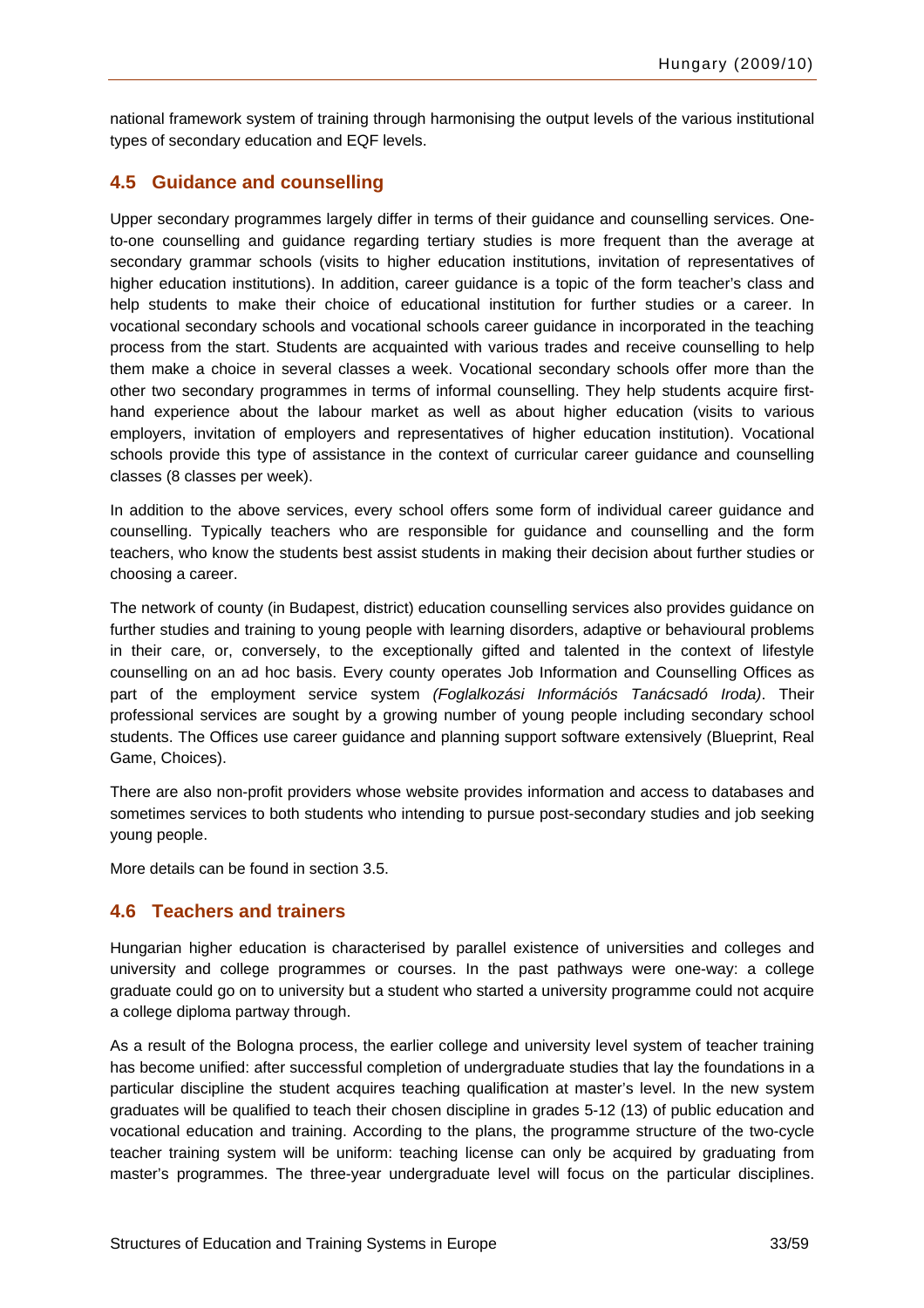national framework system of training through harmonising the output levels of the various institutional types of secondary education and EQF levels.

## 4.5 Guidance and counselling

Upper secondary programmes largely differ in terms of their guidance and counselling services. One-to-one counselling and guidance regarding tertiary studies is more frequent than the average at secondary grammar schools (visits to higher education institutions, invitation of representatives of higher education institutions). In addition, career guidance is a topic of the form teacher's class and help students to make their choice of educational institution for further studies or a career. In vocational secondary schools and vocational schools career guidance in incorporated in the teaching process from the start. Students are acquainted with various trades and receive counselling to help them make a choice in several classes a week. Vocational secondary schools offer more than the other two secondary programmes in terms of informal counselling. They help students acquire first-hand experience about the labour market as well as about higher education (visits to various employers, invitation of employers and representatives of higher education institution). Vocational schools provide this type of assistance in the context of curricular career guidance and counselling classes (8 classes per week).

In addition to the above services, every school offers some form of individual career guidance and counselling. Typically teachers who are responsible for guidance and counselling and the form teachers, who know the students best assist students in making their decision about further studies or choosing a career.

The network of county (in Budapest, district) education counselling services also provides guidance on further studies and training to young people with learning disorders, adaptive or behavioural problems in their care, or, conversely, to the exceptionally gifted and talented in the context of lifestyle counselling on an ad hoc basis. Every county operates Job Information and Counselling Offices as part of the employment service system *(Foglalkozási Információs Tanácsadó Iroda)*. Their professional services are sought by a growing number of young people including secondary school students. The Offices use career guidance and planning support software extensively (Blueprint, Real Game, Choices).

There are also non-profit providers whose website provides information and access to databases and sometimes services to both students who intending to pursue post-secondary studies and job seeking young people.

More details can be found in section 3.5.

## 4.6 Teachers and trainers

Hungarian higher education is characterised by parallel existence of universities and colleges and university and college programmes or courses. In the past pathways were one-way: a college graduate could go on to university but a student who started a university programme could not acquire a college diploma partway through.

As a result of the Bologna process, the earlier college and university level system of teacher training has become unified: after successful completion of undergraduate studies that lay the foundations in a particular discipline the student acquires teaching qualification at master's level. In the new system graduates will be qualified to teach their chosen discipline in grades 5-12 (13) of public education and vocational education and training. According to the plans, the programme structure of the two-cycle teacher training system will be uniform: teaching license can only be acquired by graduating from master's programmes. The three-year undergraduate level will focus on the particular disciplines.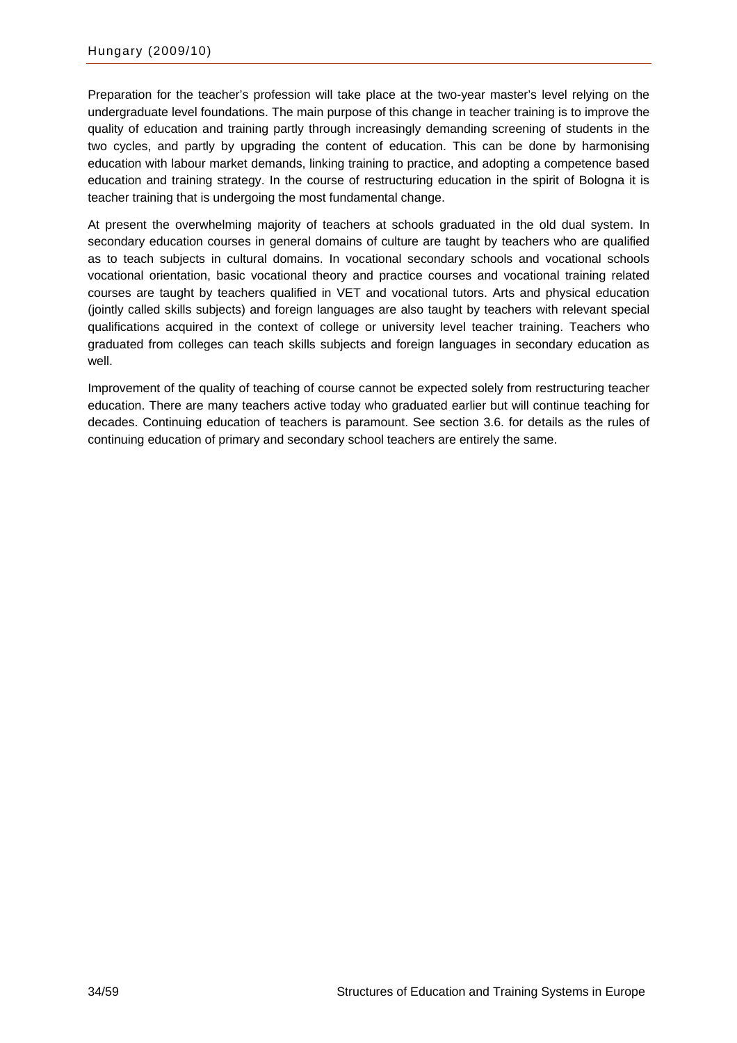Preparation for the teacher's profession will take place at the two-year master's level relying on the undergraduate level foundations. The main purpose of this change in teacher training is to improve the quality of education and training partly through increasingly demanding screening of students in the two cycles, and partly by upgrading the content of education. This can be done by harmonising education with labour market demands, linking training to practice, and adopting a competence based education and training strategy. In the course of restructuring education in the spirit of Bologna it is teacher training that is undergoing the most fundamental change.

At present the overwhelming majority of teachers at schools graduated in the old dual system. In secondary education courses in general domains of culture are taught by teachers who are qualified as to teach subjects in cultural domains. In vocational secondary schools and vocational schools vocational orientation, basic vocational theory and practice courses and vocational training related courses are taught by teachers qualified in VET and vocational tutors. Arts and physical education (jointly called skills subjects) and foreign languages are also taught by teachers with relevant special qualifications acquired in the context of college or university level teacher training. Teachers who graduated from colleges can teach skills subjects and foreign languages in secondary education as well.

Improvement of the quality of teaching of course cannot be expected solely from restructuring teacher education. There are many teachers active today who graduated earlier but will continue teaching for decades. Continuing education of teachers is paramount. See section 3.6. for details as the rules of continuing education of primary and secondary school teachers are entirely the same.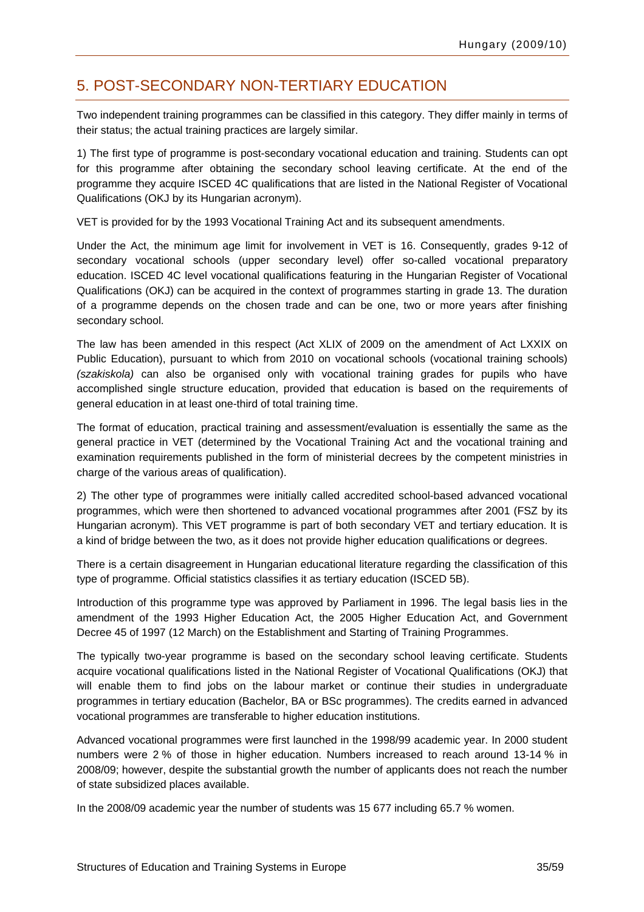## 5. POST-SECONDARY NON-TERTIARY EDUCATION

Two independent training programmes can be classified in this category. They differ mainly in terms of their status; the actual training practices are largely similar.

1) The first type of programme is post-secondary vocational education and training. Students can opt for this programme after obtaining the secondary school leaving certificate. At the end of the programme they acquire ISCED 4C qualifications that are listed in the National Register of Vocational Qualifications (OKJ by its Hungarian acronym).

VET is provided for by the 1993 Vocational Training Act and its subsequent amendments.

Under the Act, the minimum age limit for involvement in VET is 16. Consequently, grades 9-12 of secondary vocational schools (upper secondary level) offer so-called vocational preparatory education. ISCED 4C level vocational qualifications featuring in the Hungarian Register of Vocational Qualifications (OKJ) can be acquired in the context of programmes starting in grade 13. The duration of a programme depends on the chosen trade and can be one, two or more years after finishing secondary school.

The law has been amended in this respect (Act XLIX of 2009 on the amendment of Act LXXIX on Public Education), pursuant to which from 2010 on vocational schools (vocational training schools) *(szakiskola)* can also be organised only with vocational training grades for pupils who have accomplished single structure education, provided that education is based on the requirements of general education in at least one-third of total training time.

The format of education, practical training and assessment/evaluation is essentially the same as the general practice in VET (determined by the Vocational Training Act and the vocational training and examination requirements published in the form of ministerial decrees by the competent ministries in charge of the various areas of qualification).

2) The other type of programmes were initially called accredited school-based advanced vocational programmes, which were then shortened to advanced vocational programmes after 2001 (FSZ by its Hungarian acronym). This VET programme is part of both secondary VET and tertiary education. It is a kind of bridge between the two, as it does not provide higher education qualifications or degrees.

There is a certain disagreement in Hungarian educational literature regarding the classification of this type of programme. Official statistics classifies it as tertiary education (ISCED 5B).

Introduction of this programme type was approved by Parliament in 1996. The legal basis lies in the amendment of the 1993 Higher Education Act, the 2005 Higher Education Act, and Government Decree 45 of 1997 (12 March) on the Establishment and Starting of Training Programmes.

The typically two-year programme is based on the secondary school leaving certificate. Students acquire vocational qualifications listed in the National Register of Vocational Qualifications (OKJ) that will enable them to find jobs on the labour market or continue their studies in undergraduate programmes in tertiary education (Bachelor, BA or BSc programmes). The credits earned in advanced vocational programmes are transferable to higher education institutions.

Advanced vocational programmes were first launched in the 1998/99 academic year. In 2000 student numbers were 2 % of those in higher education. Numbers increased to reach around 13-14 % in 2008/09; however, despite the substantial growth the number of applicants does not reach the number of state subsidized places available.

In the 2008/09 academic year the number of students was 15 677 including 65.7 % women.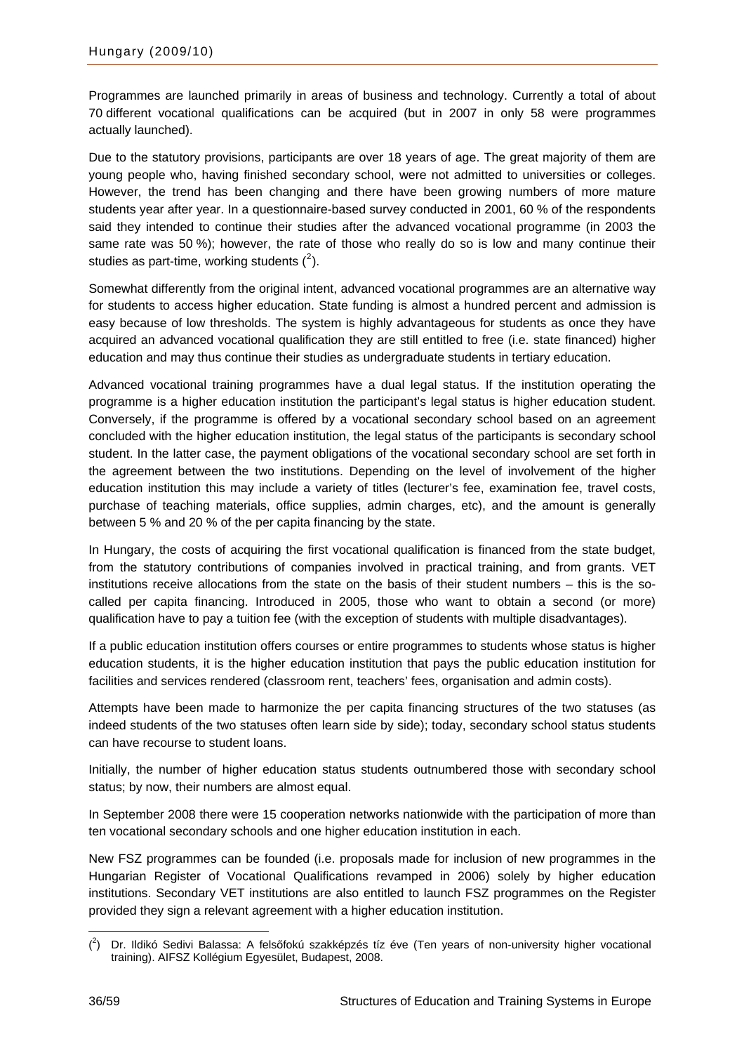Programmes are launched primarily in areas of business and technology. Currently a total of about 70 different vocational qualifications can be acquired (but in 2007 in only 58 were programmes actually launched).

Due to the statutory provisions, participants are over 18 years of age. The great majority of them are young people who, having finished secondary school, were not admitted to universities or colleges. However, the trend has been changing and there have been growing numbers of more mature students year after year. In a questionnaire-based survey conducted in 2001, 60 % of the respondents said they intended to continue their studies after the advanced vocational programme (in 2003 the same rate was 50 %); however, the rate of those who really do so is low and many continue their studies as part-time, working students ([2]).

Somewhat differently from the original intent, advanced vocational programmes are an alternative way for students to access higher education. State funding is almost a hundred percent and admission is easy because of low thresholds. The system is highly advantageous for students as once they have acquired an advanced vocational qualification they are still entitled to free (i.e. state financed) higher education and may thus continue their studies as undergraduate students in tertiary education.

Advanced vocational training programmes have a dual legal status. If the institution operating the programme is a higher education institution the participant's legal status is higher education student. Conversely, if the programme is offered by a vocational secondary school based on an agreement concluded with the higher education institution, the legal status of the participants is secondary school student. In the latter case, the payment obligations of the vocational secondary school are set forth in the agreement between the two institutions. Depending on the level of involvement of the higher education institution this may include a variety of titles (lecturer's fee, examination fee, travel costs, purchase of teaching materials, office supplies, admin charges, etc), and the amount is generally between 5 % and 20 % of the per capita financing by the state.

In Hungary, the costs of acquiring the first vocational qualification is financed from the state budget, from the statutory contributions of companies involved in practical training, and from grants. VET institutions receive allocations from the state on the basis of their student numbers – this is the so-called per capita financing. Introduced in 2005, those who want to obtain a second (or more) qualification have to pay a tuition fee (with the exception of students with multiple disadvantages).

If a public education institution offers courses or entire programmes to students whose status is higher education students, it is the higher education institution that pays the public education institution for facilities and services rendered (classroom rent, teachers' fees, organisation and admin costs).

Attempts have been made to harmonize the per capita financing structures of the two statuses (as indeed students of the two statuses often learn side by side); today, secondary school status students can have recourse to student loans.

Initially, the number of higher education status students outnumbered those with secondary school status; by now, their numbers are almost equal.

In September 2008 there were 15 cooperation networks nationwide with the participation of more than ten vocational secondary schools and one higher education institution in each.

New FSZ programmes can be founded (i.e. proposals made for inclusion of new programmes in the Hungarian Register of Vocational Qualifications revamped in 2006) solely by higher education institutions. Secondary VET institutions are also entitled to launch FSZ programmes on the Register provided they sign a relevant agreement with a higher education institution.

---

([2]) Dr. Ildikó Sedivi Balassa: A felsőfokú szakképzés tíz éve (Ten years of non-university higher vocational training). AIFSZ Kollégium Egyesület, Budapest, 2008.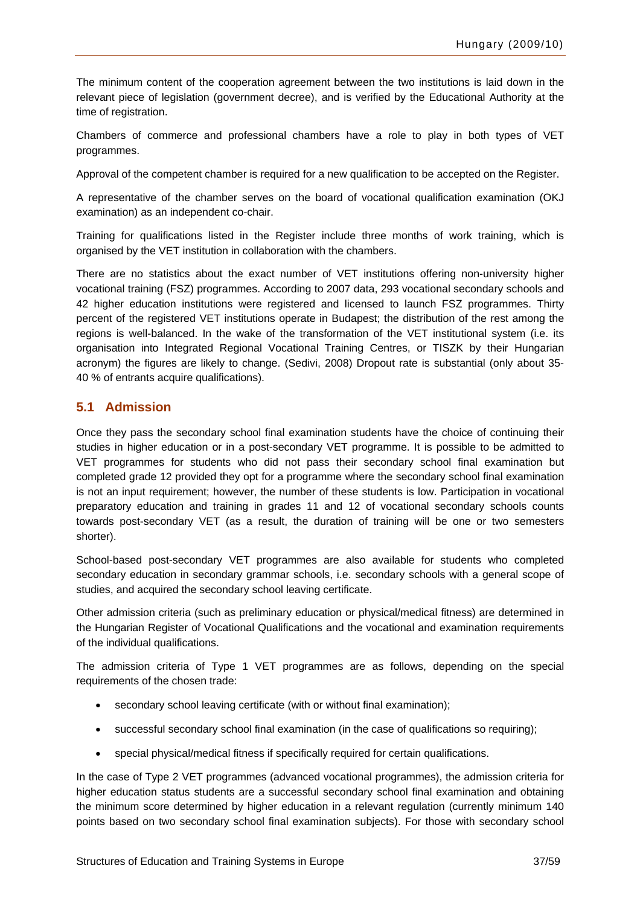The minimum content of the cooperation agreement between the two institutions is laid down in the relevant piece of legislation (government decree), and is verified by the Educational Authority at the time of registration.

Chambers of commerce and professional chambers have a role to play in both types of VET programmes.

Approval of the competent chamber is required for a new qualification to be accepted on the Register.

A representative of the chamber serves on the board of vocational qualification examination (OKJ examination) as an independent co-chair.

Training for qualifications listed in the Register include three months of work training, which is organised by the VET institution in collaboration with the chambers.

There are no statistics about the exact number of VET institutions offering non-university higher vocational training (FSZ) programmes. According to 2007 data, 293 vocational secondary schools and 42 higher education institutions were registered and licensed to launch FSZ programmes. Thirty percent of the registered VET institutions operate in Budapest; the distribution of the rest among the regions is well-balanced. In the wake of the transformation of the VET institutional system (i.e. its organisation into Integrated Regional Vocational Training Centres, or TISZK by their Hungarian acronym) the figures are likely to change. (Sedivi, 2008) Dropout rate is substantial (only about 35-40 % of entrants acquire qualifications).

## 5.1 Admission

Once they pass the secondary school final examination students have the choice of continuing their studies in higher education or in a post-secondary VET programme. It is possible to be admitted to VET programmes for students who did not pass their secondary school final examination but completed grade 12 provided they opt for a programme where the secondary school final examination is not an input requirement; however, the number of these students is low. Participation in vocational preparatory education and training in grades 11 and 12 of vocational secondary schools counts towards post-secondary VET (as a result, the duration of training will be one or two semesters shorter).

School-based post-secondary VET programmes are also available for students who completed secondary education in secondary grammar schools, i.e. secondary schools with a general scope of studies, and acquired the secondary school leaving certificate.

Other admission criteria (such as preliminary education or physical/medical fitness) are determined in the Hungarian Register of Vocational Qualifications and the vocational and examination requirements of the individual qualifications.

The admission criteria of Type 1 VET programmes are as follows, depending on the special requirements of the chosen trade:

- secondary school leaving certificate (with or without final examination);
- successful secondary school final examination (in the case of qualifications so requiring);
- special physical/medical fitness if specifically required for certain qualifications.

In the case of Type 2 VET programmes (advanced vocational programmes), the admission criteria for higher education status students are a successful secondary school final examination and obtaining the minimum score determined by higher education in a relevant regulation (currently minimum 140 points based on two secondary school final examination subjects). For those with secondary school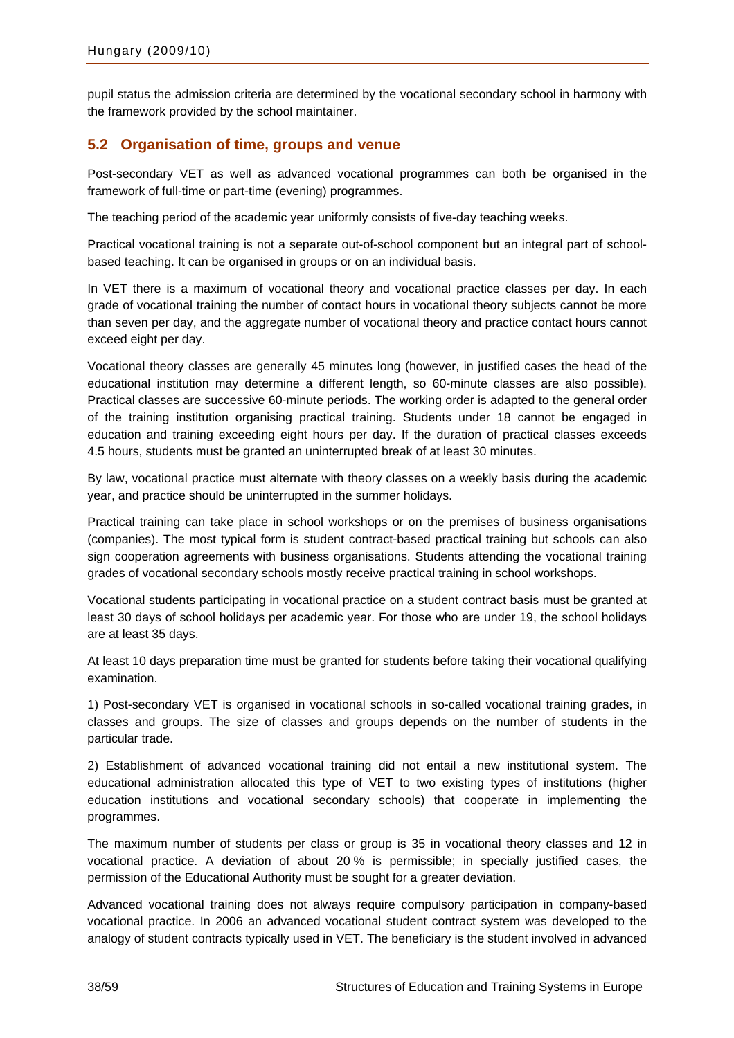pupil status the admission criteria are determined by the vocational secondary school in harmony with the framework provided by the school maintainer.

## 5.2 Organisation of time, groups and venue

Post-secondary VET as well as advanced vocational programmes can both be organised in the framework of full-time or part-time (evening) programmes.

The teaching period of the academic year uniformly consists of five-day teaching weeks.

Practical vocational training is not a separate out-of-school component but an integral part of school-based teaching. It can be organised in groups or on an individual basis.

In VET there is a maximum of vocational theory and vocational practice classes per day. In each grade of vocational training the number of contact hours in vocational theory subjects cannot be more than seven per day, and the aggregate number of vocational theory and practice contact hours cannot exceed eight per day.

Vocational theory classes are generally 45 minutes long (however, in justified cases the head of the educational institution may determine a different length, so 60-minute classes are also possible). Practical classes are successive 60-minute periods. The working order is adapted to the general order of the training institution organising practical training. Students under 18 cannot be engaged in education and training exceeding eight hours per day. If the duration of practical classes exceeds 4.5 hours, students must be granted an uninterrupted break of at least 30 minutes.

By law, vocational practice must alternate with theory classes on a weekly basis during the academic year, and practice should be uninterrupted in the summer holidays.

Practical training can take place in school workshops or on the premises of business organisations (companies). The most typical form is student contract-based practical training but schools can also sign cooperation agreements with business organisations. Students attending the vocational training grades of vocational secondary schools mostly receive practical training in school workshops.

Vocational students participating in vocational practice on a student contract basis must be granted at least 30 days of school holidays per academic year. For those who are under 19, the school holidays are at least 35 days.

At least 10 days preparation time must be granted for students before taking their vocational qualifying examination.

1) Post-secondary VET is organised in vocational schools in so-called vocational training grades, in classes and groups. The size of classes and groups depends on the number of students in the particular trade.

2) Establishment of advanced vocational training did not entail a new institutional system. The educational administration allocated this type of VET to two existing types of institutions (higher education institutions and vocational secondary schools) that cooperate in implementing the programmes.

The maximum number of students per class or group is 35 in vocational theory classes and 12 in vocational practice. A deviation of about 20 % is permissible; in specially justified cases, the permission of the Educational Authority must be sought for a greater deviation.

Advanced vocational training does not always require compulsory participation in company-based vocational practice. In 2006 an advanced vocational student contract system was developed to the analogy of student contracts typically used in VET. The beneficiary is the student involved in advanced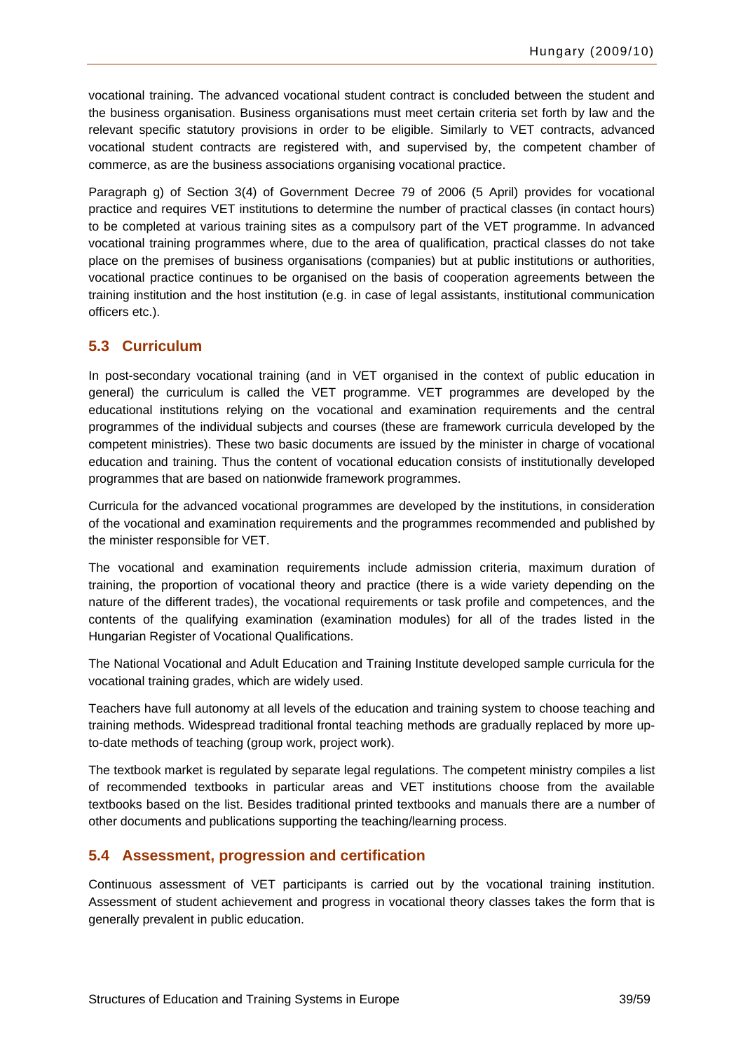vocational training. The advanced vocational student contract is concluded between the student and the business organisation. Business organisations must meet certain criteria set forth by law and the relevant specific statutory provisions in order to be eligible. Similarly to VET contracts, advanced vocational student contracts are registered with, and supervised by, the competent chamber of commerce, as are the business associations organising vocational practice.

Paragraph g) of Section 3(4) of Government Decree 79 of 2006 (5 April) provides for vocational practice and requires VET institutions to determine the number of practical classes (in contact hours) to be completed at various training sites as a compulsory part of the VET programme. In advanced vocational training programmes where, due to the area of qualification, practical classes do not take place on the premises of business organisations (companies) but at public institutions or authorities, vocational practice continues to be organised on the basis of cooperation agreements between the training institution and the host institution (e.g. in case of legal assistants, institutional communication officers etc.).

## 5.3 Curriculum

In post-secondary vocational training (and in VET organised in the context of public education in general) the curriculum is called the VET programme. VET programmes are developed by the educational institutions relying on the vocational and examination requirements and the central programmes of the individual subjects and courses (these are framework curricula developed by the competent ministries). These two basic documents are issued by the minister in charge of vocational education and training. Thus the content of vocational education consists of institutionally developed programmes that are based on nationwide framework programmes.

Curricula for the advanced vocational programmes are developed by the institutions, in consideration of the vocational and examination requirements and the programmes recommended and published by the minister responsible for VET.

The vocational and examination requirements include admission criteria, maximum duration of training, the proportion of vocational theory and practice (there is a wide variety depending on the nature of the different trades), the vocational requirements or task profile and competences, and the contents of the qualifying examination (examination modules) for all of the trades listed in the Hungarian Register of Vocational Qualifications.

The National Vocational and Adult Education and Training Institute developed sample curricula for the vocational training grades, which are widely used.

Teachers have full autonomy at all levels of the education and training system to choose teaching and training methods. Widespread traditional frontal teaching methods are gradually replaced by more up-to-date methods of teaching (group work, project work).

The textbook market is regulated by separate legal regulations. The competent ministry compiles a list of recommended textbooks in particular areas and VET institutions choose from the available textbooks based on the list. Besides traditional printed textbooks and manuals there are a number of other documents and publications supporting the teaching/learning process.

## 5.4 Assessment, progression and certification

Continuous assessment of VET participants is carried out by the vocational training institution. Assessment of student achievement and progress in vocational theory classes takes the form that is generally prevalent in public education.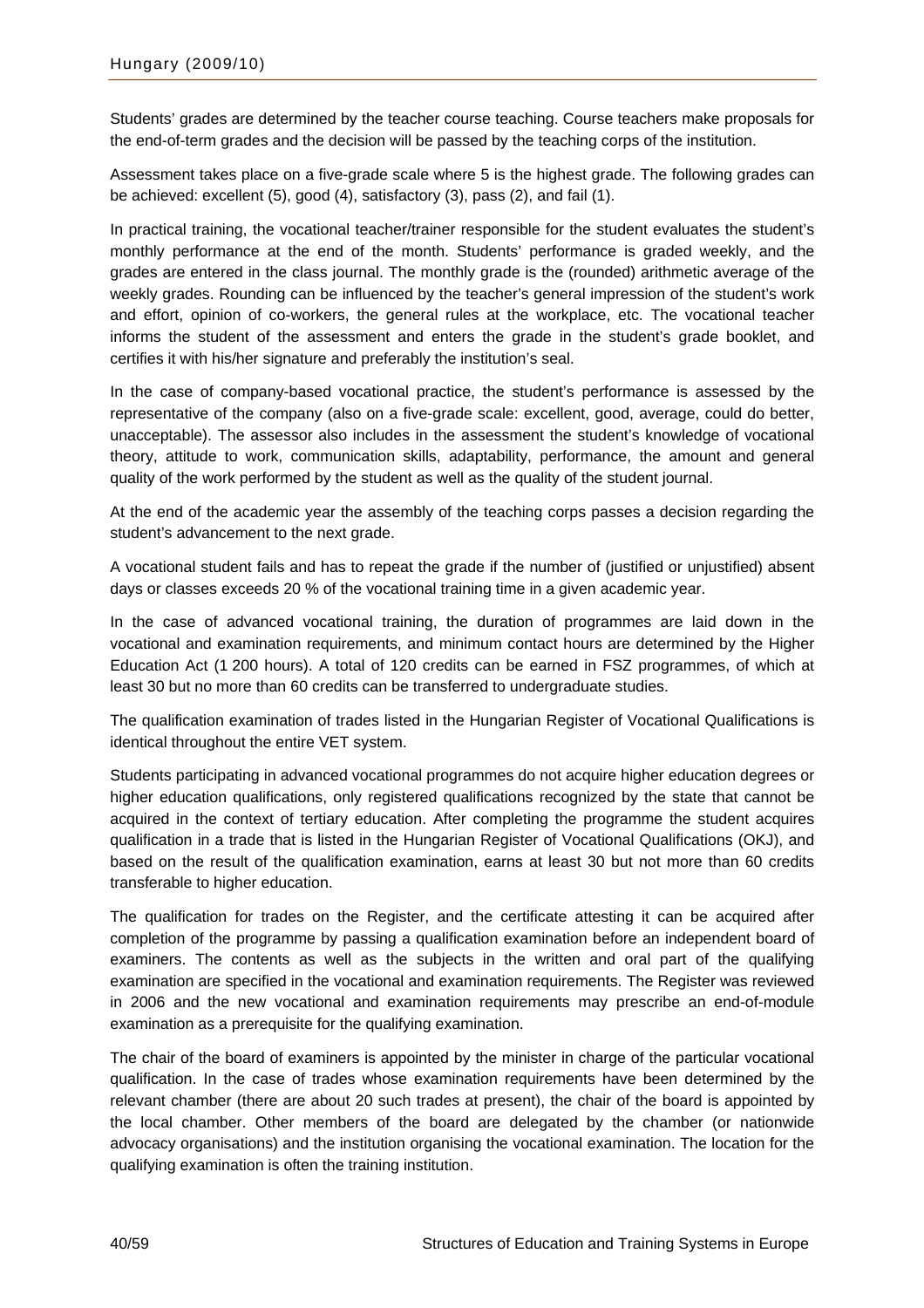Students' grades are determined by the teacher course teaching. Course teachers make proposals for the end-of-term grades and the decision will be passed by the teaching corps of the institution.

Assessment takes place on a five-grade scale where 5 is the highest grade. The following grades can be achieved: excellent (5), good (4), satisfactory (3), pass (2), and fail (1).

In practical training, the vocational teacher/trainer responsible for the student evaluates the student's monthly performance at the end of the month. Students' performance is graded weekly, and the grades are entered in the class journal. The monthly grade is the (rounded) arithmetic average of the weekly grades. Rounding can be influenced by the teacher's general impression of the student's work and effort, opinion of co-workers, the general rules at the workplace, etc. The vocational teacher informs the student of the assessment and enters the grade in the student's grade booklet, and certifies it with his/her signature and preferably the institution's seal.

In the case of company-based vocational practice, the student's performance is assessed by the representative of the company (also on a five-grade scale: excellent, good, average, could do better, unacceptable). The assessor also includes in the assessment the student's knowledge of vocational theory, attitude to work, communication skills, adaptability, performance, the amount and general quality of the work performed by the student as well as the quality of the student journal.

At the end of the academic year the assembly of the teaching corps passes a decision regarding the student's advancement to the next grade.

A vocational student fails and has to repeat the grade if the number of (justified or unjustified) absent days or classes exceeds 20 % of the vocational training time in a given academic year.

In the case of advanced vocational training, the duration of programmes are laid down in the vocational and examination requirements, and minimum contact hours are determined by the Higher Education Act (1 200 hours). A total of 120 credits can be earned in FSZ programmes, of which at least 30 but no more than 60 credits can be transferred to undergraduate studies.

The qualification examination of trades listed in the Hungarian Register of Vocational Qualifications is identical throughout the entire VET system.

Students participating in advanced vocational programmes do not acquire higher education degrees or higher education qualifications, only registered qualifications recognized by the state that cannot be acquired in the context of tertiary education. After completing the programme the student acquires qualification in a trade that is listed in the Hungarian Register of Vocational Qualifications (OKJ), and based on the result of the qualification examination, earns at least 30 but not more than 60 credits transferable to higher education.

The qualification for trades on the Register, and the certificate attesting it can be acquired after completion of the programme by passing a qualification examination before an independent board of examiners. The contents as well as the subjects in the written and oral part of the qualifying examination are specified in the vocational and examination requirements. The Register was reviewed in 2006 and the new vocational and examination requirements may prescribe an end-of-module examination as a prerequisite for the qualifying examination.

The chair of the board of examiners is appointed by the minister in charge of the particular vocational qualification. In the case of trades whose examination requirements have been determined by the relevant chamber (there are about 20 such trades at present), the chair of the board is appointed by the local chamber. Other members of the board are delegated by the chamber (or nationwide advocacy organisations) and the institution organising the vocational examination. The location for the qualifying examination is often the training institution.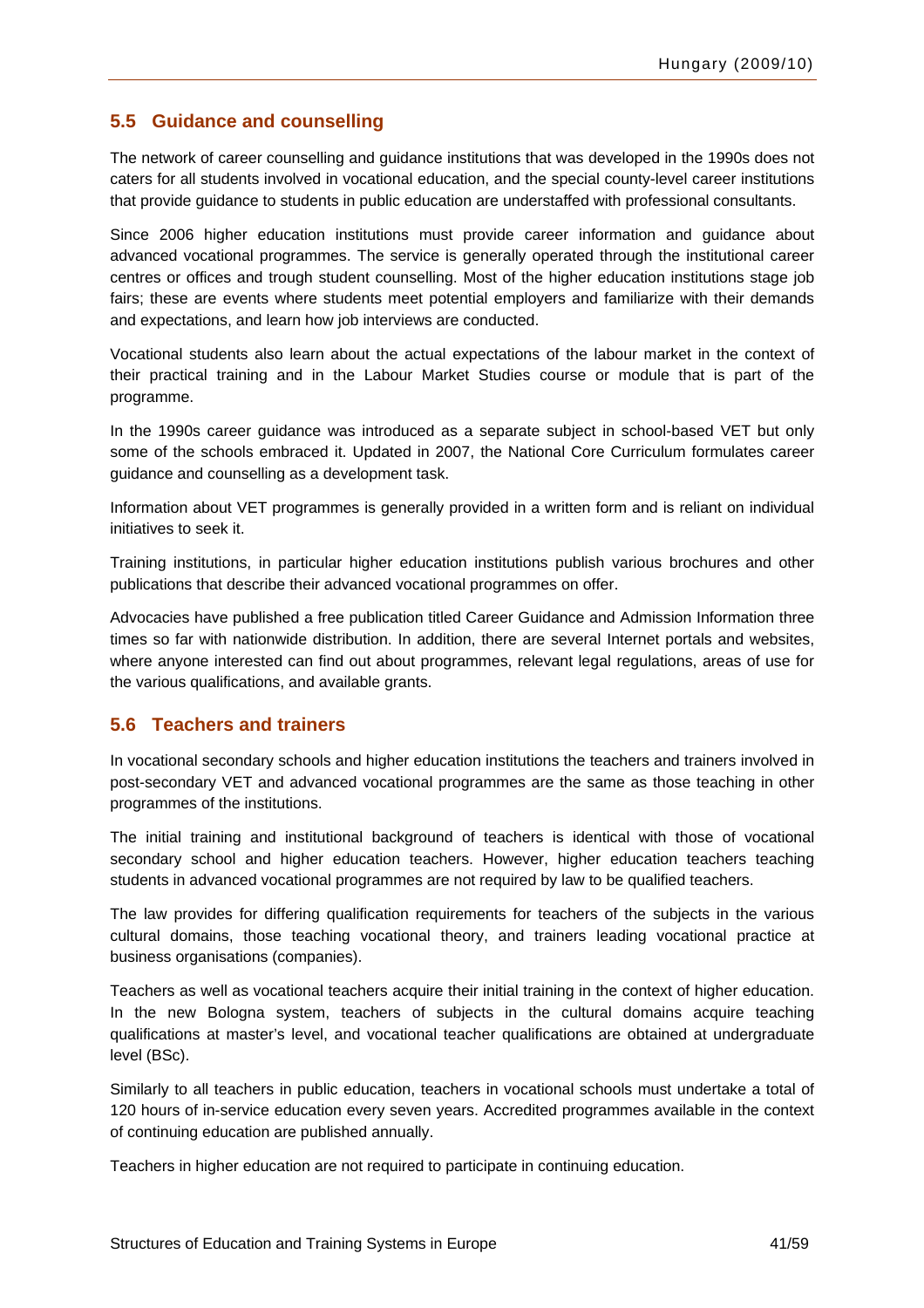## 5.5 Guidance and counselling

The network of career counselling and guidance institutions that was developed in the 1990s does not caters for all students involved in vocational education, and the special county-level career institutions that provide guidance to students in public education are understaffed with professional consultants.

Since 2006 higher education institutions must provide career information and guidance about advanced vocational programmes. The service is generally operated through the institutional career centres or offices and trough student counselling. Most of the higher education institutions stage job fairs; these are events where students meet potential employers and familiarize with their demands and expectations, and learn how job interviews are conducted.

Vocational students also learn about the actual expectations of the labour market in the context of their practical training and in the Labour Market Studies course or module that is part of the programme.

In the 1990s career guidance was introduced as a separate subject in school-based VET but only some of the schools embraced it. Updated in 2007, the National Core Curriculum formulates career guidance and counselling as a development task.

Information about VET programmes is generally provided in a written form and is reliant on individual initiatives to seek it.

Training institutions, in particular higher education institutions publish various brochures and other publications that describe their advanced vocational programmes on offer.

Advocacies have published a free publication titled Career Guidance and Admission Information three times so far with nationwide distribution. In addition, there are several Internet portals and websites, where anyone interested can find out about programmes, relevant legal regulations, areas of use for the various qualifications, and available grants.

## 5.6 Teachers and trainers

In vocational secondary schools and higher education institutions the teachers and trainers involved in post-secondary VET and advanced vocational programmes are the same as those teaching in other programmes of the institutions.

The initial training and institutional background of teachers is identical with those of vocational secondary school and higher education teachers. However, higher education teachers teaching students in advanced vocational programmes are not required by law to be qualified teachers.

The law provides for differing qualification requirements for teachers of the subjects in the various cultural domains, those teaching vocational theory, and trainers leading vocational practice at business organisations (companies).

Teachers as well as vocational teachers acquire their initial training in the context of higher education. In the new Bologna system, teachers of subjects in the cultural domains acquire teaching qualifications at master's level, and vocational teacher qualifications are obtained at undergraduate level (BSc).

Similarly to all teachers in public education, teachers in vocational schools must undertake a total of 120 hours of in-service education every seven years. Accredited programmes available in the context of continuing education are published annually.

Teachers in higher education are not required to participate in continuing education.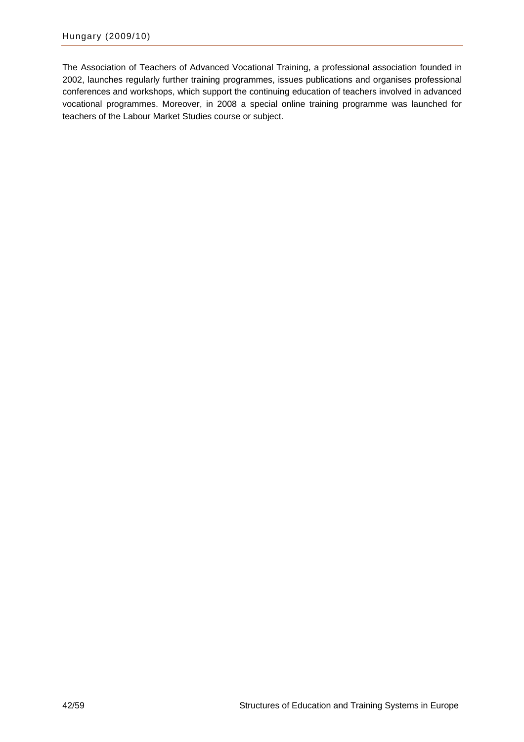The Association of Teachers of Advanced Vocational Training, a professional association founded in 2002, launches regularly further training programmes, issues publications and organises professional conferences and workshops, which support the continuing education of teachers involved in advanced vocational programmes. Moreover, in 2008 a special online training programme was launched for teachers of the Labour Market Studies course or subject.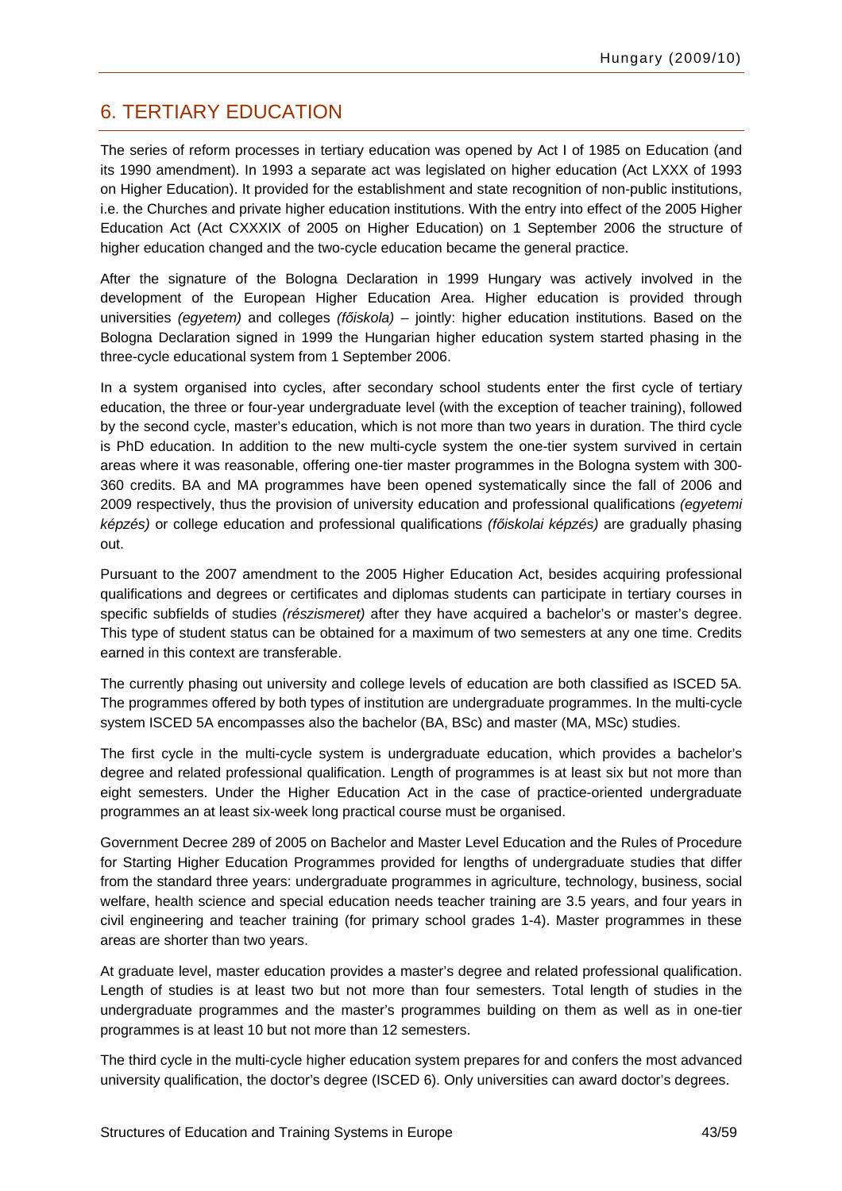## 6. TERTIARY EDUCATION

The series of reform processes in tertiary education was opened by Act I of 1985 on Education (and its 1990 amendment). In 1993 a separate act was legislated on higher education (Act LXXX of 1993 on Higher Education). It provided for the establishment and state recognition of non-public institutions, i.e. the Churches and private higher education institutions. With the entry into effect of the 2005 Higher Education Act (Act CXXXIX of 2005 on Higher Education) on 1 September 2006 the structure of higher education changed and the two-cycle education became the general practice.

After the signature of the Bologna Declaration in 1999 Hungary was actively involved in the development of the European Higher Education Area. Higher education is provided through universities *(egyetem)* and colleges *(főiskola)* – jointly: higher education institutions. Based on the Bologna Declaration signed in 1999 the Hungarian higher education system started phasing in the three-cycle educational system from 1 September 2006.

In a system organised into cycles, after secondary school students enter the first cycle of tertiary education, the three or four-year undergraduate level (with the exception of teacher training), followed by the second cycle, master's education, which is not more than two years in duration. The third cycle is PhD education. In addition to the new multi-cycle system the one-tier system survived in certain areas where it was reasonable, offering one-tier master programmes in the Bologna system with 300-360 credits. BA and MA programmes have been opened systematically since the fall of 2006 and 2009 respectively, thus the provision of university education and professional qualifications *(egyetemi képzés)* or college education and professional qualifications *(főiskolai képzés)* are gradually phasing out.

Pursuant to the 2007 amendment to the 2005 Higher Education Act, besides acquiring professional qualifications and degrees or certificates and diplomas students can participate in tertiary courses in specific subfields of studies *(részismeret)* after they have acquired a bachelor's or master's degree. This type of student status can be obtained for a maximum of two semesters at any one time. Credits earned in this context are transferable.

The currently phasing out university and college levels of education are both classified as ISCED 5A. The programmes offered by both types of institution are undergraduate programmes. In the multi-cycle system ISCED 5A encompasses also the bachelor (BA, BSc) and master (MA, MSc) studies.

The first cycle in the multi-cycle system is undergraduate education, which provides a bachelor's degree and related professional qualification. Length of programmes is at least six but not more than eight semesters. Under the Higher Education Act in the case of practice-oriented undergraduate programmes an at least six-week long practical course must be organised.

Government Decree 289 of 2005 on Bachelor and Master Level Education and the Rules of Procedure for Starting Higher Education Programmes provided for lengths of undergraduate studies that differ from the standard three years: undergraduate programmes in agriculture, technology, business, social welfare, health science and special education needs teacher training are 3.5 years, and four years in civil engineering and teacher training (for primary school grades 1-4). Master programmes in these areas are shorter than two years.

At graduate level, master education provides a master's degree and related professional qualification. Length of studies is at least two but not more than four semesters. Total length of studies in the undergraduate programmes and the master's programmes building on them as well as in one-tier programmes is at least 10 but not more than 12 semesters.

The third cycle in the multi-cycle higher education system prepares for and confers the most advanced university qualification, the doctor's degree (ISCED 6). Only universities can award doctor's degrees.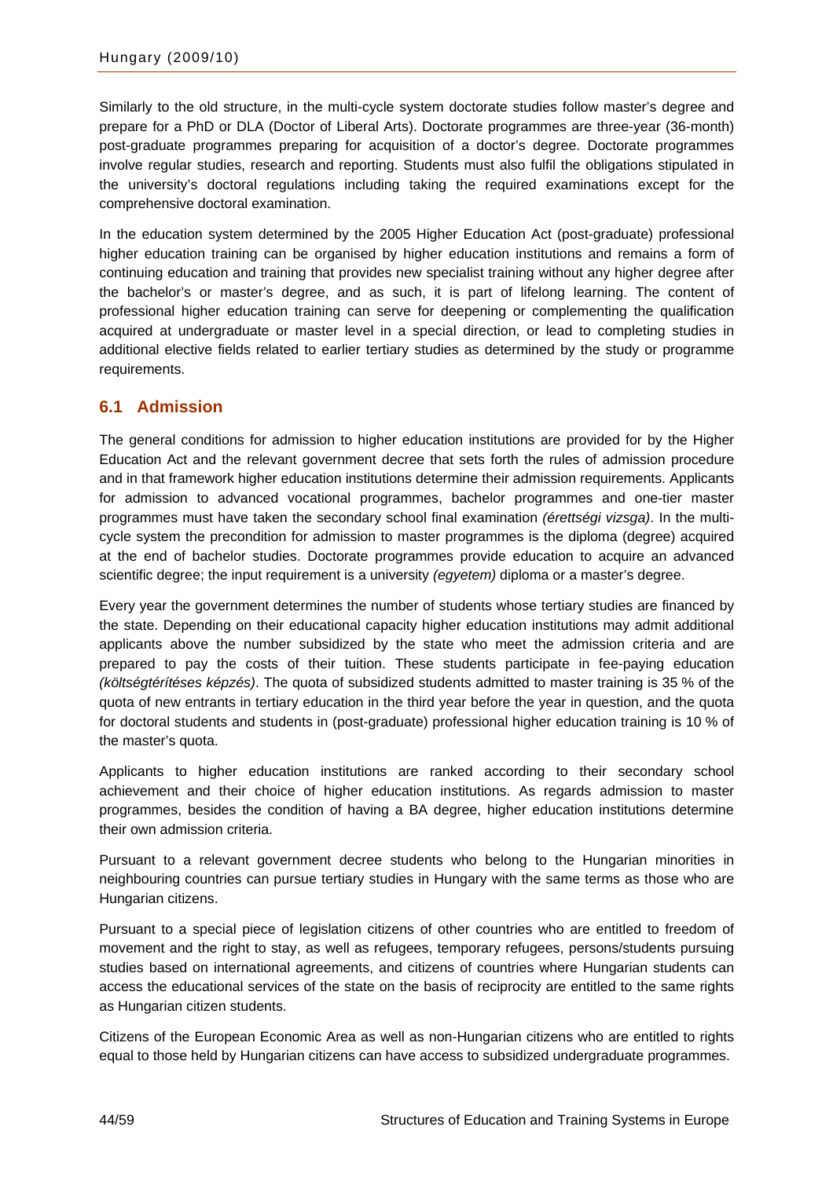Similarly to the old structure, in the multi-cycle system doctorate studies follow master's degree and prepare for a PhD or DLA (Doctor of Liberal Arts). Doctorate programmes are three-year (36-month) post-graduate programmes preparing for acquisition of a doctor's degree. Doctorate programmes involve regular studies, research and reporting. Students must also fulfil the obligations stipulated in the university's doctoral regulations including taking the required examinations except for the comprehensive doctoral examination.

In the education system determined by the 2005 Higher Education Act (post-graduate) professional higher education training can be organised by higher education institutions and remains a form of continuing education and training that provides new specialist training without any higher degree after the bachelor's or master's degree, and as such, it is part of lifelong learning. The content of professional higher education training can serve for deepening or complementing the qualification acquired at undergraduate or master level in a special direction, or lead to completing studies in additional elective fields related to earlier tertiary studies as determined by the study or programme requirements.

## 6.1 Admission

The general conditions for admission to higher education institutions are provided for by the Higher Education Act and the relevant government decree that sets forth the rules of admission procedure and in that framework higher education institutions determine their admission requirements. Applicants for admission to advanced vocational programmes, bachelor programmes and one-tier master programmes must have taken the secondary school final examination *(érettségi vizsga)*. In the multi-cycle system the precondition for admission to master programmes is the diploma (degree) acquired at the end of bachelor studies. Doctorate programmes provide education to acquire an advanced scientific degree; the input requirement is a university *(egyetem)* diploma or a master's degree.

Every year the government determines the number of students whose tertiary studies are financed by the state. Depending on their educational capacity higher education institutions may admit additional applicants above the number subsidized by the state who meet the admission criteria and are prepared to pay the costs of their tuition. These students participate in fee-paying education *(költségtérítéses képzés)*. The quota of subsidized students admitted to master training is 35 % of the quota of new entrants in tertiary education in the third year before the year in question, and the quota for doctoral students and students in (post-graduate) professional higher education training is 10 % of the master's quota.

Applicants to higher education institutions are ranked according to their secondary school achievement and their choice of higher education institutions. As regards admission to master programmes, besides the condition of having a BA degree, higher education institutions determine their own admission criteria.

Pursuant to a relevant government decree students who belong to the Hungarian minorities in neighbouring countries can pursue tertiary studies in Hungary with the same terms as those who are Hungarian citizens.

Pursuant to a special piece of legislation citizens of other countries who are entitled to freedom of movement and the right to stay, as well as refugees, temporary refugees, persons/students pursuing studies based on international agreements, and citizens of countries where Hungarian students can access the educational services of the state on the basis of reciprocity are entitled to the same rights as Hungarian citizen students.

Citizens of the European Economic Area as well as non-Hungarian citizens who are entitled to rights equal to those held by Hungarian citizens can have access to subsidized undergraduate programmes.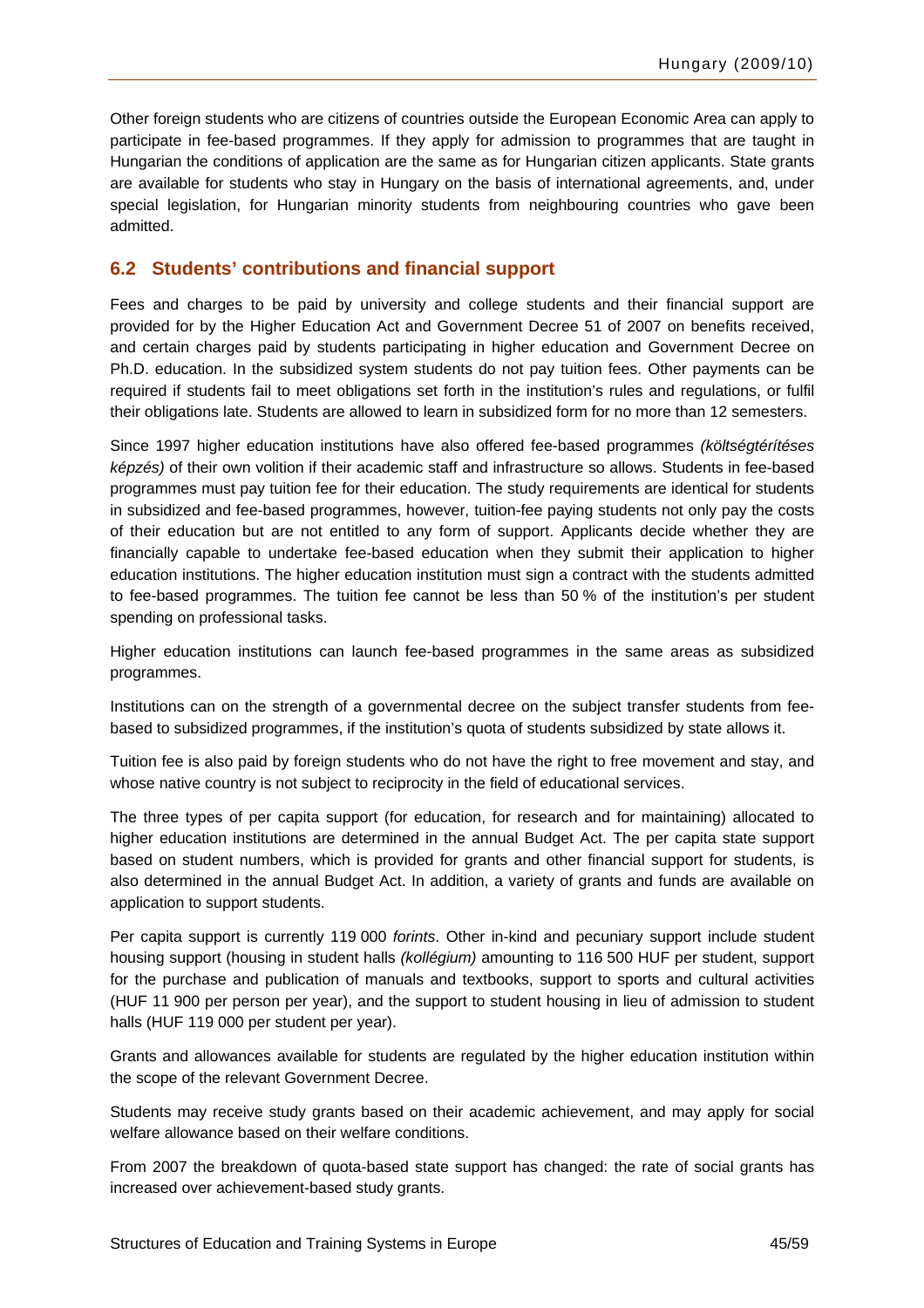Other foreign students who are citizens of countries outside the European Economic Area can apply to participate in fee-based programmes. If they apply for admission to programmes that are taught in Hungarian the conditions of application are the same as for Hungarian citizen applicants. State grants are available for students who stay in Hungary on the basis of international agreements, and, under special legislation, for Hungarian minority students from neighbouring countries who gave been admitted.

## 6.2 Students' contributions and financial support

Fees and charges to be paid by university and college students and their financial support are provided for by the Higher Education Act and Government Decree 51 of 2007 on benefits received, and certain charges paid by students participating in higher education and Government Decree on Ph.D. education. In the subsidized system students do not pay tuition fees. Other payments can be required if students fail to meet obligations set forth in the institution's rules and regulations, or fulfil their obligations late. Students are allowed to learn in subsidized form for no more than 12 semesters.

Since 1997 higher education institutions have also offered fee-based programmes *(költségtérítéses képzés)* of their own volition if their academic staff and infrastructure so allows. Students in fee-based programmes must pay tuition fee for their education. The study requirements are identical for students in subsidized and fee-based programmes, however, tuition-fee paying students not only pay the costs of their education but are not entitled to any form of support. Applicants decide whether they are financially capable to undertake fee-based education when they submit their application to higher education institutions. The higher education institution must sign a contract with the students admitted to fee-based programmes. The tuition fee cannot be less than 50 % of the institution's per student spending on professional tasks.

Higher education institutions can launch fee-based programmes in the same areas as subsidized programmes.

Institutions can on the strength of a governmental decree on the subject transfer students from fee-based to subsidized programmes, if the institution's quota of students subsidized by state allows it.

Tuition fee is also paid by foreign students who do not have the right to free movement and stay, and whose native country is not subject to reciprocity in the field of educational services.

The three types of per capita support (for education, for research and for maintaining) allocated to higher education institutions are determined in the annual Budget Act. The per capita state support based on student numbers, which is provided for grants and other financial support for students, is also determined in the annual Budget Act. In addition, a variety of grants and funds are available on application to support students.

Per capita support is currently 119 000 *forints*. Other in-kind and pecuniary support include student housing support (housing in student halls *(kollégium)* amounting to 116 500 HUF per student, support for the purchase and publication of manuals and textbooks, support to sports and cultural activities (HUF 11 900 per person per year), and the support to student housing in lieu of admission to student halls (HUF 119 000 per student per year).

Grants and allowances available for students are regulated by the higher education institution within the scope of the relevant Government Decree.

Students may receive study grants based on their academic achievement, and may apply for social welfare allowance based on their welfare conditions.

From 2007 the breakdown of quota-based state support has changed: the rate of social grants has increased over achievement-based study grants.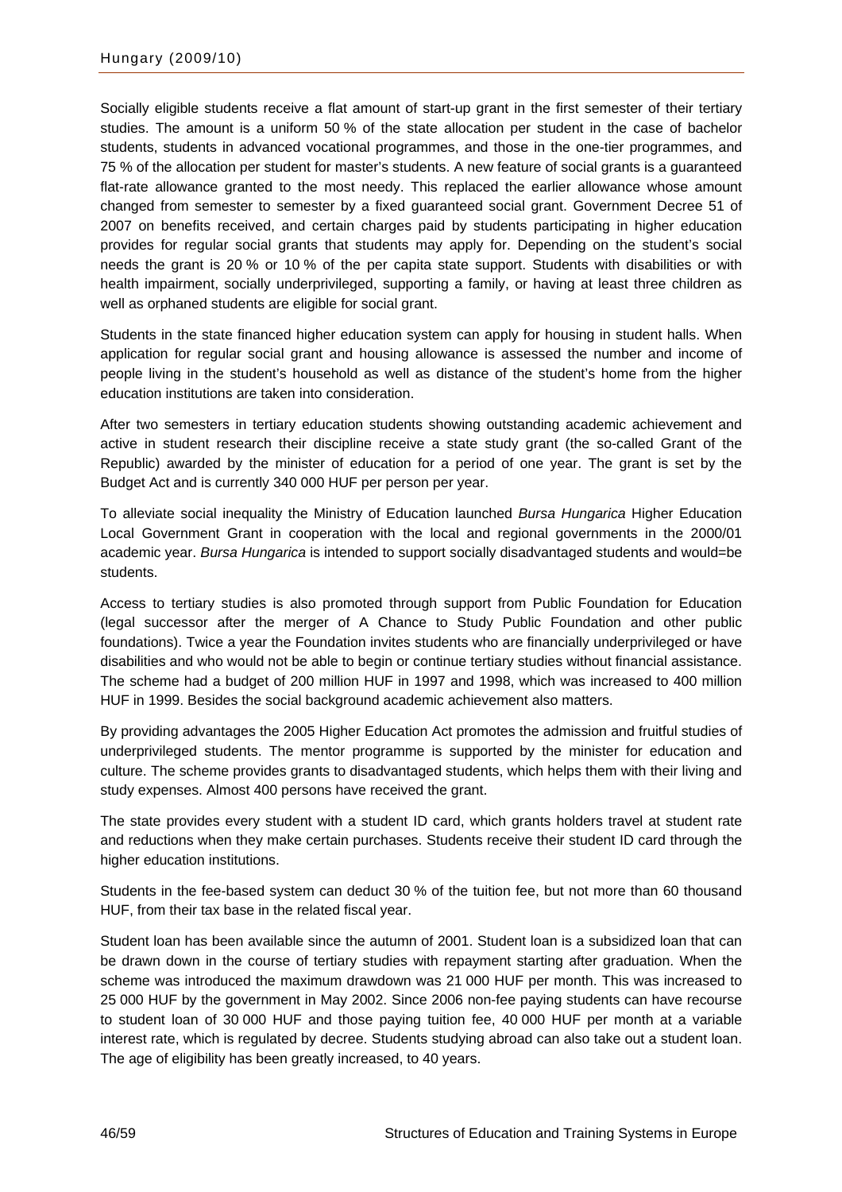Socially eligible students receive a flat amount of start-up grant in the first semester of their tertiary studies. The amount is a uniform 50 % of the state allocation per student in the case of bachelor students, students in advanced vocational programmes, and those in the one-tier programmes, and 75 % of the allocation per student for master's students. A new feature of social grants is a guaranteed flat-rate allowance granted to the most needy. This replaced the earlier allowance whose amount changed from semester to semester by a fixed guaranteed social grant. Government Decree 51 of 2007 on benefits received, and certain charges paid by students participating in higher education provides for regular social grants that students may apply for. Depending on the student's social needs the grant is 20 % or 10 % of the per capita state support. Students with disabilities or with health impairment, socially underprivileged, supporting a family, or having at least three children as well as orphaned students are eligible for social grant.

Students in the state financed higher education system can apply for housing in student halls. When application for regular social grant and housing allowance is assessed the number and income of people living in the student's household as well as distance of the student's home from the higher education institutions are taken into consideration.

After two semesters in tertiary education students showing outstanding academic achievement and active in student research their discipline receive a state study grant (the so-called Grant of the Republic) awarded by the minister of education for a period of one year. The grant is set by the Budget Act and is currently 340 000 HUF per person per year.

To alleviate social inequality the Ministry of Education launched *Bursa Hungarica* Higher Education Local Government Grant in cooperation with the local and regional governments in the 2000/01 academic year. *Bursa Hungarica* is intended to support socially disadvantaged students and would=be students.

Access to tertiary studies is also promoted through support from Public Foundation for Education (legal successor after the merger of A Chance to Study Public Foundation and other public foundations). Twice a year the Foundation invites students who are financially underprivileged or have disabilities and who would not be able to begin or continue tertiary studies without financial assistance. The scheme had a budget of 200 million HUF in 1997 and 1998, which was increased to 400 million HUF in 1999. Besides the social background academic achievement also matters.

By providing advantages the 2005 Higher Education Act promotes the admission and fruitful studies of underprivileged students. The mentor programme is supported by the minister for education and culture. The scheme provides grants to disadvantaged students, which helps them with their living and study expenses. Almost 400 persons have received the grant.

The state provides every student with a student ID card, which grants holders travel at student rate and reductions when they make certain purchases. Students receive their student ID card through the higher education institutions.

Students in the fee-based system can deduct 30 % of the tuition fee, but not more than 60 thousand HUF, from their tax base in the related fiscal year.

Student loan has been available since the autumn of 2001. Student loan is a subsidized loan that can be drawn down in the course of tertiary studies with repayment starting after graduation. When the scheme was introduced the maximum drawdown was 21 000 HUF per month. This was increased to 25 000 HUF by the government in May 2002. Since 2006 non-fee paying students can have recourse to student loan of 30 000 HUF and those paying tuition fee, 40 000 HUF per month at a variable interest rate, which is regulated by decree. Students studying abroad can also take out a student loan. The age of eligibility has been greatly increased, to 40 years.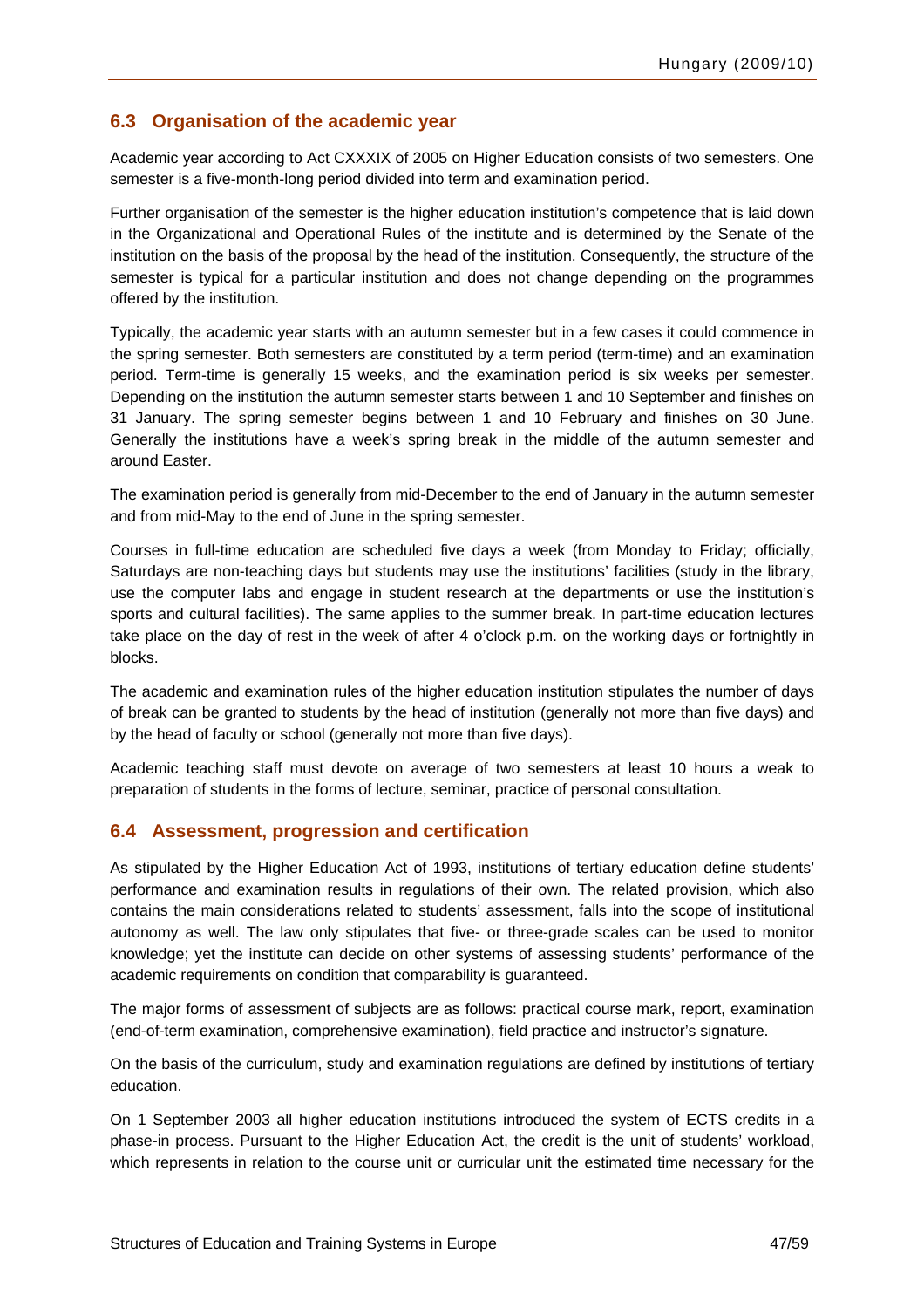## 6.3 Organisation of the academic year

Academic year according to Act CXXXIX of 2005 on Higher Education consists of two semesters. One semester is a five-month-long period divided into term and examination period.

Further organisation of the semester is the higher education institution's competence that is laid down in the Organizational and Operational Rules of the institute and is determined by the Senate of the institution on the basis of the proposal by the head of the institution. Consequently, the structure of the semester is typical for a particular institution and does not change depending on the programmes offered by the institution.

Typically, the academic year starts with an autumn semester but in a few cases it could commence in the spring semester. Both semesters are constituted by a term period (term-time) and an examination period. Term-time is generally 15 weeks, and the examination period is six weeks per semester. Depending on the institution the autumn semester starts between 1 and 10 September and finishes on 31 January. The spring semester begins between 1 and 10 February and finishes on 30 June. Generally the institutions have a week's spring break in the middle of the autumn semester and around Easter.

The examination period is generally from mid-December to the end of January in the autumn semester and from mid-May to the end of June in the spring semester.

Courses in full-time education are scheduled five days a week (from Monday to Friday; officially, Saturdays are non-teaching days but students may use the institutions' facilities (study in the library, use the computer labs and engage in student research at the departments or use the institution's sports and cultural facilities). The same applies to the summer break. In part-time education lectures take place on the day of rest in the week of after 4 o'clock p.m. on the working days or fortnightly in blocks.

The academic and examination rules of the higher education institution stipulates the number of days of break can be granted to students by the head of institution (generally not more than five days) and by the head of faculty or school (generally not more than five days).

Academic teaching staff must devote on average of two semesters at least 10 hours a weak to preparation of students in the forms of lecture, seminar, practice of personal consultation.

## 6.4 Assessment, progression and certification

As stipulated by the Higher Education Act of 1993, institutions of tertiary education define students' performance and examination results in regulations of their own. The related provision, which also contains the main considerations related to students' assessment, falls into the scope of institutional autonomy as well. The law only stipulates that five- or three-grade scales can be used to monitor knowledge; yet the institute can decide on other systems of assessing students' performance of the academic requirements on condition that comparability is guaranteed.

The major forms of assessment of subjects are as follows: practical course mark, report, examination (end-of-term examination, comprehensive examination), field practice and instructor's signature.

On the basis of the curriculum, study and examination regulations are defined by institutions of tertiary education.

On 1 September 2003 all higher education institutions introduced the system of ECTS credits in a phase-in process. Pursuant to the Higher Education Act, the credit is the unit of students' workload, which represents in relation to the course unit or curricular unit the estimated time necessary for the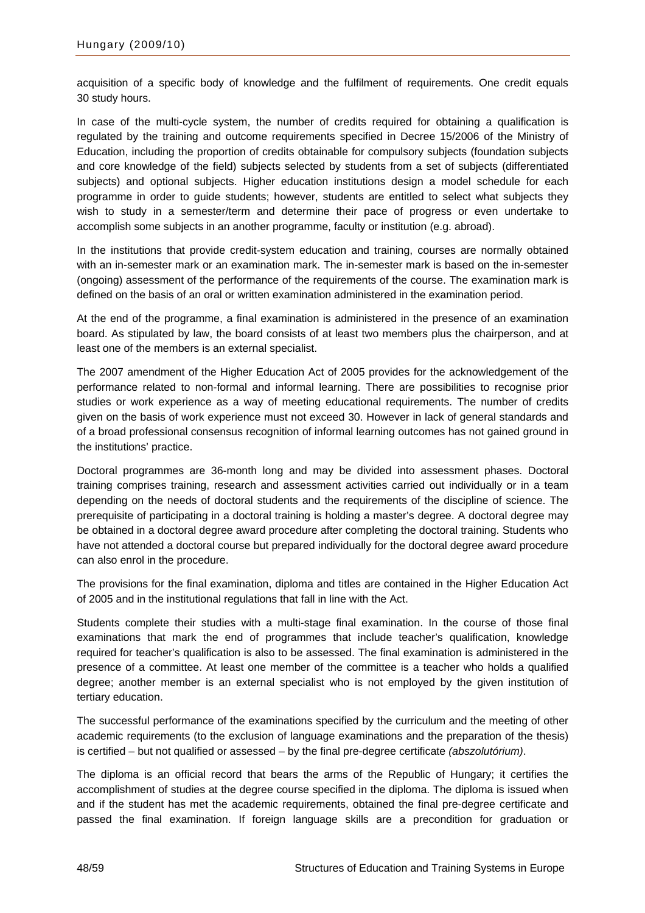acquisition of a specific body of knowledge and the fulfilment of requirements. One credit equals 30 study hours.

In case of the multi-cycle system, the number of credits required for obtaining a qualification is regulated by the training and outcome requirements specified in Decree 15/2006 of the Ministry of Education, including the proportion of credits obtainable for compulsory subjects (foundation subjects and core knowledge of the field) subjects selected by students from a set of subjects (differentiated subjects) and optional subjects. Higher education institutions design a model schedule for each programme in order to guide students; however, students are entitled to select what subjects they wish to study in a semester/term and determine their pace of progress or even undertake to accomplish some subjects in an another programme, faculty or institution (e.g. abroad).

In the institutions that provide credit-system education and training, courses are normally obtained with an in-semester mark or an examination mark. The in-semester mark is based on the in-semester (ongoing) assessment of the performance of the requirements of the course. The examination mark is defined on the basis of an oral or written examination administered in the examination period.

At the end of the programme, a final examination is administered in the presence of an examination board. As stipulated by law, the board consists of at least two members plus the chairperson, and at least one of the members is an external specialist.

The 2007 amendment of the Higher Education Act of 2005 provides for the acknowledgement of the performance related to non-formal and informal learning. There are possibilities to recognise prior studies or work experience as a way of meeting educational requirements. The number of credits given on the basis of work experience must not exceed 30. However in lack of general standards and of a broad professional consensus recognition of informal learning outcomes has not gained ground in the institutions' practice.

Doctoral programmes are 36-month long and may be divided into assessment phases. Doctoral training comprises training, research and assessment activities carried out individually or in a team depending on the needs of doctoral students and the requirements of the discipline of science. The prerequisite of participating in a doctoral training is holding a master's degree. A doctoral degree may be obtained in a doctoral degree award procedure after completing the doctoral training. Students who have not attended a doctoral course but prepared individually for the doctoral degree award procedure can also enrol in the procedure.

The provisions for the final examination, diploma and titles are contained in the Higher Education Act of 2005 and in the institutional regulations that fall in line with the Act.

Students complete their studies with a multi-stage final examination. In the course of those final examinations that mark the end of programmes that include teacher's qualification, knowledge required for teacher's qualification is also to be assessed. The final examination is administered in the presence of a committee. At least one member of the committee is a teacher who holds a qualified degree; another member is an external specialist who is not employed by the given institution of tertiary education.

The successful performance of the examinations specified by the curriculum and the meeting of other academic requirements (to the exclusion of language examinations and the preparation of the thesis) is certified – but not qualified or assessed – by the final pre-degree certificate *(abszolutórium)*.

The diploma is an official record that bears the arms of the Republic of Hungary; it certifies the accomplishment of studies at the degree course specified in the diploma. The diploma is issued when and if the student has met the academic requirements, obtained the final pre-degree certificate and passed the final examination. If foreign language skills are a precondition for graduation or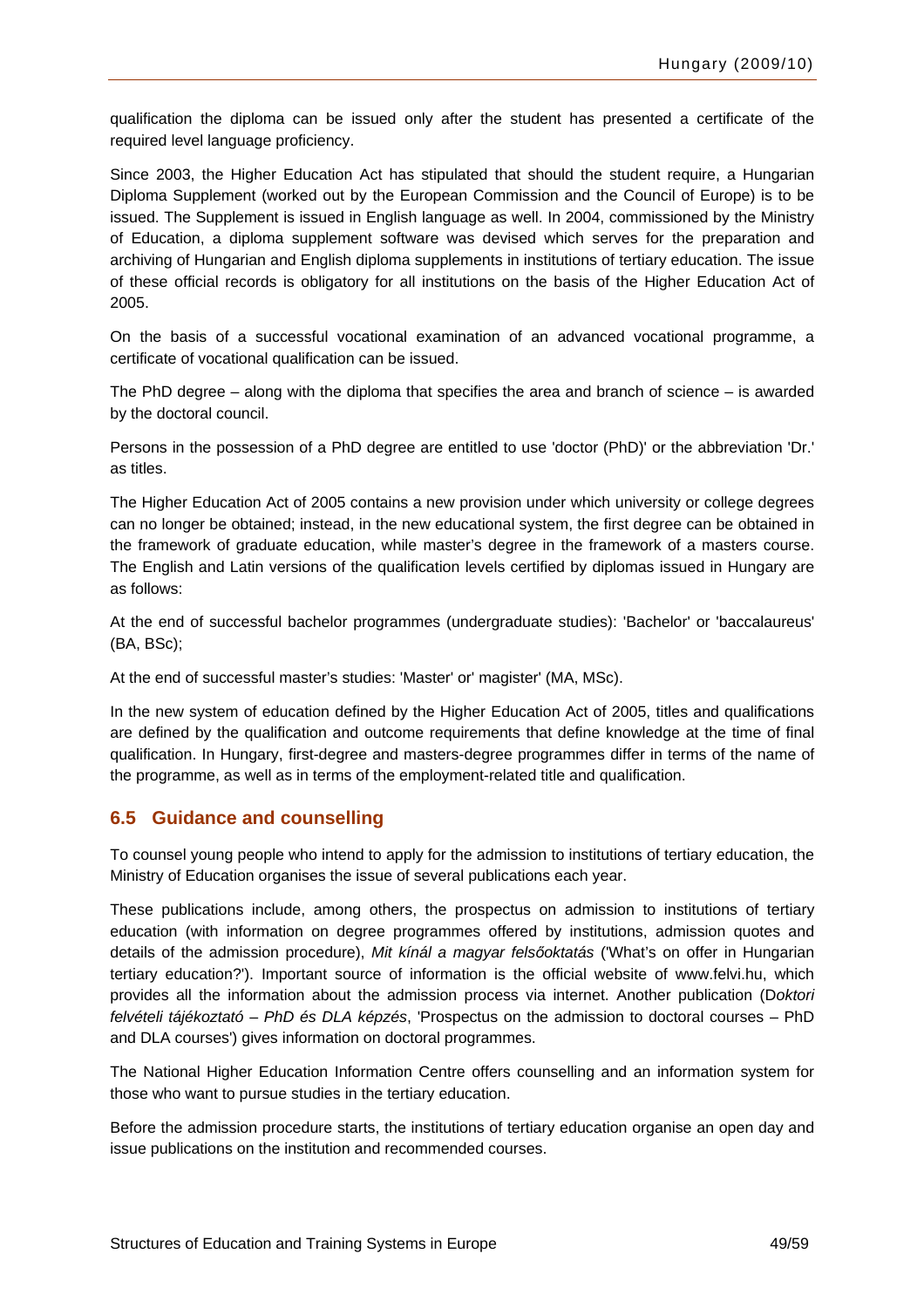qualification the diploma can be issued only after the student has presented a certificate of the required level language proficiency.

Since 2003, the Higher Education Act has stipulated that should the student require, a Hungarian Diploma Supplement (worked out by the European Commission and the Council of Europe) is to be issued. The Supplement is issued in English language as well. In 2004, commissioned by the Ministry of Education, a diploma supplement software was devised which serves for the preparation and archiving of Hungarian and English diploma supplements in institutions of tertiary education. The issue of these official records is obligatory for all institutions on the basis of the Higher Education Act of 2005.

On the basis of a successful vocational examination of an advanced vocational programme, a certificate of vocational qualification can be issued.

The PhD degree – along with the diploma that specifies the area and branch of science – is awarded by the doctoral council.

Persons in the possession of a PhD degree are entitled to use 'doctor (PhD)' or the abbreviation 'Dr.' as titles.

The Higher Education Act of 2005 contains a new provision under which university or college degrees can no longer be obtained; instead, in the new educational system, the first degree can be obtained in the framework of graduate education, while master's degree in the framework of a masters course. The English and Latin versions of the qualification levels certified by diplomas issued in Hungary are as follows:

At the end of successful bachelor programmes (undergraduate studies): 'Bachelor' or 'baccalaureus' (BA, BSc);

At the end of successful master's studies: 'Master' or' magister' (MA, MSc).

In the new system of education defined by the Higher Education Act of 2005, titles and qualifications are defined by the qualification and outcome requirements that define knowledge at the time of final qualification. In Hungary, first-degree and masters-degree programmes differ in terms of the name of the programme, as well as in terms of the employment-related title and qualification.

## 6.5 Guidance and counselling

To counsel young people who intend to apply for the admission to institutions of tertiary education, the Ministry of Education organises the issue of several publications each year.

These publications include, among others, the prospectus on admission to institutions of tertiary education (with information on degree programmes offered by institutions, admission quotes and details of the admission procedure), *Mit kínál a magyar felsőoktatás* ('What's on offer in Hungarian tertiary education?'). Important source of information is the official website of www.felvi.hu, which provides all the information about the admission process via internet. Another publication (D*oktori felvételi tájékoztató – PhD és DLA képzés*, 'Prospectus on the admission to doctoral courses – PhD and DLA courses') gives information on doctoral programmes.

The National Higher Education Information Centre offers counselling and an information system for those who want to pursue studies in the tertiary education.

Before the admission procedure starts, the institutions of tertiary education organise an open day and issue publications on the institution and recommended courses.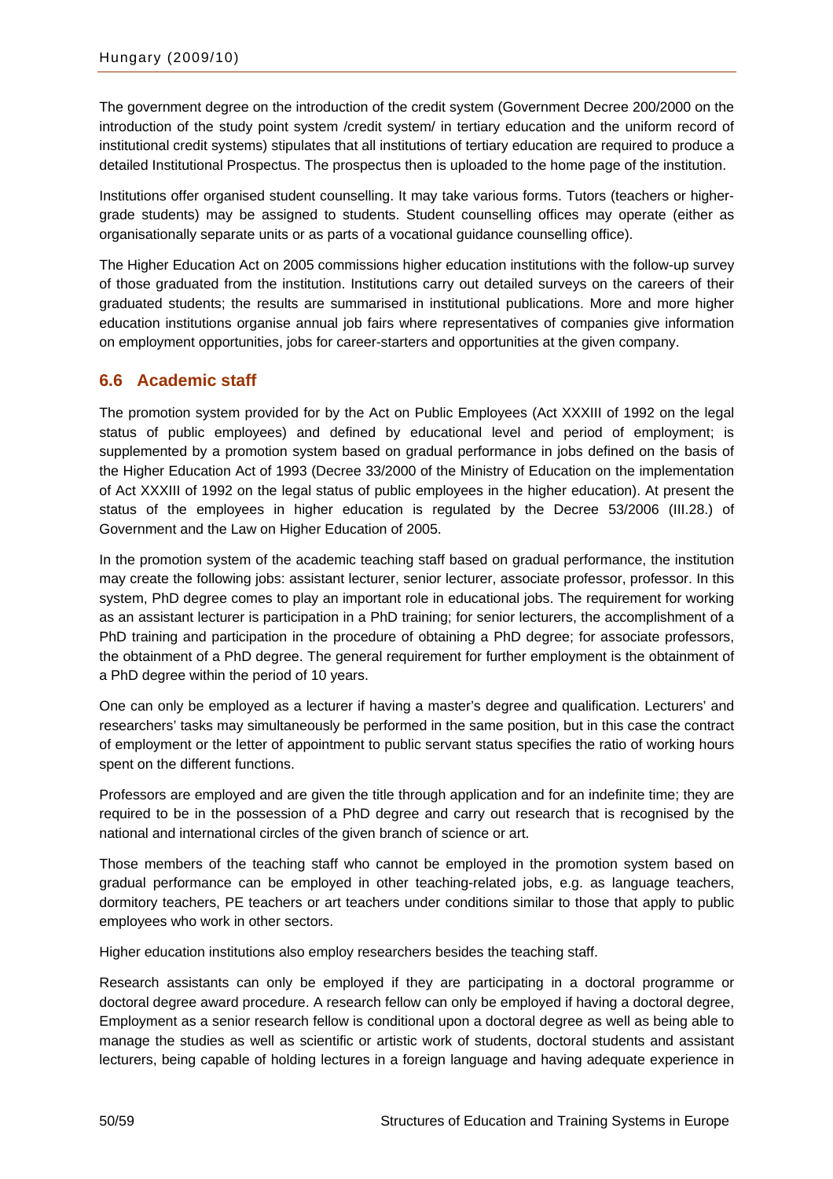The government degree on the introduction of the credit system (Government Decree 200/2000 on the introduction of the study point system /credit system/ in tertiary education and the uniform record of institutional credit systems) stipulates that all institutions of tertiary education are required to produce a detailed Institutional Prospectus. The prospectus then is uploaded to the home page of the institution.

Institutions offer organised student counselling. It may take various forms. Tutors (teachers or higher-grade students) may be assigned to students. Student counselling offices may operate (either as organisationally separate units or as parts of a vocational guidance counselling office).

The Higher Education Act on 2005 commissions higher education institutions with the follow-up survey of those graduated from the institution. Institutions carry out detailed surveys on the careers of their graduated students; the results are summarised in institutional publications. More and more higher education institutions organise annual job fairs where representatives of companies give information on employment opportunities, jobs for career-starters and opportunities at the given company.

## 6.6 Academic staff

The promotion system provided for by the Act on Public Employees (Act XXXIII of 1992 on the legal status of public employees) and defined by educational level and period of employment; is supplemented by a promotion system based on gradual performance in jobs defined on the basis of the Higher Education Act of 1993 (Decree 33/2000 of the Ministry of Education on the implementation of Act XXXIII of 1992 on the legal status of public employees in the higher education). At present the status of the employees in higher education is regulated by the Decree 53/2006 (III.28.) of Government and the Law on Higher Education of 2005.

In the promotion system of the academic teaching staff based on gradual performance, the institution may create the following jobs: assistant lecturer, senior lecturer, associate professor, professor. In this system, PhD degree comes to play an important role in educational jobs. The requirement for working as an assistant lecturer is participation in a PhD training; for senior lecturers, the accomplishment of a PhD training and participation in the procedure of obtaining a PhD degree; for associate professors, the obtainment of a PhD degree. The general requirement for further employment is the obtainment of a PhD degree within the period of 10 years.

One can only be employed as a lecturer if having a master's degree and qualification. Lecturers' and researchers' tasks may simultaneously be performed in the same position, but in this case the contract of employment or the letter of appointment to public servant status specifies the ratio of working hours spent on the different functions.

Professors are employed and are given the title through application and for an indefinite time; they are required to be in the possession of a PhD degree and carry out research that is recognised by the national and international circles of the given branch of science or art.

Those members of the teaching staff who cannot be employed in the promotion system based on gradual performance can be employed in other teaching-related jobs, e.g. as language teachers, dormitory teachers, PE teachers or art teachers under conditions similar to those that apply to public employees who work in other sectors.

Higher education institutions also employ researchers besides the teaching staff.

Research assistants can only be employed if they are participating in a doctoral programme or doctoral degree award procedure. A research fellow can only be employed if having a doctoral degree, Employment as a senior research fellow is conditional upon a doctoral degree as well as being able to manage the studies as well as scientific or artistic work of students, doctoral students and assistant lecturers, being capable of holding lectures in a foreign language and having adequate experience in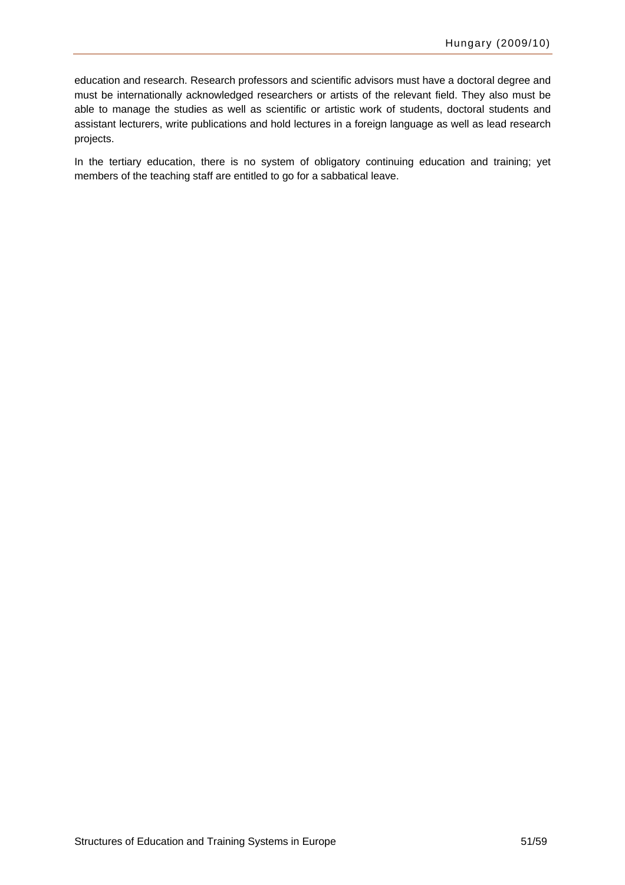education and research. Research professors and scientific advisors must have a doctoral degree and must be internationally acknowledged researchers or artists of the relevant field. They also must be able to manage the studies as well as scientific or artistic work of students, doctoral students and assistant lecturers, write publications and hold lectures in a foreign language as well as lead research projects.

In the tertiary education, there is no system of obligatory continuing education and training; yet members of the teaching staff are entitled to go for a sabbatical leave.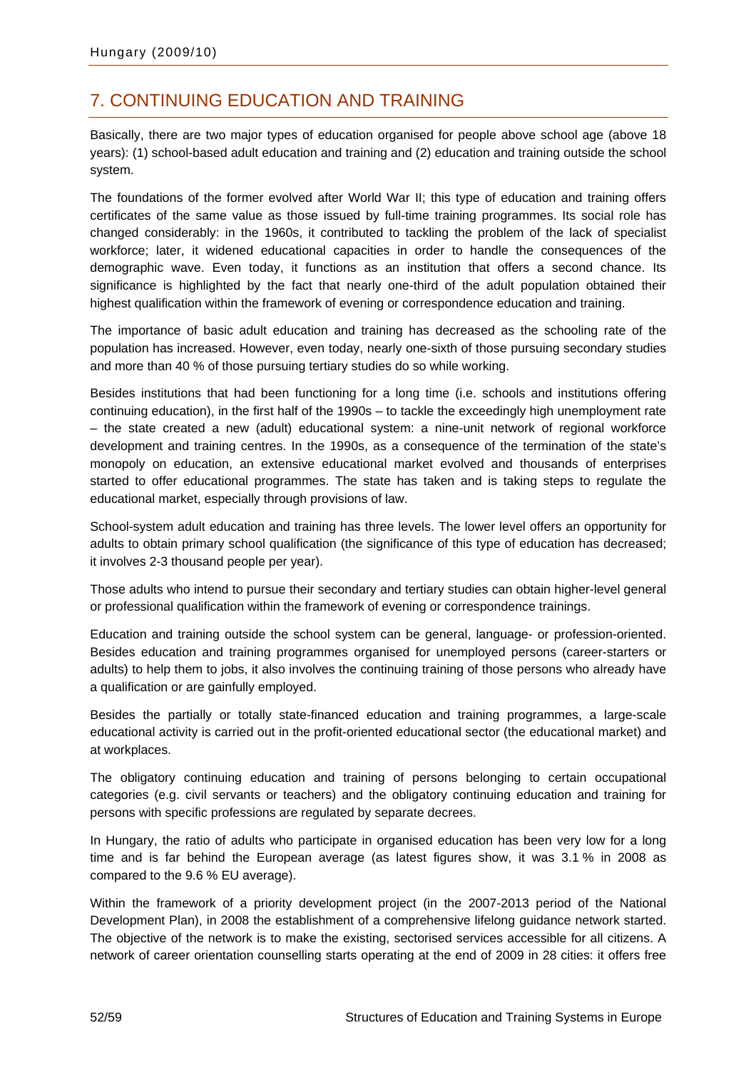# 7. CONTINUING EDUCATION AND TRAINING

Basically, there are two major types of education organised for people above school age (above 18 years): (1) school-based adult education and training and (2) education and training outside the school system.

The foundations of the former evolved after World War II; this type of education and training offers certificates of the same value as those issued by full-time training programmes. Its social role has changed considerably: in the 1960s, it contributed to tackling the problem of the lack of specialist workforce; later, it widened educational capacities in order to handle the consequences of the demographic wave. Even today, it functions as an institution that offers a second chance. Its significance is highlighted by the fact that nearly one-third of the adult population obtained their highest qualification within the framework of evening or correspondence education and training.

The importance of basic adult education and training has decreased as the schooling rate of the population has increased. However, even today, nearly one-sixth of those pursuing secondary studies and more than 40 % of those pursuing tertiary studies do so while working.

Besides institutions that had been functioning for a long time (i.e. schools and institutions offering continuing education), in the first half of the 1990s – to tackle the exceedingly high unemployment rate – the state created a new (adult) educational system: a nine-unit network of regional workforce development and training centres. In the 1990s, as a consequence of the termination of the state's monopoly on education, an extensive educational market evolved and thousands of enterprises started to offer educational programmes. The state has taken and is taking steps to regulate the educational market, especially through provisions of law.

School-system adult education and training has three levels. The lower level offers an opportunity for adults to obtain primary school qualification (the significance of this type of education has decreased; it involves 2-3 thousand people per year).

Those adults who intend to pursue their secondary and tertiary studies can obtain higher-level general or professional qualification within the framework of evening or correspondence trainings.

Education and training outside the school system can be general, language- or profession-oriented. Besides education and training programmes organised for unemployed persons (career-starters or adults) to help them to jobs, it also involves the continuing training of those persons who already have a qualification or are gainfully employed.

Besides the partially or totally state-financed education and training programmes, a large-scale educational activity is carried out in the profit-oriented educational sector (the educational market) and at workplaces.

The obligatory continuing education and training of persons belonging to certain occupational categories (e.g. civil servants or teachers) and the obligatory continuing education and training for persons with specific professions are regulated by separate decrees.

In Hungary, the ratio of adults who participate in organised education has been very low for a long time and is far behind the European average (as latest figures show, it was 3.1 % in 2008 as compared to the 9.6 % EU average).

Within the framework of a priority development project (in the 2007-2013 period of the National Development Plan), in 2008 the establishment of a comprehensive lifelong guidance network started. The objective of the network is to make the existing, sectorised services accessible for all citizens. A network of career orientation counselling starts operating at the end of 2009 in 28 cities: it offers free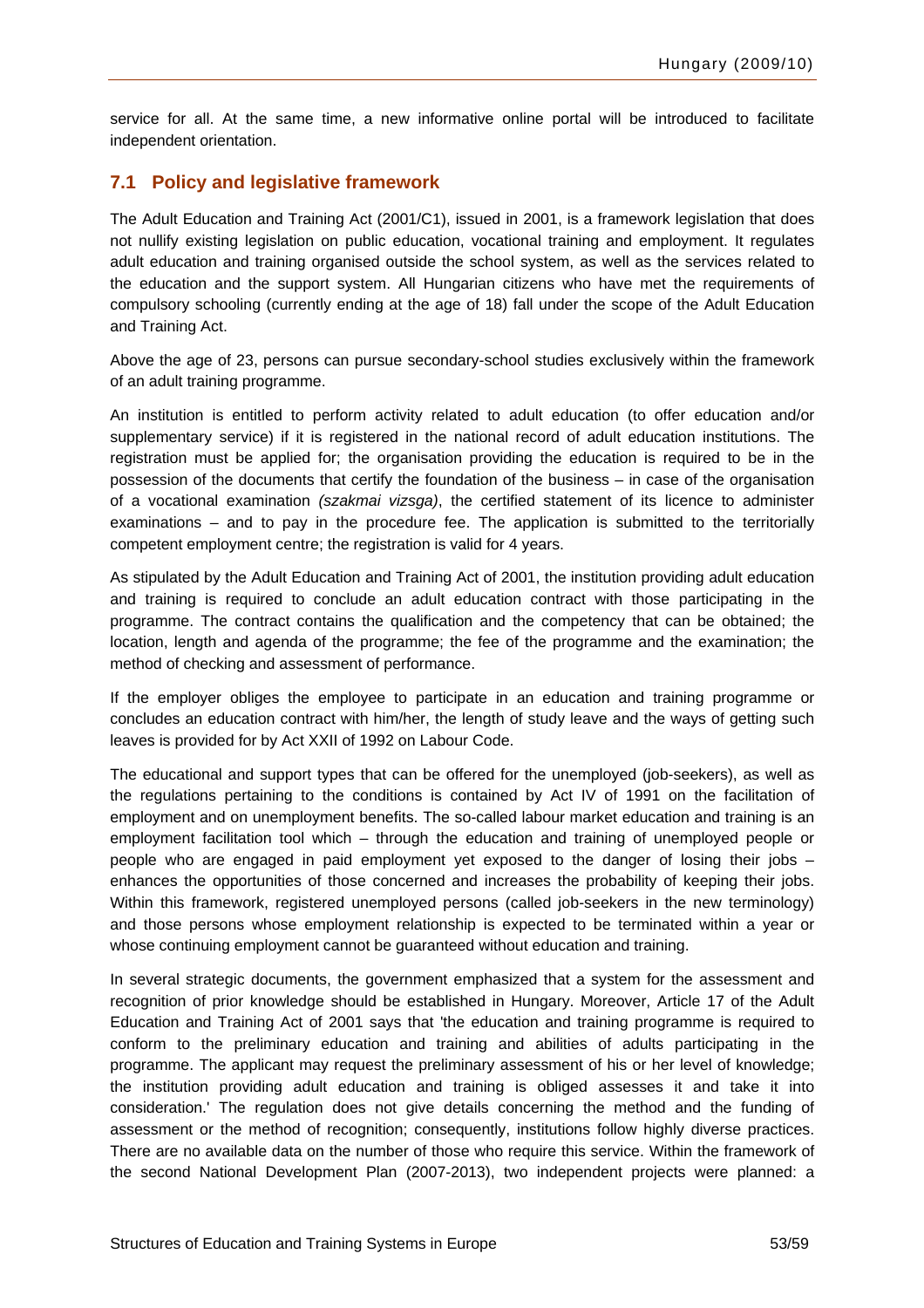service for all. At the same time, a new informative online portal will be introduced to facilitate independent orientation.

## 7.1 Policy and legislative framework

The Adult Education and Training Act (2001/C1), issued in 2001, is a framework legislation that does not nullify existing legislation on public education, vocational training and employment. It regulates adult education and training organised outside the school system, as well as the services related to the education and the support system. All Hungarian citizens who have met the requirements of compulsory schooling (currently ending at the age of 18) fall under the scope of the Adult Education and Training Act.

Above the age of 23, persons can pursue secondary-school studies exclusively within the framework of an adult training programme.

An institution is entitled to perform activity related to adult education (to offer education and/or supplementary service) if it is registered in the national record of adult education institutions. The registration must be applied for; the organisation providing the education is required to be in the possession of the documents that certify the foundation of the business – in case of the organisation of a vocational examination *(szakmai vizsga)*, the certified statement of its licence to administer examinations – and to pay in the procedure fee. The application is submitted to the territorially competent employment centre; the registration is valid for 4 years.

As stipulated by the Adult Education and Training Act of 2001, the institution providing adult education and training is required to conclude an adult education contract with those participating in the programme. The contract contains the qualification and the competency that can be obtained; the location, length and agenda of the programme; the fee of the programme and the examination; the method of checking and assessment of performance.

If the employer obliges the employee to participate in an education and training programme or concludes an education contract with him/her, the length of study leave and the ways of getting such leaves is provided for by Act XXII of 1992 on Labour Code.

The educational and support types that can be offered for the unemployed (job-seekers), as well as the regulations pertaining to the conditions is contained by Act IV of 1991 on the facilitation of employment and on unemployment benefits. The so-called labour market education and training is an employment facilitation tool which – through the education and training of unemployed people or people who are engaged in paid employment yet exposed to the danger of losing their jobs – enhances the opportunities of those concerned and increases the probability of keeping their jobs. Within this framework, registered unemployed persons (called job-seekers in the new terminology) and those persons whose employment relationship is expected to be terminated within a year or whose continuing employment cannot be guaranteed without education and training.

In several strategic documents, the government emphasized that a system for the assessment and recognition of prior knowledge should be established in Hungary. Moreover, Article 17 of the Adult Education and Training Act of 2001 says that 'the education and training programme is required to conform to the preliminary education and training and abilities of adults participating in the programme. The applicant may request the preliminary assessment of his or her level of knowledge; the institution providing adult education and training is obliged assesses it and take it into consideration.' The regulation does not give details concerning the method and the funding of assessment or the method of recognition; consequently, institutions follow highly diverse practices. There are no available data on the number of those who require this service. Within the framework of the second National Development Plan (2007-2013), two independent projects were planned: a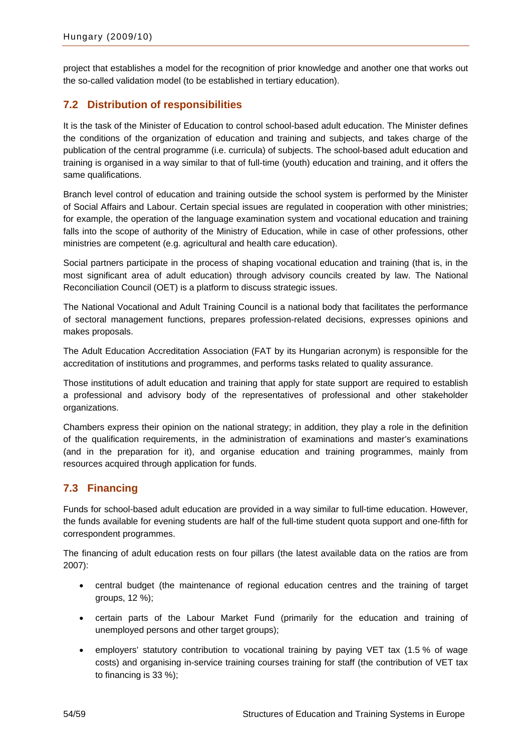project that establishes a model for the recognition of prior knowledge and another one that works out the so-called validation model (to be established in tertiary education).

## 7.2 Distribution of responsibilities

It is the task of the Minister of Education to control school-based adult education. The Minister defines the conditions of the organization of education and training and subjects, and takes charge of the publication of the central programme (i.e. curricula) of subjects. The school-based adult education and training is organised in a way similar to that of full-time (youth) education and training, and it offers the same qualifications.

Branch level control of education and training outside the school system is performed by the Minister of Social Affairs and Labour. Certain special issues are regulated in cooperation with other ministries; for example, the operation of the language examination system and vocational education and training falls into the scope of authority of the Ministry of Education, while in case of other professions, other ministries are competent (e.g. agricultural and health care education).

Social partners participate in the process of shaping vocational education and training (that is, in the most significant area of adult education) through advisory councils created by law. The National Reconciliation Council (OET) is a platform to discuss strategic issues.

The National Vocational and Adult Training Council is a national body that facilitates the performance of sectoral management functions, prepares profession-related decisions, expresses opinions and makes proposals.

The Adult Education Accreditation Association (FAT by its Hungarian acronym) is responsible for the accreditation of institutions and programmes, and performs tasks related to quality assurance.

Those institutions of adult education and training that apply for state support are required to establish a professional and advisory body of the representatives of professional and other stakeholder organizations.

Chambers express their opinion on the national strategy; in addition, they play a role in the definition of the qualification requirements, in the administration of examinations and master's examinations (and in the preparation for it), and organise education and training programmes, mainly from resources acquired through application for funds.

## 7.3 Financing

Funds for school-based adult education are provided in a way similar to full-time education. However, the funds available for evening students are half of the full-time student quota support and one-fifth for correspondent programmes.

The financing of adult education rests on four pillars (the latest available data on the ratios are from 2007):

- central budget (the maintenance of regional education centres and the training of target groups, 12 %);
- certain parts of the Labour Market Fund (primarily for the education and training of unemployed persons and other target groups);
- employers' statutory contribution to vocational training by paying VET tax (1.5 % of wage costs) and organising in-service training courses training for staff (the contribution of VET tax to financing is 33 %);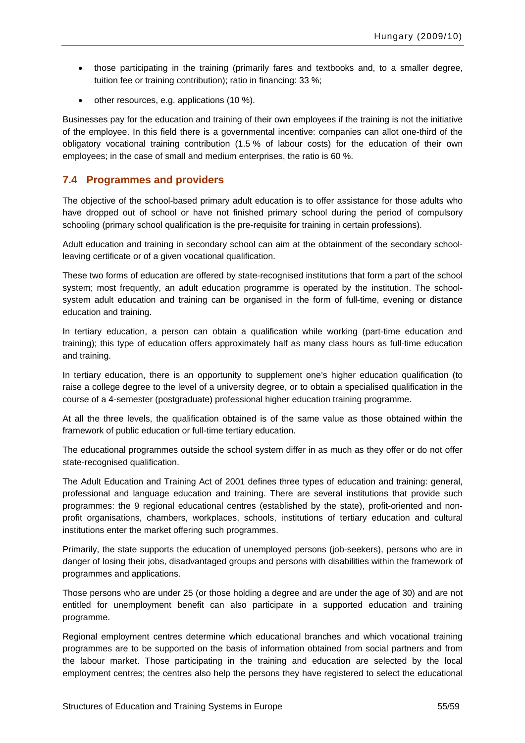- those participating in the training (primarily fares and textbooks and, to a smaller degree, tuition fee or training contribution); ratio in financing: 33 %;
- other resources, e.g. applications (10 %).

Businesses pay for the education and training of their own employees if the training is not the initiative of the employee. In this field there is a governmental incentive: companies can allot one-third of the obligatory vocational training contribution (1.5 % of labour costs) for the education of their own employees; in the case of small and medium enterprises, the ratio is 60 %.

## 7.4 Programmes and providers

The objective of the school-based primary adult education is to offer assistance for those adults who have dropped out of school or have not finished primary school during the period of compulsory schooling (primary school qualification is the pre-requisite for training in certain professions).

Adult education and training in secondary school can aim at the obtainment of the secondary school-leaving certificate or of a given vocational qualification.

These two forms of education are offered by state-recognised institutions that form a part of the school system; most frequently, an adult education programme is operated by the institution. The school-system adult education and training can be organised in the form of full-time, evening or distance education and training.

In tertiary education, a person can obtain a qualification while working (part-time education and training); this type of education offers approximately half as many class hours as full-time education and training.

In tertiary education, there is an opportunity to supplement one's higher education qualification (to raise a college degree to the level of a university degree, or to obtain a specialised qualification in the course of a 4-semester (postgraduate) professional higher education training programme.

At all the three levels, the qualification obtained is of the same value as those obtained within the framework of public education or full-time tertiary education.

The educational programmes outside the school system differ in as much as they offer or do not offer state-recognised qualification.

The Adult Education and Training Act of 2001 defines three types of education and training: general, professional and language education and training. There are several institutions that provide such programmes: the 9 regional educational centres (established by the state), profit-oriented and non-profit organisations, chambers, workplaces, schools, institutions of tertiary education and cultural institutions enter the market offering such programmes.

Primarily, the state supports the education of unemployed persons (job-seekers), persons who are in danger of losing their jobs, disadvantaged groups and persons with disabilities within the framework of programmes and applications.

Those persons who are under 25 (or those holding a degree and are under the age of 30) and are not entitled for unemployment benefit can also participate in a supported education and training programme.

Regional employment centres determine which educational branches and which vocational training programmes are to be supported on the basis of information obtained from social partners and from the labour market. Those participating in the training and education are selected by the local employment centres; the centres also help the persons they have registered to select the educational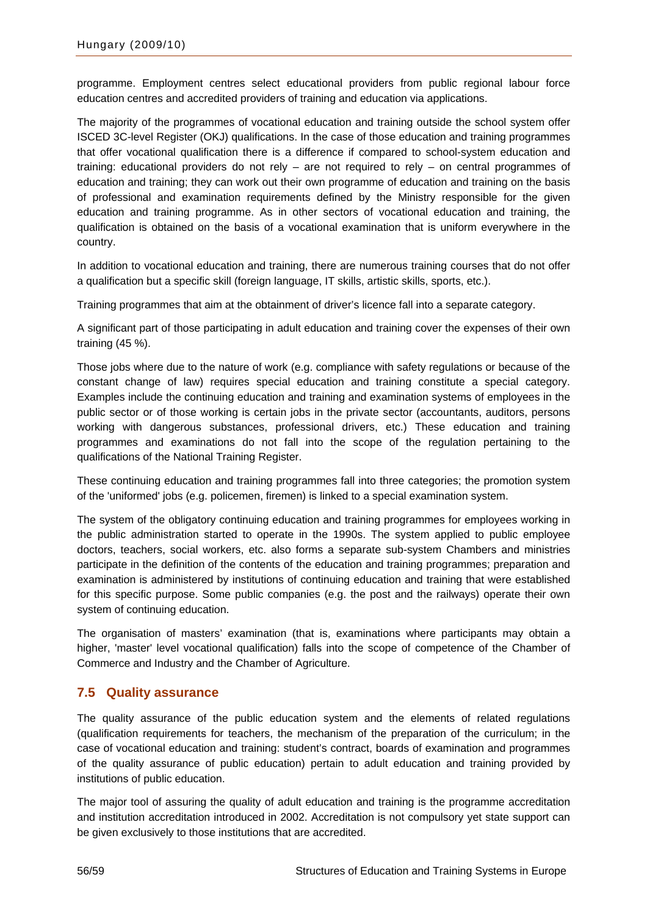programme. Employment centres select educational providers from public regional labour force education centres and accredited providers of training and education via applications.

The majority of the programmes of vocational education and training outside the school system offer ISCED 3C-level Register (OKJ) qualifications. In the case of those education and training programmes that offer vocational qualification there is a difference if compared to school-system education and training: educational providers do not rely – are not required to rely – on central programmes of education and training; they can work out their own programme of education and training on the basis of professional and examination requirements defined by the Ministry responsible for the given education and training programme. As in other sectors of vocational education and training, the qualification is obtained on the basis of a vocational examination that is uniform everywhere in the country.

In addition to vocational education and training, there are numerous training courses that do not offer a qualification but a specific skill (foreign language, IT skills, artistic skills, sports, etc.).

Training programmes that aim at the obtainment of driver's licence fall into a separate category.

A significant part of those participating in adult education and training cover the expenses of their own training (45 %).

Those jobs where due to the nature of work (e.g. compliance with safety regulations or because of the constant change of law) requires special education and training constitute a special category. Examples include the continuing education and training and examination systems of employees in the public sector or of those working is certain jobs in the private sector (accountants, auditors, persons working with dangerous substances, professional drivers, etc.) These education and training programmes and examinations do not fall into the scope of the regulation pertaining to the qualifications of the National Training Register.

These continuing education and training programmes fall into three categories; the promotion system of the 'uniformed' jobs (e.g. policemen, firemen) is linked to a special examination system.

The system of the obligatory continuing education and training programmes for employees working in the public administration started to operate in the 1990s. The system applied to public employee doctors, teachers, social workers, etc. also forms a separate sub-system Chambers and ministries participate in the definition of the contents of the education and training programmes; preparation and examination is administered by institutions of continuing education and training that were established for this specific purpose. Some public companies (e.g. the post and the railways) operate their own system of continuing education.

The organisation of masters' examination (that is, examinations where participants may obtain a higher, 'master' level vocational qualification) falls into the scope of competence of the Chamber of Commerce and Industry and the Chamber of Agriculture.

## 7.5 Quality assurance

The quality assurance of the public education system and the elements of related regulations (qualification requirements for teachers, the mechanism of the preparation of the curriculum; in the case of vocational education and training: student's contract, boards of examination and programmes of the quality assurance of public education) pertain to adult education and training provided by institutions of public education.

The major tool of assuring the quality of adult education and training is the programme accreditation and institution accreditation introduced in 2002. Accreditation is not compulsory yet state support can be given exclusively to those institutions that are accredited.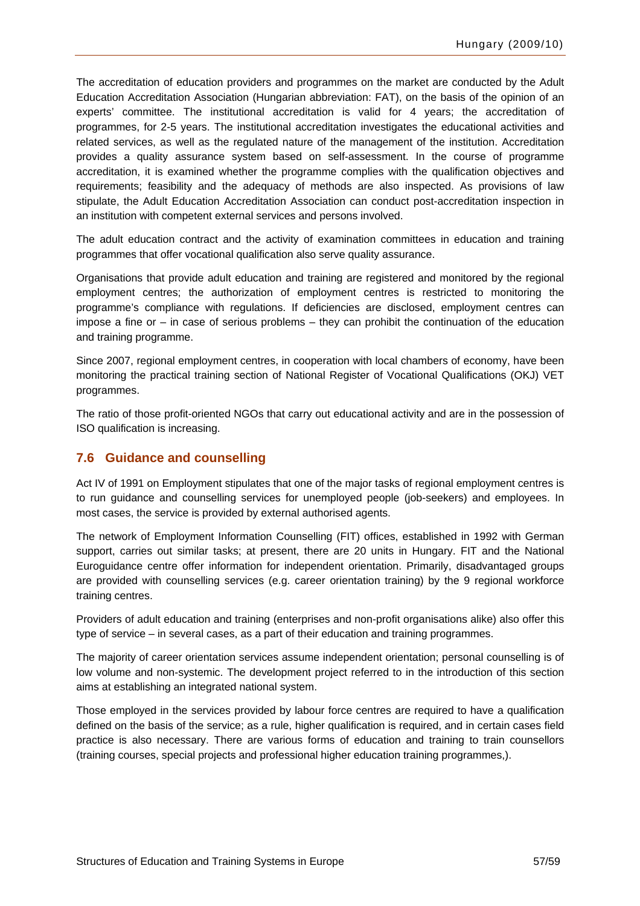The accreditation of education providers and programmes on the market are conducted by the Adult Education Accreditation Association (Hungarian abbreviation: FAT), on the basis of the opinion of an experts' committee. The institutional accreditation is valid for 4 years; the accreditation of programmes, for 2-5 years. The institutional accreditation investigates the educational activities and related services, as well as the regulated nature of the management of the institution. Accreditation provides a quality assurance system based on self-assessment. In the course of programme accreditation, it is examined whether the programme complies with the qualification objectives and requirements; feasibility and the adequacy of methods are also inspected. As provisions of law stipulate, the Adult Education Accreditation Association can conduct post-accreditation inspection in an institution with competent external services and persons involved.

The adult education contract and the activity of examination committees in education and training programmes that offer vocational qualification also serve quality assurance.

Organisations that provide adult education and training are registered and monitored by the regional employment centres; the authorization of employment centres is restricted to monitoring the programme's compliance with regulations. If deficiencies are disclosed, employment centres can impose a fine or – in case of serious problems – they can prohibit the continuation of the education and training programme.

Since 2007, regional employment centres, in cooperation with local chambers of economy, have been monitoring the practical training section of National Register of Vocational Qualifications (OKJ) VET programmes.

The ratio of those profit-oriented NGOs that carry out educational activity and are in the possession of ISO qualification is increasing.

## 7.6 Guidance and counselling

Act IV of 1991 on Employment stipulates that one of the major tasks of regional employment centres is to run guidance and counselling services for unemployed people (job-seekers) and employees. In most cases, the service is provided by external authorised agents.

The network of Employment Information Counselling (FIT) offices, established in 1992 with German support, carries out similar tasks; at present, there are 20 units in Hungary. FIT and the National Euroguidance centre offer information for independent orientation. Primarily, disadvantaged groups are provided with counselling services (e.g. career orientation training) by the 9 regional workforce training centres.

Providers of adult education and training (enterprises and non-profit organisations alike) also offer this type of service – in several cases, as a part of their education and training programmes.

The majority of career orientation services assume independent orientation; personal counselling is of low volume and non-systemic. The development project referred to in the introduction of this section aims at establishing an integrated national system.

Those employed in the services provided by labour force centres are required to have a qualification defined on the basis of the service; as a rule, higher qualification is required, and in certain cases field practice is also necessary. There are various forms of education and training to train counsellors (training courses, special projects and professional higher education training programmes,).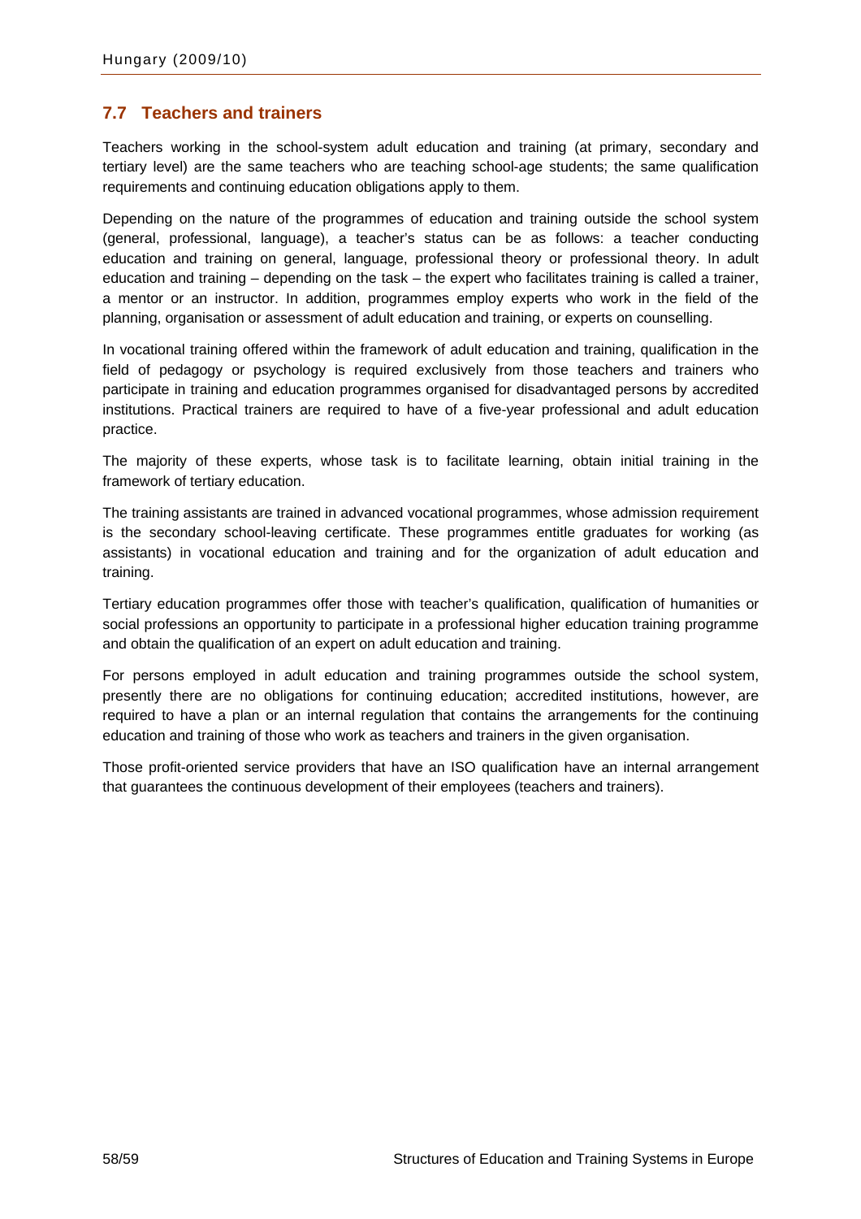## 7.7 Teachers and trainers

Teachers working in the school-system adult education and training (at primary, secondary and tertiary level) are the same teachers who are teaching school-age students; the same qualification requirements and continuing education obligations apply to them.

Depending on the nature of the programmes of education and training outside the school system (general, professional, language), a teacher's status can be as follows: a teacher conducting education and training on general, language, professional theory or professional theory. In adult education and training – depending on the task – the expert who facilitates training is called a trainer, a mentor or an instructor. In addition, programmes employ experts who work in the field of the planning, organisation or assessment of adult education and training, or experts on counselling.

In vocational training offered within the framework of adult education and training, qualification in the field of pedagogy or psychology is required exclusively from those teachers and trainers who participate in training and education programmes organised for disadvantaged persons by accredited institutions. Practical trainers are required to have of a five-year professional and adult education practice.

The majority of these experts, whose task is to facilitate learning, obtain initial training in the framework of tertiary education.

The training assistants are trained in advanced vocational programmes, whose admission requirement is the secondary school-leaving certificate. These programmes entitle graduates for working (as assistants) in vocational education and training and for the organization of adult education and training.

Tertiary education programmes offer those with teacher's qualification, qualification of humanities or social professions an opportunity to participate in a professional higher education training programme and obtain the qualification of an expert on adult education and training.

For persons employed in adult education and training programmes outside the school system, presently there are no obligations for continuing education; accredited institutions, however, are required to have a plan or an internal regulation that contains the arrangements for the continuing education and training of those who work as teachers and trainers in the given organisation.

Those profit-oriented service providers that have an ISO qualification have an internal arrangement that guarantees the continuous development of their employees (teachers and trainers).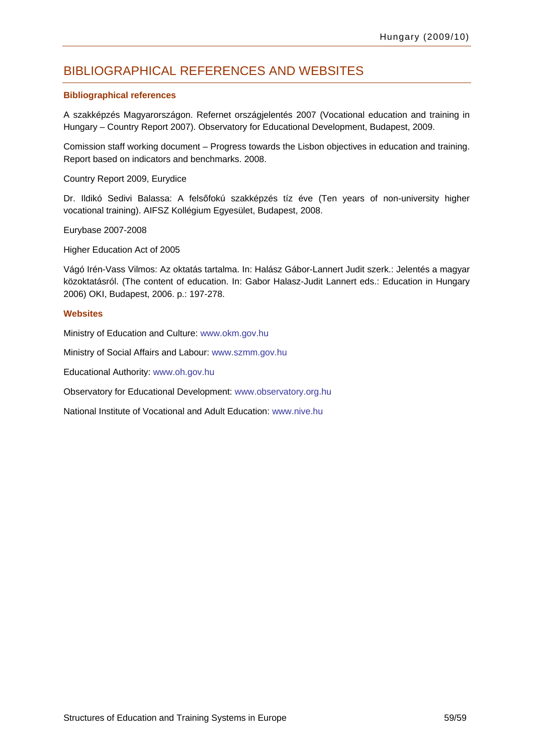# BIBLIOGRAPHICAL REFERENCES AND WEBSITES

## Bibliographical references

A szakképzés Magyarországon. Refernet országjelentés 2007 (Vocational education and training in Hungary – Country Report 2007). Observatory for Educational Development, Budapest, 2009.

Comission staff working document – Progress towards the Lisbon objectives in education and training. Report based on indicators and benchmarks. 2008.

Country Report 2009, Eurydice

Dr. Ildikó Sedivi Balassa: A felsőfokú szakképzés tíz éve (Ten years of non-university higher vocational training). AIFSZ Kollégium Egyesület, Budapest, 2008.

Eurybase 2007-2008

Higher Education Act of 2005

Vágó Irén-Vass Vilmos: Az oktatás tartalma. In: Halász Gábor-Lannert Judit szerk.: Jelentés a magyar közoktatásról. (The content of education. In: Gabor Halasz-Judit Lannert eds.: Education in Hungary 2006) OKI, Budapest, 2006. p.: 197-278.

## Websites

Ministry of Education and Culture: www.okm.gov.hu

Ministry of Social Affairs and Labour: www.szmm.gov.hu

Educational Authority: www.oh.gov.hu

Observatory for Educational Development: www.observatory.org.hu

National Institute of Vocational and Adult Education: www.nive.hu